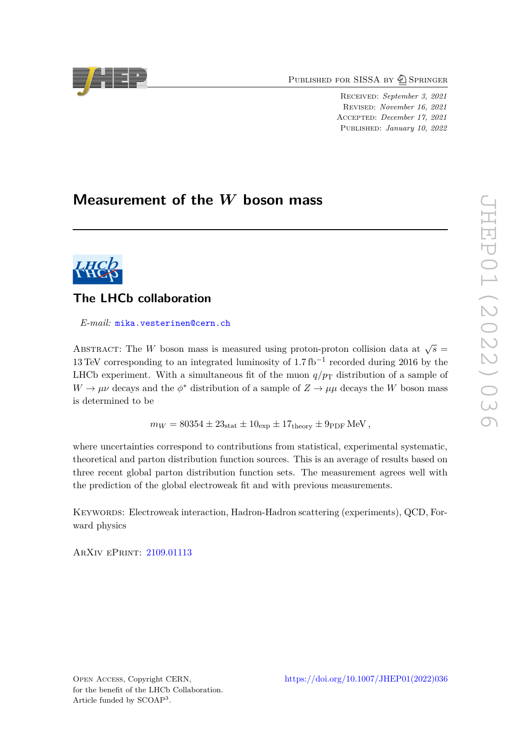Published for SISSA by Springer

Received: *September 3, 2021*
Revised: *November 16, 2021*
Accepted: *December 17, 2021*
Published: *January 10, 2022*

# Measurement of the $W$ boson mass

## The LHCb collaboration

*E-mail:* mika.vesterinen@cern.ch

Abstract: The $W$ boson mass is measured using proton-proton collision data at $\sqrt{s} = 13\,\text{TeV}$ corresponding to an integrated luminosity of $1.7\,\text{fb}^{-1}$ recorded during 2016 by the LHCb experiment. With a simultaneous fit of the muon $q/p_\text{T}$ distribution of a sample of $W \to \mu\nu$ decays and the $\phi^*$ distribution of a sample of $Z \to \mu\mu$ decays the $W$ boson mass is determined to be

$$m_W = 80354 \pm 23_\text{stat} \pm 10_\text{exp} \pm 17_\text{theory} \pm 9_\text{PDF}\,\text{MeV}\,,$$

where uncertainties correspond to contributions from statistical, experimental systematic, theoretical and parton distribution function sources. This is an average of results based on three recent global parton distribution function sets. The measurement agrees well with the prediction of the global electroweak fit and with previous measurements.

Keywords: Electroweak interaction, Hadron-Hadron scattering (experiments), QCD, Forward physics

ArXiv ePrint: 2109.01113

Open Access, Copyright CERN,
for the benefit of the LHCb Collaboration.
Article funded by SCOAP[3].

https://doi.org/10.1007/JHEP01(2022)036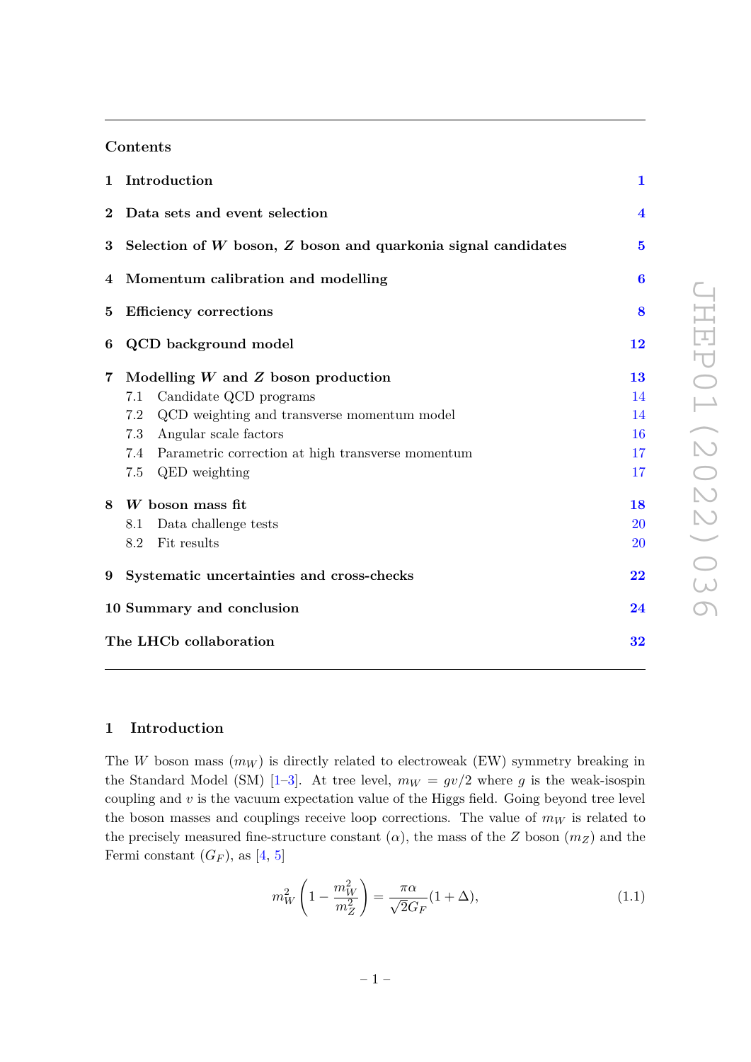## Contents

| | | |
|---|---|---|
| **1** | **Introduction** | **1** |
| **2** | **Data sets and event selection** | **4** |
| **3** | **Selection of *W* boson, *Z* boson and quarkonia signal candidates** | **5** |
| **4** | **Momentum calibration and modelling** | **6** |
| **5** | **Efficiency corrections** | **8** |
| **6** | **QCD background model** | **12** |
| **7** | **Modelling *W* and *Z* boson production** | **13** |
| 7.1 | Candidate QCD programs | 14 |
| 7.2 | QCD weighting and transverse momentum model | 14 |
| 7.3 | Angular scale factors | 16 |
| 7.4 | Parametric correction at high transverse momentum | 17 |
| 7.5 | QED weighting | 17 |
| **8** | ***W* boson mass fit** | **18** |
| 8.1 | Data challenge tests | 20 |
| 8.2 | Fit results | 20 |
| **9** | **Systematic uncertainties and cross-checks** | **22** |
| **10** | **Summary and conclusion** | **24** |
| | **The LHCb collaboration** | **32** |

## 1 Introduction

The $W$ boson mass ($m_W$) is directly related to electroweak (EW) symmetry breaking in the Standard Model (SM) [1–3]. At tree level, $m_W = gv/2$ where $g$ is the weak-isospin coupling and $v$ is the vacuum expectation value of the Higgs field. Going beyond tree level the boson masses and couplings receive loop corrections. The value of $m_W$ is related to the precisely measured fine-structure constant ($\alpha$), the mass of the $Z$ boson ($m_Z$) and the Fermi constant ($G_F$), as [4, 5]

$$m_W^2 \left(1 - \frac{m_W^2}{m_Z^2}\right) = \frac{\pi\alpha}{\sqrt{2}G_F}(1 + \Delta), \tag{1.1}$$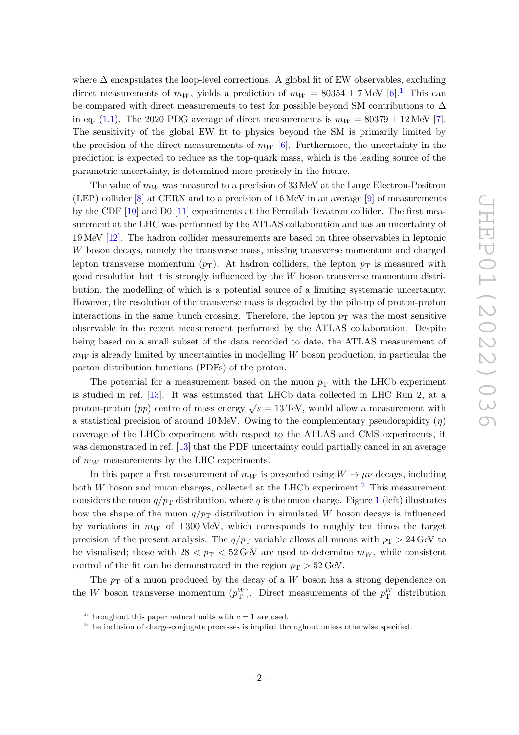where $\Delta$ encapsulates the loop-level corrections. A global fit of EW observables, excluding direct measurements of $m_W$, yields a prediction of $m_W = 80354 \pm 7\,\text{MeV}$ [6].[1] This can be compared with direct measurements to test for possible beyond SM contributions to $\Delta$ in eq. (1.1). The 2020 PDG average of direct measurements is $m_W = 80379 \pm 12\,\text{MeV}$ [7]. The sensitivity of the global EW fit to physics beyond the SM is primarily limited by the precision of the direct measurements of $m_W$ [6]. Furthermore, the uncertainty in the prediction is expected to reduce as the top-quark mass, which is the leading source of the parametric uncertainty, is determined more precisely in the future.

The value of $m_W$ was measured to a precision of 33 MeV at the Large Electron-Positron (LEP) collider [8] at CERN and to a precision of 16 MeV in an average [9] of measurements by the CDF [10] and D0 [11] experiments at the Fermilab Tevatron collider. The first measurement at the LHC was performed by the ATLAS collaboration and has an uncertainty of 19 MeV [12]. The hadron collider measurements are based on three observables in leptonic $W$ boson decays, namely the transverse mass, missing transverse momentum and charged lepton transverse momentum ($p_\mathrm{T}$). At hadron colliders, the lepton $p_\mathrm{T}$ is measured with good resolution but it is strongly influenced by the $W$ boson transverse momentum distribution, the modelling of which is a potential source of a limiting systematic uncertainty. However, the resolution of the transverse mass is degraded by the pile-up of proton-proton interactions in the same bunch crossing. Therefore, the lepton $p_\mathrm{T}$ was the most sensitive observable in the recent measurement performed by the ATLAS collaboration. Despite being based on a small subset of the data recorded to date, the ATLAS measurement of $m_W$ is already limited by uncertainties in modelling $W$ boson production, in particular the parton distribution functions (PDFs) of the proton.

The potential for a measurement based on the muon $p_\mathrm{T}$ with the LHCb experiment is studied in ref. [13]. It was estimated that LHCb data collected in LHC Run 2, at a proton-proton ($pp$) centre of mass energy $\sqrt{s} = 13\,\text{TeV}$, would allow a measurement with a statistical precision of around 10 MeV. Owing to the complementary pseudorapidity ($\eta$) coverage of the LHCb experiment with respect to the ATLAS and CMS experiments, it was demonstrated in ref. [13] that the PDF uncertainty could partially cancel in an average of $m_W$ measurements by the LHC experiments.

In this paper a first measurement of $m_W$ is presented using $W \to \mu\nu$ decays, including both $W$ boson and muon charges, collected at the LHCb experiment.[2] This measurement considers the muon $q/p_\mathrm{T}$ distribution, where $q$ is the muon charge. Figure 1 (left) illustrates how the shape of the muon $q/p_\mathrm{T}$ distribution in simulated $W$ boson decays is influenced by variations in $m_W$ of $\pm 300\,\text{MeV}$, which corresponds to roughly ten times the target precision of the present analysis. The $q/p_\mathrm{T}$ variable allows all muons with $p_\mathrm{T} > 24\,\text{GeV}$ to be visualised; those with $28 < p_\mathrm{T} < 52\,\text{GeV}$ are used to determine $m_W$, while consistent control of the fit can be demonstrated in the region $p_\mathrm{T} > 52\,\text{GeV}$.

The $p_\mathrm{T}$ of a muon produced by the decay of a $W$ boson has a strong dependence on the $W$ boson transverse momentum ($p_\mathrm{T}^W$). Direct measurements of the $p_\mathrm{T}^W$ distribution

[1] Throughout this paper natural units with $c = 1$ are used.

[2] The inclusion of charge-conjugate processes is implied throughout unless otherwise specified.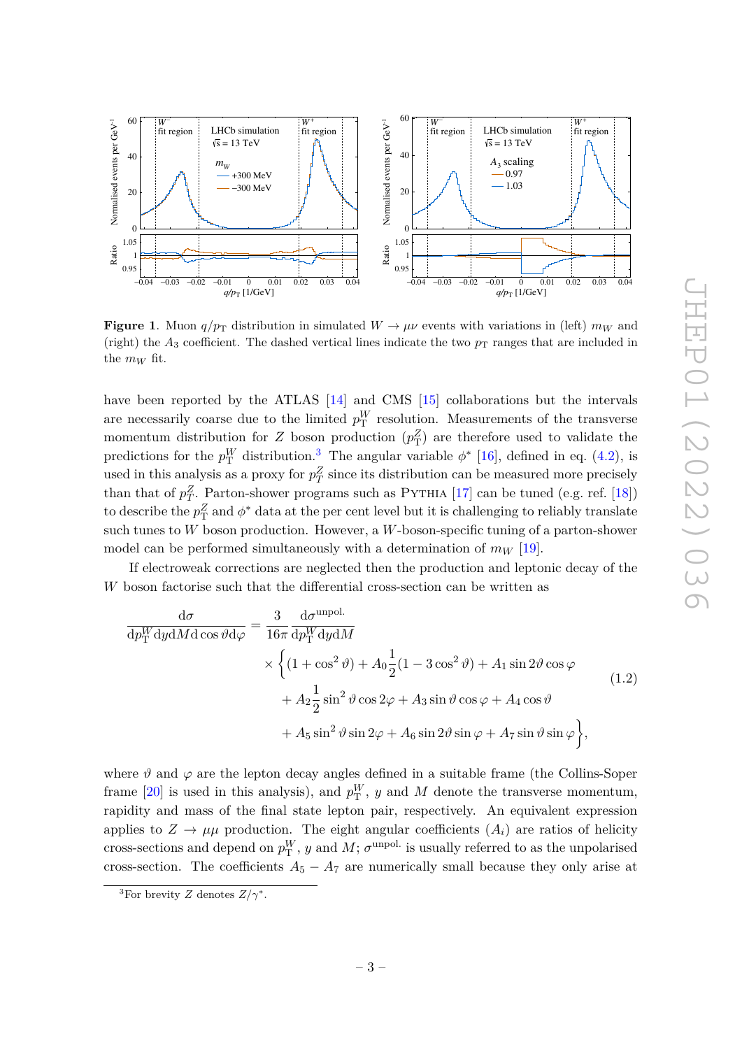LHCb simulation
$\sqrt{s}$ = 13 TeV
$W^-$ fit region
$W^+$ fit region
$m_W$
+300 MeV
−300 MeV
Normalised events per GeV$^{-1}$
Ratio
$q/p_T$ [1/GeV]

LHCb simulation
$\sqrt{s}$ = 13 TeV
$W^-$ fit region
$W^+$ fit region
$A_3$ scaling
0.97
1.03
Normalised events per GeV$^{-1}$
Ratio
$q/p_T$ [1/GeV]

**Figure 1**. Muon $q/p_T$ distribution in simulated $W \to \mu\nu$ events with variations in (left) $m_W$ and (right) the $A_3$ coefficient. The dashed vertical lines indicate the two $p_T$ ranges that are included in the $m_W$ fit.

have been reported by the ATLAS [14] and CMS [15] collaborations but the intervals are necessarily coarse due to the limited $p_T^W$ resolution. Measurements of the transverse momentum distribution for $Z$ boson production ($p_T^Z$) are therefore used to validate the predictions for the $p_T^W$ distribution.[3] The angular variable $\phi^*$ [16], defined in eq. (4.2), is used in this analysis as a proxy for $p_T^Z$ since its distribution can be measured more precisely than that of $p_T^Z$. Parton-shower programs such as Pythia [17] can be tuned (e.g. ref. [18]) to describe the $p_T^Z$ and $\phi^*$ data at the per cent level but it is challenging to reliably translate such tunes to $W$ boson production. However, a $W$-boson-specific tuning of a parton-shower model can be performed simultaneously with a determination of $m_W$ [19].

If electroweak corrections are neglected then the production and leptonic decay of the $W$ boson factorise such that the differential cross-section can be written as

$$
\begin{aligned}
\frac{\mathrm{d}\sigma}{\mathrm{d}p_T^W \mathrm{d}y \mathrm{d}M \mathrm{d}\cos\vartheta \mathrm{d}\varphi} = \frac{3}{16\pi} \frac{\mathrm{d}\sigma^{\text{unpol.}}}{\mathrm{d}p_T^W \mathrm{d}y \mathrm{d}M} \\
\times \Big\{ (1+\cos^2\vartheta) + A_0 \frac{1}{2}(1-3\cos^2\vartheta) + A_1 \sin 2\vartheta \cos\varphi \\
+ A_2 \frac{1}{2}\sin^2\vartheta \cos 2\varphi + A_3 \sin\vartheta\cos\varphi + A_4 \cos\vartheta \\
+ A_5 \sin^2\vartheta \sin 2\varphi + A_6 \sin 2\vartheta \sin\varphi + A_7 \sin\vartheta \sin\varphi \Big\},
\end{aligned}
\tag{1.2}
$$

where $\vartheta$ and $\varphi$ are the lepton decay angles defined in a suitable frame (the Collins-Soper frame [20] is used in this analysis), and $p_T^W$, $y$ and $M$ denote the transverse momentum, rapidity and mass of the final state lepton pair, respectively. An equivalent expression applies to $Z \to \mu\mu$ production. The eight angular coefficients ($A_i$) are ratios of helicity cross-sections and depend on $p_T^W$, $y$ and $M$; $\sigma^{\text{unpol.}}$ is usually referred to as the unpolarised cross-section. The coefficients $A_5 - A_7$ are numerically small because they only arise at

[3] For brevity $Z$ denotes $Z/\gamma^*$.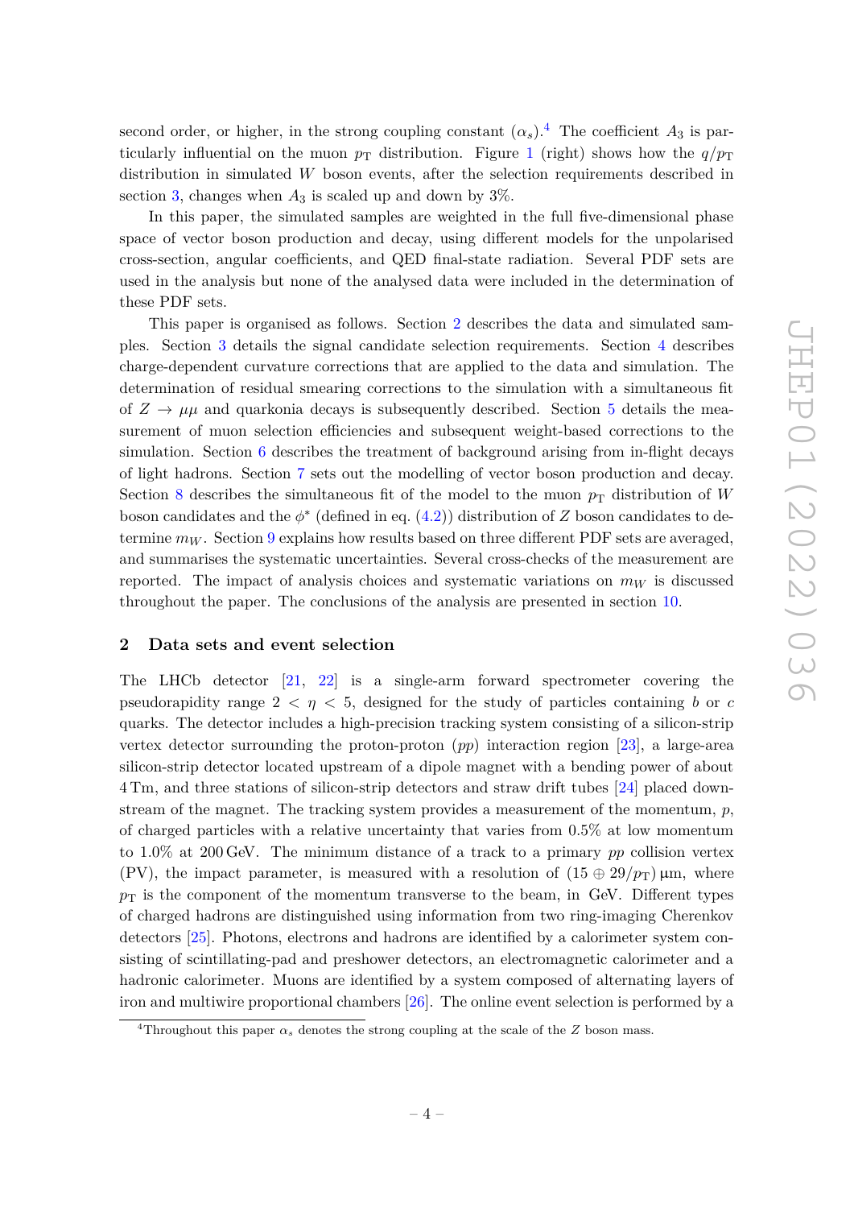second order, or higher, in the strong coupling constant ($\alpha_s$).[4] The coefficient $A_3$ is particularly influential on the muon $p_{\mathrm{T}}$ distribution. Figure 1 (right) shows how the $q/p_{\mathrm{T}}$ distribution in simulated $W$ boson events, after the selection requirements described in section 3, changes when $A_3$ is scaled up and down by 3%.

In this paper, the simulated samples are weighted in the full five-dimensional phase space of vector boson production and decay, using different models for the unpolarised cross-section, angular coefficients, and QED final-state radiation. Several PDF sets are used in the analysis but none of the analysed data were included in the determination of these PDF sets.

This paper is organised as follows. Section 2 describes the data and simulated samples. Section 3 details the signal candidate selection requirements. Section 4 describes charge-dependent curvature corrections that are applied to the data and simulation. The determination of residual smearing corrections to the simulation with a simultaneous fit of $Z \to \mu\mu$ and quarkonia decays is subsequently described. Section 5 details the measurement of muon selection efficiencies and subsequent weight-based corrections to the simulation. Section 6 describes the treatment of background arising from in-flight decays of light hadrons. Section 7 sets out the modelling of vector boson production and decay. Section 8 describes the simultaneous fit of the model to the muon $p_{\mathrm{T}}$ distribution of $W$ boson candidates and the $\phi^*$ (defined in eq. (4.2)) distribution of $Z$ boson candidates to determine $m_W$. Section 9 explains how results based on three different PDF sets are averaged, and summarises the systematic uncertainties. Several cross-checks of the measurement are reported. The impact of analysis choices and systematic variations on $m_W$ is discussed throughout the paper. The conclusions of the analysis are presented in section 10.

## 2 Data sets and event selection

The LHCb detector [21, 22] is a single-arm forward spectrometer covering the pseudorapidity range $2 < \eta < 5$, designed for the study of particles containing $b$ or $c$ quarks. The detector includes a high-precision tracking system consisting of a silicon-strip vertex detector surrounding the proton-proton ($pp$) interaction region [23], a large-area silicon-strip detector located upstream of a dipole magnet with a bending power of about 4 Tm, and three stations of silicon-strip detectors and straw drift tubes [24] placed downstream of the magnet. The tracking system provides a measurement of the momentum, $p$, of charged particles with a relative uncertainty that varies from 0.5% at low momentum to 1.0% at 200 GeV. The minimum distance of a track to a primary $pp$ collision vertex (PV), the impact parameter, is measured with a resolution of $(15 \oplus 29/p_{\mathrm{T}})\,\mu\mathrm{m}$, where $p_{\mathrm{T}}$ is the component of the momentum transverse to the beam, in GeV. Different types of charged hadrons are distinguished using information from two ring-imaging Cherenkov detectors [25]. Photons, electrons and hadrons are identified by a calorimeter system consisting of scintillating-pad and preshower detectors, an electromagnetic calorimeter and a hadronic calorimeter. Muons are identified by a system composed of alternating layers of iron and multiwire proportional chambers [26]. The online event selection is performed by a

[4] Throughout this paper $\alpha_s$ denotes the strong coupling at the scale of the $Z$ boson mass.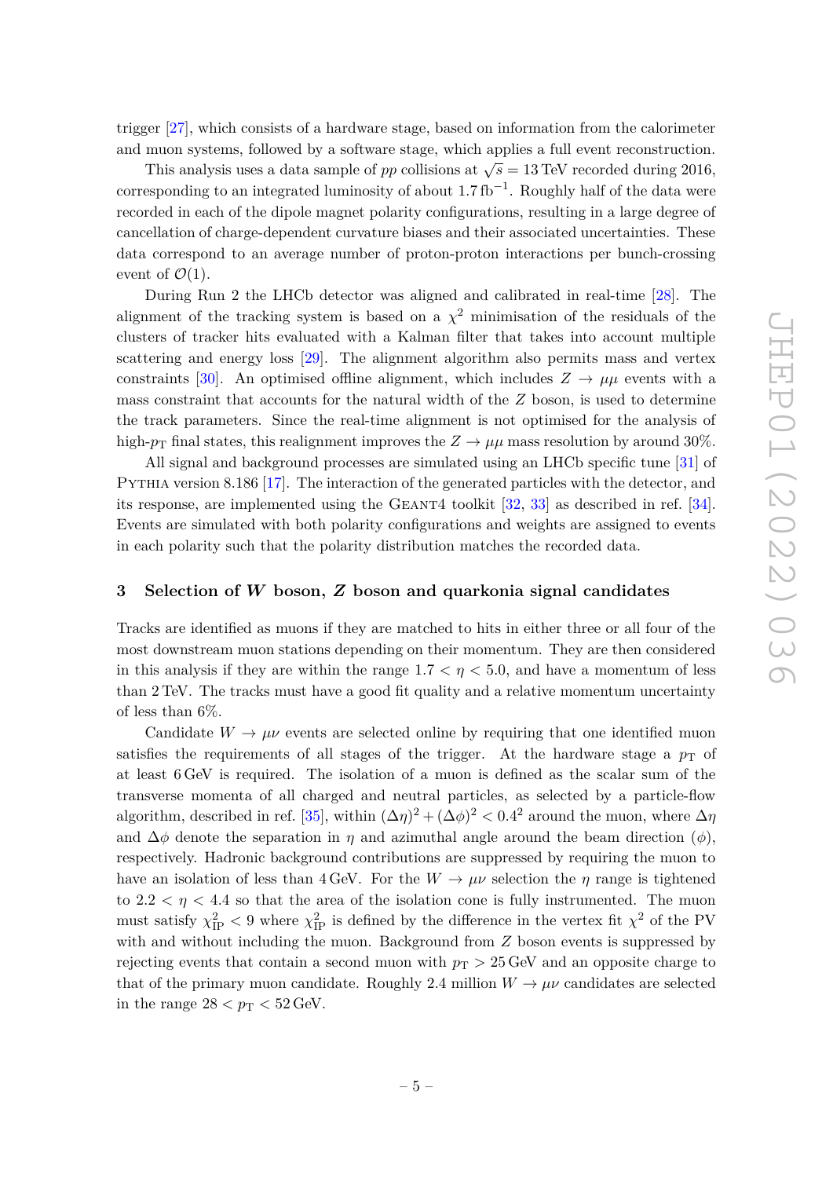trigger [27], which consists of a hardware stage, based on information from the calorimeter and muon systems, followed by a software stage, which applies a full event reconstruction.

This analysis uses a data sample of $pp$ collisions at $\sqrt{s} = 13\,\text{TeV}$ recorded during 2016, corresponding to an integrated luminosity of about $1.7\,\text{fb}^{-1}$. Roughly half of the data were recorded in each of the dipole magnet polarity configurations, resulting in a large degree of cancellation of charge-dependent curvature biases and their associated uncertainties. These data correspond to an average number of proton-proton interactions per bunch-crossing event of $\mathcal{O}(1)$.

During Run 2 the LHCb detector was aligned and calibrated in real-time [28]. The alignment of the tracking system is based on a $\chi^2$ minimisation of the residuals of the clusters of tracker hits evaluated with a Kalman filter that takes into account multiple scattering and energy loss [29]. The alignment algorithm also permits mass and vertex constraints [30]. An optimised offline alignment, which includes $Z \to \mu\mu$ events with a mass constraint that accounts for the natural width of the $Z$ boson, is used to determine the track parameters. Since the real-time alignment is not optimised for the analysis of high-$p_\text{T}$ final states, this realignment improves the $Z \to \mu\mu$ mass resolution by around 30%.

All signal and background processes are simulated using an LHCb specific tune [31] of Pythia version 8.186 [17]. The interaction of the generated particles with the detector, and its response, are implemented using the Geant4 toolkit [32, 33] as described in ref. [34]. Events are simulated with both polarity configurations and weights are assigned to events in each polarity such that the polarity distribution matches the recorded data.

## 3 Selection of $W$ boson, $Z$ boson and quarkonia signal candidates

Tracks are identified as muons if they are matched to hits in either three or all four of the most downstream muon stations depending on their momentum. They are then considered in this analysis if they are within the range $1.7 < \eta < 5.0$, and have a momentum of less than 2 TeV. The tracks must have a good fit quality and a relative momentum uncertainty of less than 6%.

Candidate $W \to \mu\nu$ events are selected online by requiring that one identified muon satisfies the requirements of all stages of the trigger. At the hardware stage a $p_\text{T}$ of at least 6 GeV is required. The isolation of a muon is defined as the scalar sum of the transverse momenta of all charged and neutral particles, as selected by a particle-flow algorithm, described in ref. [35], within $(\Delta\eta)^2 + (\Delta\phi)^2 < 0.4^2$ around the muon, where $\Delta\eta$ and $\Delta\phi$ denote the separation in $\eta$ and azimuthal angle around the beam direction ($\phi$), respectively. Hadronic background contributions are suppressed by requiring the muon to have an isolation of less than 4 GeV. For the $W \to \mu\nu$ selection the $\eta$ range is tightened to $2.2 < \eta < 4.4$ so that the area of the isolation cone is fully instrumented. The muon must satisfy $\chi^2_\text{IP} < 9$ where $\chi^2_\text{IP}$ is defined by the difference in the vertex fit $\chi^2$ of the PV with and without including the muon. Background from $Z$ boson events is suppressed by rejecting events that contain a second muon with $p_\text{T} > 25\,\text{GeV}$ and an opposite charge to that of the primary muon candidate. Roughly 2.4 million $W \to \mu\nu$ candidates are selected in the range $28 < p_\text{T} < 52\,\text{GeV}$.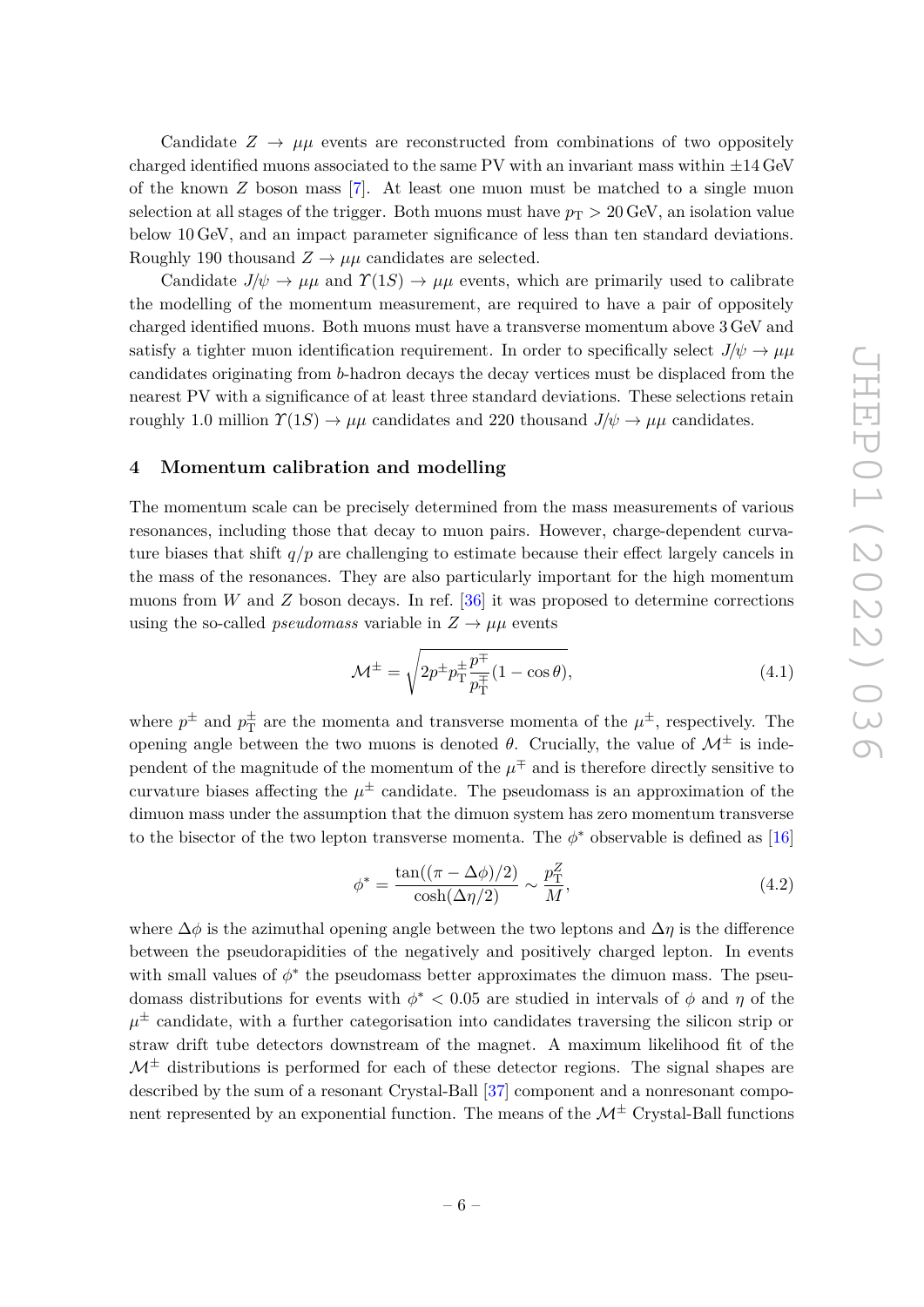Candidate $Z \to \mu\mu$ events are reconstructed from combinations of two oppositely charged identified muons associated to the same PV with an invariant mass within $\pm 14\,\text{GeV}$ of the known $Z$ boson mass [7]. At least one muon must be matched to a single muon selection at all stages of the trigger. Both muons must have $p_{\text{T}} > 20\,\text{GeV}$, an isolation value below $10\,\text{GeV}$, and an impact parameter significance of less than ten standard deviations. Roughly 190 thousand $Z \to \mu\mu$ candidates are selected.

Candidate $J/\psi \to \mu\mu$ and $\Upsilon(1S) \to \mu\mu$ events, which are primarily used to calibrate the modelling of the momentum measurement, are required to have a pair of oppositely charged identified muons. Both muons must have a transverse momentum above $3\,\text{GeV}$ and satisfy a tighter muon identification requirement. In order to specifically select $J/\psi \to \mu\mu$ candidates originating from $b$-hadron decays the decay vertices must be displaced from the nearest PV with a significance of at least three standard deviations. These selections retain roughly 1.0 million $\Upsilon(1S) \to \mu\mu$ candidates and 220 thousand $J/\psi \to \mu\mu$ candidates.

## 4 Momentum calibration and modelling

The momentum scale can be precisely determined from the mass measurements of various resonances, including those that decay to muon pairs. However, charge-dependent curvature biases that shift $q/p$ are challenging to estimate because their effect largely cancels in the mass of the resonances. They are also particularly important for the high momentum muons from $W$ and $Z$ boson decays. In ref. [36] it was proposed to determine corrections using the so-called *pseudomass* variable in $Z \to \mu\mu$ events

$$\mathcal{M}^{\pm} = \sqrt{2p^{\pm}p_{\text{T}}^{\pm}\frac{p^{\mp}}{p_{\text{T}}^{\mp}}(1-\cos\theta)}, \tag{4.1}$$

where $p^{\pm}$ and $p_{\text{T}}^{\pm}$ are the momenta and transverse momenta of the $\mu^{\pm}$, respectively. The opening angle between the two muons is denoted $\theta$. Crucially, the value of $\mathcal{M}^{\pm}$ is independent of the magnitude of the momentum of the $\mu^{\mp}$ and is therefore directly sensitive to curvature biases affecting the $\mu^{\pm}$ candidate. The pseudomass is an approximation of the dimuon mass under the assumption that the dimuon system has zero momentum transverse to the bisector of the two lepton transverse momenta. The $\phi^*$ observable is defined as [16]

$$\phi^* = \frac{\tan((\pi - \Delta\phi)/2)}{\cosh(\Delta\eta/2)} \sim \frac{p_{\text{T}}^{Z}}{M}, \tag{4.2}$$

where $\Delta\phi$ is the azimuthal opening angle between the two leptons and $\Delta\eta$ is the difference between the pseudorapidities of the negatively and positively charged lepton. In events with small values of $\phi^*$ the pseudomass better approximates the dimuon mass. The pseudomass distributions for events with $\phi^* < 0.05$ are studied in intervals of $\phi$ and $\eta$ of the $\mu^{\pm}$ candidate, with a further categorisation into candidates traversing the silicon strip or straw drift tube detectors downstream of the magnet. A maximum likelihood fit of the $\mathcal{M}^{\pm}$ distributions is performed for each of these detector regions. The signal shapes are described by the sum of a resonant Crystal-Ball [37] component and a nonresonant component represented by an exponential function. The means of the $\mathcal{M}^{\pm}$ Crystal-Ball functions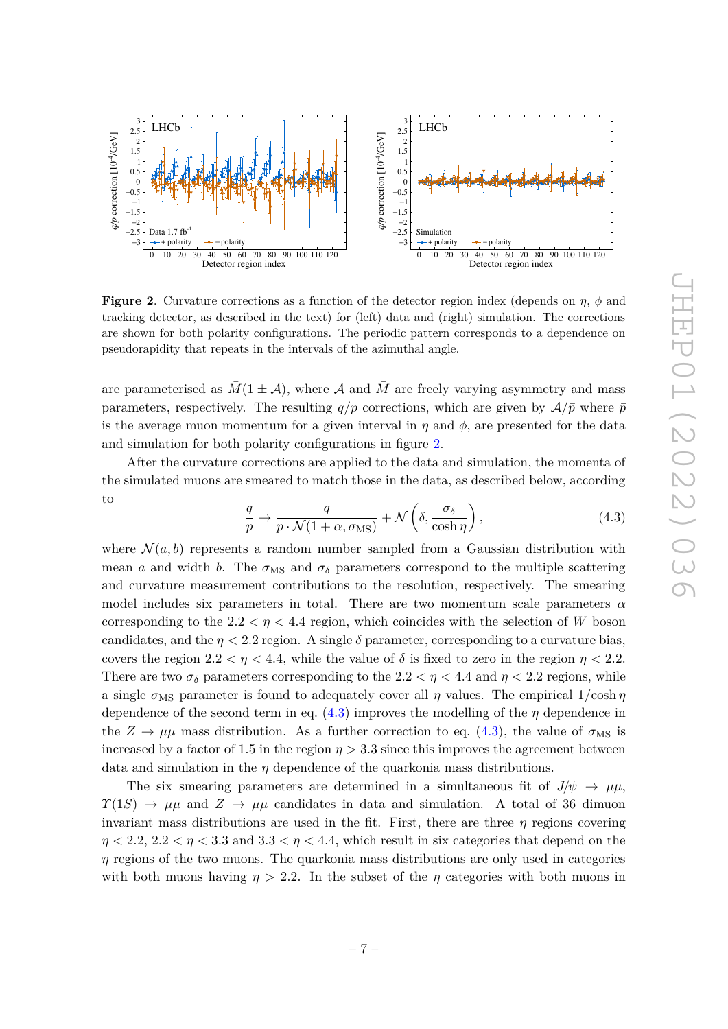**Figure 2**. Curvature corrections as a function of the detector region index (depends on $\eta$, $\phi$ and tracking detector, as described in the text) for (left) data and (right) simulation. The corrections are shown for both polarity configurations. The periodic pattern corresponds to a dependence on pseudorapidity that repeats in the intervals of the azimuthal angle.

are parameterised as $\bar{M}(1 \pm \mathcal{A})$, where $\mathcal{A}$ and $\bar{M}$ are freely varying asymmetry and mass parameters, respectively. The resulting $q/p$ corrections, which are given by $\mathcal{A}/\bar{p}$ where $\bar{p}$ is the average muon momentum for a given interval in $\eta$ and $\phi$, are presented for the data and simulation for both polarity configurations in figure 2.

After the curvature corrections are applied to the data and simulation, the momenta of the simulated muons are smeared to match those in the data, as described below, according to

$$\frac{q}{p} \rightarrow \frac{q}{p \cdot \mathcal{N}(1+\alpha, \sigma_{\text{MS}})} + \mathcal{N}\left(\delta, \frac{\sigma_\delta}{\cosh \eta}\right), \tag{4.3}$$

where $\mathcal{N}(a, b)$ represents a random number sampled from a Gaussian distribution with mean $a$ and width $b$. The $\sigma_{\text{MS}}$ and $\sigma_\delta$ parameters correspond to the multiple scattering and curvature measurement contributions to the resolution, respectively. The smearing model includes six parameters in total. There are two momentum scale parameters $\alpha$ corresponding to the $2.2 < \eta < 4.4$ region, which coincides with the selection of $W$ boson candidates, and the $\eta < 2.2$ region. A single $\delta$ parameter, corresponding to a curvature bias, covers the region $2.2 < \eta < 4.4$, while the value of $\delta$ is fixed to zero in the region $\eta < 2.2$. There are two $\sigma_\delta$ parameters corresponding to the $2.2 < \eta < 4.4$ and $\eta < 2.2$ regions, while a single $\sigma_{\text{MS}}$ parameter is found to adequately cover all $\eta$ values. The empirical $1/\cosh \eta$ dependence of the second term in eq. (4.3) improves the modelling of the $\eta$ dependence in the $Z \rightarrow \mu\mu$ mass distribution. As a further correction to eq. (4.3), the value of $\sigma_{\text{MS}}$ is increased by a factor of 1.5 in the region $\eta > 3.3$ since this improves the agreement between data and simulation in the $\eta$ dependence of the quarkonia mass distributions.

The six smearing parameters are determined in a simultaneous fit of $J/\psi \rightarrow \mu\mu$, $\Upsilon(1S) \rightarrow \mu\mu$ and $Z \rightarrow \mu\mu$ candidates in data and simulation. A total of 36 dimuon invariant mass distributions are used in the fit. First, there are three $\eta$ regions covering $\eta < 2.2$, $2.2 < \eta < 3.3$ and $3.3 < \eta < 4.4$, which result in six categories that depend on the $\eta$ regions of the two muons. The quarkonia mass distributions are only used in categories with both muons having $\eta > 2.2$. In the subset of the $\eta$ categories with both muons in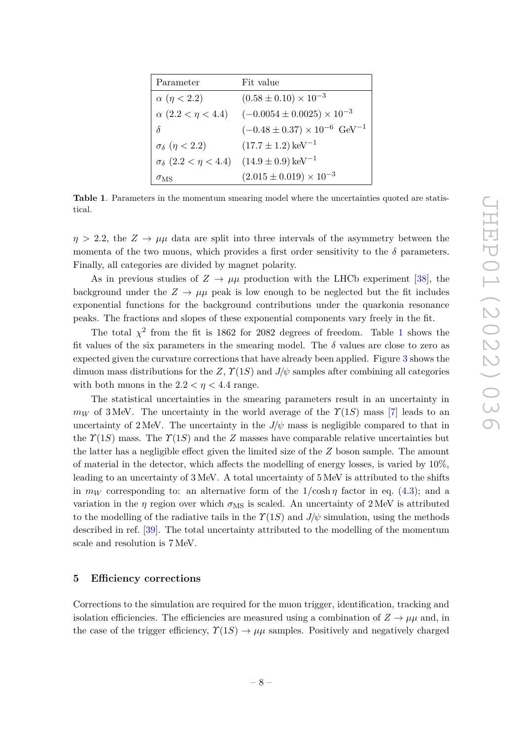| Parameter | Fit value |
|---|---|
| $\alpha$ ($\eta < 2.2$) | $(0.58 \pm 0.10) \times 10^{-3}$ |
| $\alpha$ ($2.2 < \eta < 4.4$) | $(-0.0054 \pm 0.0025) \times 10^{-3}$ |
| $\delta$ | $(-0.48 \pm 0.37) \times 10^{-6}$ GeV$^{-1}$ |
| $\sigma_\delta$ ($\eta < 2.2$) | $(17.7 \pm 1.2)$ keV$^{-1}$ |
| $\sigma_\delta$ ($2.2 < \eta < 4.4$) | $(14.9 \pm 0.9)$ keV$^{-1}$ |
| $\sigma_{\rm MS}$ | $(2.015 \pm 0.019) \times 10^{-3}$ |

**Table 1**. Parameters in the momentum smearing model where the uncertainties quoted are statistical.

$\eta > 2.2$, the $Z \to \mu\mu$ data are split into three intervals of the asymmetry between the momenta of the two muons, which provides a first order sensitivity to the $\delta$ parameters. Finally, all categories are divided by magnet polarity.

As in previous studies of $Z \to \mu\mu$ production with the LHCb experiment [38], the background under the $Z \to \mu\mu$ peak is low enough to be neglected but the fit includes exponential functions for the background contributions under the quarkonia resonance peaks. The fractions and slopes of these exponential components vary freely in the fit.

The total $\chi^2$ from the fit is 1862 for 2082 degrees of freedom. Table 1 shows the fit values of the six parameters in the smearing model. The $\delta$ values are close to zero as expected given the curvature corrections that have already been applied. Figure 3 shows the dimuon mass distributions for the $Z$, $\Upsilon(1S)$ and $J/\psi$ samples after combining all categories with both muons in the $2.2 < \eta < 4.4$ range.

The statistical uncertainties in the smearing parameters result in an uncertainty in $m_W$ of 3 MeV. The uncertainty in the world average of the $\Upsilon(1S)$ mass [7] leads to an uncertainty of 2 MeV. The uncertainty in the $J/\psi$ mass is negligible compared to that in the $\Upsilon(1S)$ mass. The $\Upsilon(1S)$ and the $Z$ masses have comparable relative uncertainties but the latter has a negligible effect given the limited size of the $Z$ boson sample. The amount of material in the detector, which affects the modelling of energy losses, is varied by 10%, leading to an uncertainty of 3 MeV. A total uncertainty of 5 MeV is attributed to the shifts in $m_W$ corresponding to: an alternative form of the $1/\cosh\eta$ factor in eq. (4.3); and a variation in the $\eta$ region over which $\sigma_{\rm MS}$ is scaled. An uncertainty of 2 MeV is attributed to the modelling of the radiative tails in the $\Upsilon(1S)$ and $J/\psi$ simulation, using the methods described in ref. [39]. The total uncertainty attributed to the modelling of the momentum scale and resolution is 7 MeV.

## 5 Efficiency corrections

Corrections to the simulation are required for the muon trigger, identification, tracking and isolation efficiencies. The efficiencies are measured using a combination of $Z \to \mu\mu$ and, in the case of the trigger efficiency, $\Upsilon(1S) \to \mu\mu$ samples. Positively and negatively charged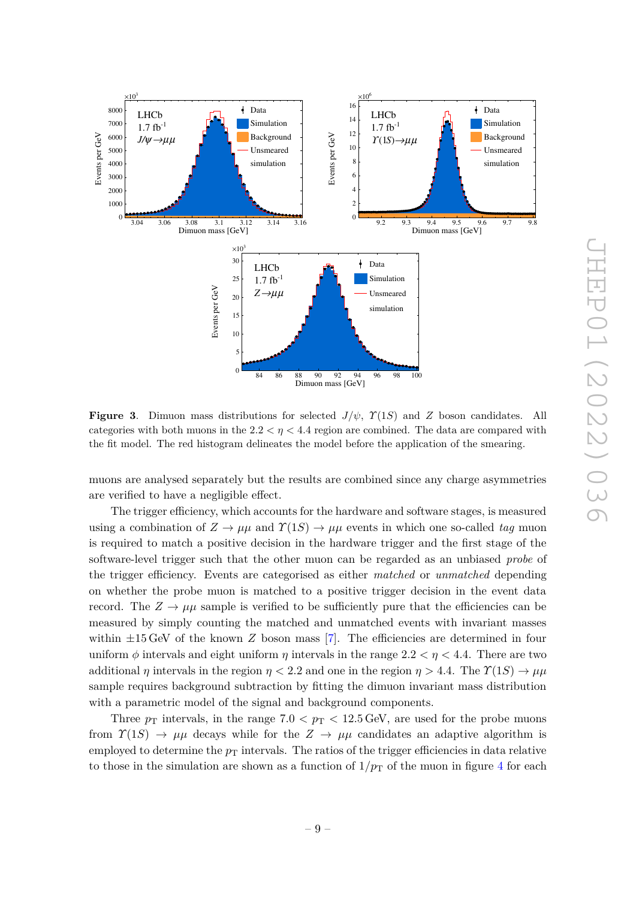LHCb
1.7 fb$^{-1}$
$J/\psi\rightarrow\mu\mu$
Data
Simulation
Background
Unsmeared simulation
Events per GeV
$\times 10^3$
Dimuon mass [GeV]

LHCb
1.7 fb$^{-1}$
$\Upsilon(1S)\rightarrow\mu\mu$
Data
Simulation
Background
Unsmeared simulation
Events per GeV
$\times 10^6$
Dimuon mass [GeV]

LHCb
1.7 fb$^{-1}$
$Z\rightarrow\mu\mu$
Data
Simulation
Unsmeared simulation
Events per GeV
$\times 10^3$
Dimuon mass [GeV]

**Figure 3**. Dimuon mass distributions for selected $J/\psi$, $\Upsilon(1S)$ and $Z$ boson candidates. All categories with both muons in the $2.2 < \eta < 4.4$ region are combined. The data are compared with the fit model. The red histogram delineates the model before the application of the smearing.

muons are analysed separately but the results are combined since any charge asymmetries are verified to have a negligible effect.

The trigger efficiency, which accounts for the hardware and software stages, is measured using a combination of $Z \rightarrow \mu\mu$ and $\Upsilon(1S) \rightarrow \mu\mu$ events in which one so-called *tag* muon is required to match a positive decision in the hardware trigger and the first stage of the software-level trigger such that the other muon can be regarded as an unbiased *probe* of the trigger efficiency. Events are categorised as either *matched* or *unmatched* depending on whether the probe muon is matched to a positive trigger decision in the event data record. The $Z \rightarrow \mu\mu$ sample is verified to be sufficiently pure that the efficiencies can be measured by simply counting the matched and unmatched events with invariant masses within $\pm 15$ GeV of the known $Z$ boson mass [7]. The efficiencies are determined in four uniform $\phi$ intervals and eight uniform $\eta$ intervals in the range $2.2 < \eta < 4.4$. There are two additional $\eta$ intervals in the region $\eta < 2.2$ and one in the region $\eta > 4.4$. The $\Upsilon(1S) \rightarrow \mu\mu$ sample requires background subtraction by fitting the dimuon invariant mass distribution with a parametric model of the signal and background components.

Three $p_{\mathrm{T}}$ intervals, in the range $7.0 < p_{\mathrm{T}} < 12.5$ GeV, are used for the probe muons from $\Upsilon(1S) \rightarrow \mu\mu$ decays while for the $Z \rightarrow \mu\mu$ candidates an adaptive algorithm is employed to determine the $p_{\mathrm{T}}$ intervals. The ratios of the trigger efficiencies in data relative to those in the simulation are shown as a function of $1/p_{\mathrm{T}}$ of the muon in figure 4 for each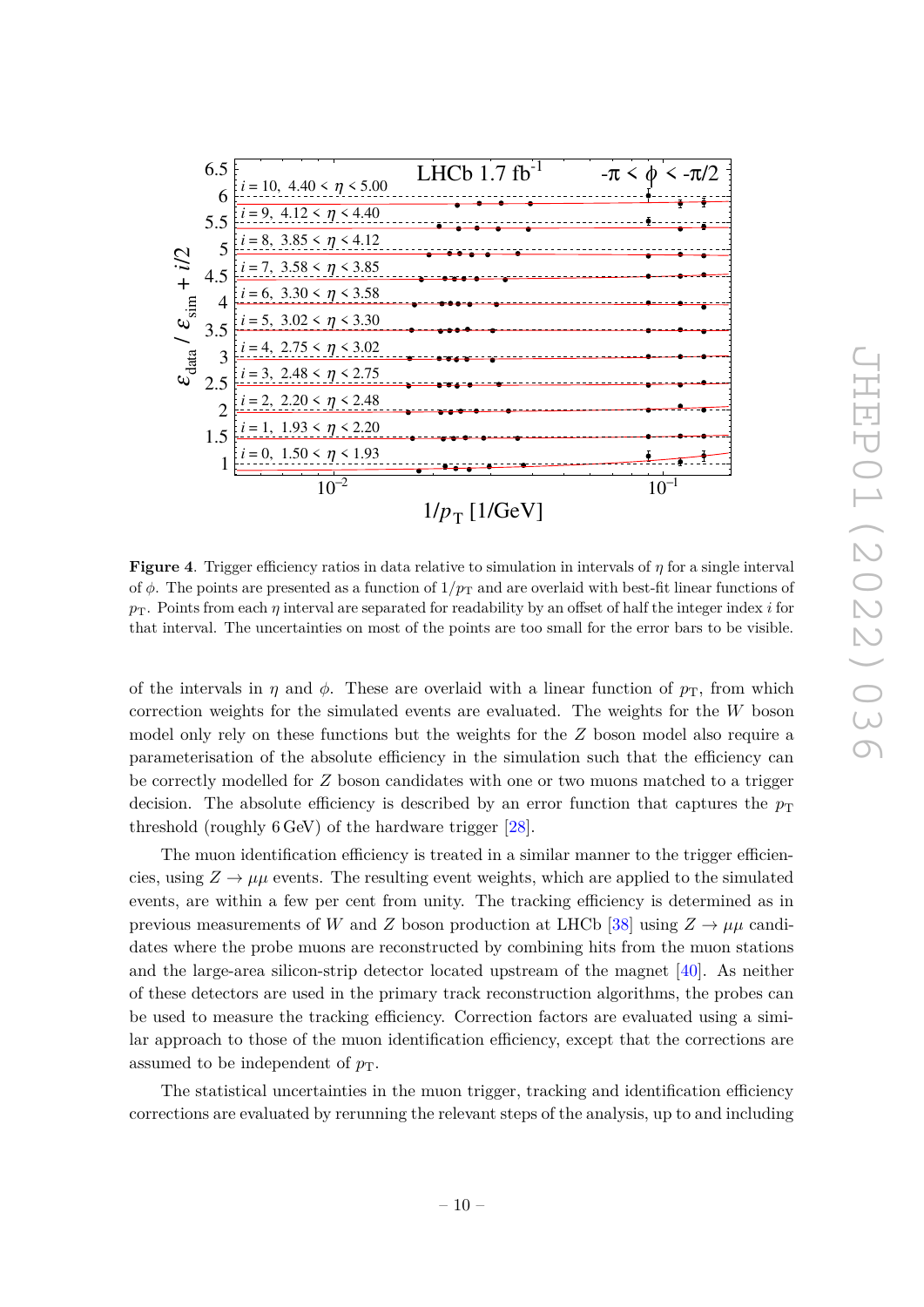LHCb 1.7 fb$^{-1}$

$-\pi < \phi < -\pi/2$

$i = 10,\ 4.40 < \eta < 5.00$

$i = 9,\ 4.12 < \eta < 4.40$

$i = 8,\ 3.85 < \eta < 4.12$

$i = 7,\ 3.58 < \eta < 3.85$

$i = 6,\ 3.30 < \eta < 3.58$

$i = 5,\ 3.02 < \eta < 3.30$

$i = 4,\ 2.75 < \eta < 3.02$

$i = 3,\ 2.48 < \eta < 2.75$

$i = 2,\ 2.20 < \eta < 2.48$

$i = 1,\ 1.93 < \eta < 2.20$

$i = 0,\ 1.50 < \eta < 1.93$

$\varepsilon_{\rm data} / \varepsilon_{\rm sim} + i/2$

1 1.5 2 2.5 3 3.5 4 4.5 5 5.5 6 6.5

$10^{-2}$ $10^{-1}$

$1/p_{\rm T}$ [1/GeV]

**Figure 4**. Trigger efficiency ratios in data relative to simulation in intervals of $\eta$ for a single interval of $\phi$. The points are presented as a function of $1/p_{\rm T}$ and are overlaid with best-fit linear functions of $p_{\rm T}$. Points from each $\eta$ interval are separated for readability by an offset of half the integer index $i$ for that interval. The uncertainties on most of the points are too small for the error bars to be visible.

of the intervals in $\eta$ and $\phi$. These are overlaid with a linear function of $p_{\rm T}$, from which correction weights for the simulated events are evaluated. The weights for the $W$ boson model only rely on these functions but the weights for the $Z$ boson model also require a parameterisation of the absolute efficiency in the simulation such that the efficiency can be correctly modelled for $Z$ boson candidates with one or two muons matched to a trigger decision. The absolute efficiency is described by an error function that captures the $p_{\rm T}$ threshold (roughly 6 GeV) of the hardware trigger [28].

The muon identification efficiency is treated in a similar manner to the trigger efficiencies, using $Z \to \mu\mu$ events. The resulting event weights, which are applied to the simulated events, are within a few per cent from unity. The tracking efficiency is determined as in previous measurements of $W$ and $Z$ boson production at LHCb [38] using $Z \to \mu\mu$ candidates where the probe muons are reconstructed by combining hits from the muon stations and the large-area silicon-strip detector located upstream of the magnet [40]. As neither of these detectors are used in the primary track reconstruction algorithms, the probes can be used to measure the tracking efficiency. Correction factors are evaluated using a similar approach to those of the muon identification efficiency, except that the corrections are assumed to be independent of $p_{\rm T}$.

The statistical uncertainties in the muon trigger, tracking and identification efficiency corrections are evaluated by rerunning the relevant steps of the analysis, up to and including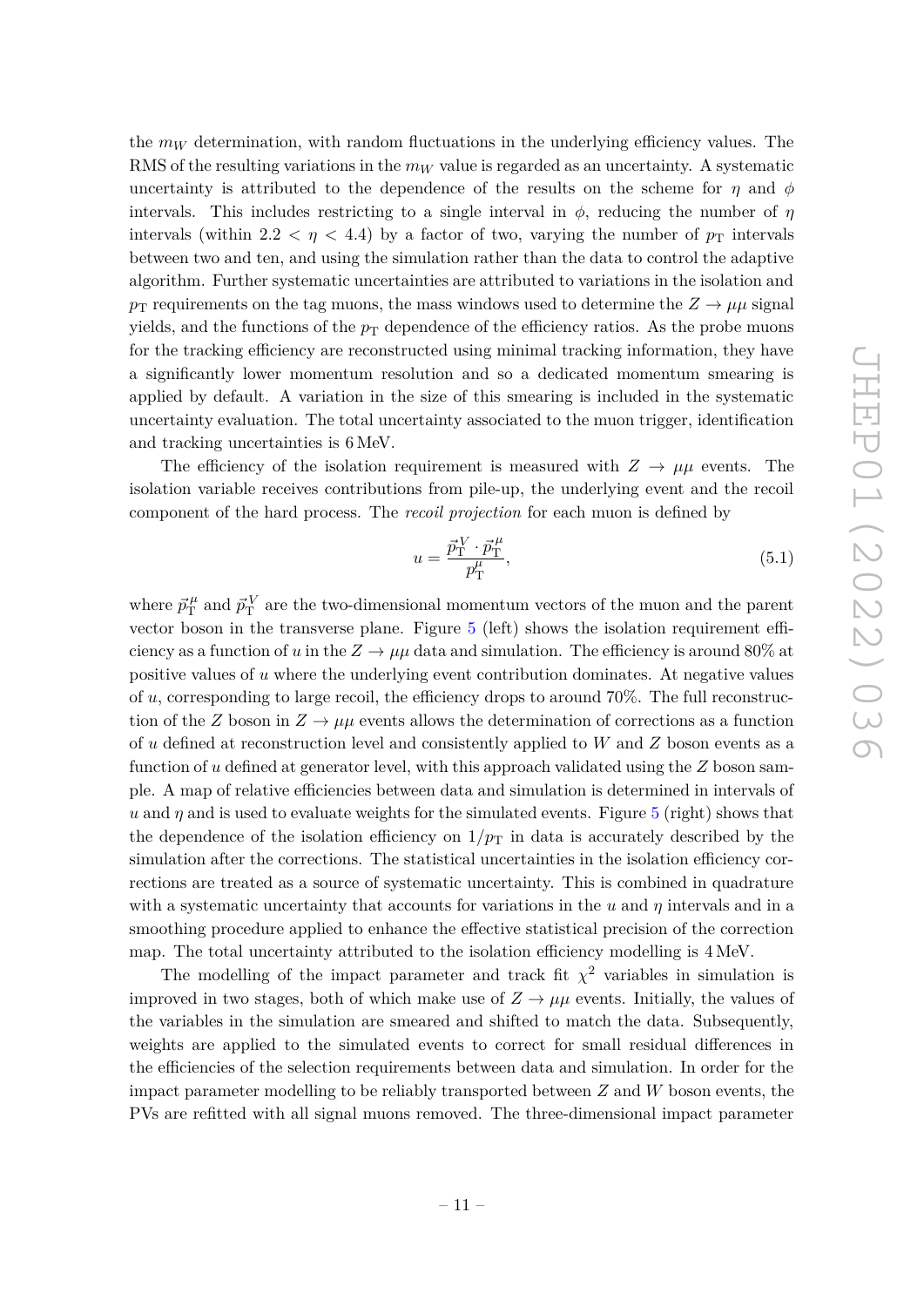the $m_W$ determination, with random fluctuations in the underlying efficiency values. The RMS of the resulting variations in the $m_W$ value is regarded as an uncertainty. A systematic uncertainty is attributed to the dependence of the results on the scheme for $\eta$ and $\phi$ intervals. This includes restricting to a single interval in $\phi$, reducing the number of $\eta$ intervals (within $2.2 < \eta < 4.4$) by a factor of two, varying the number of $p_{\mathrm{T}}$ intervals between two and ten, and using the simulation rather than the data to control the adaptive algorithm. Further systematic uncertainties are attributed to variations in the isolation and $p_{\mathrm{T}}$ requirements on the tag muons, the mass windows used to determine the $Z \to \mu\mu$ signal yields, and the functions of the $p_{\mathrm{T}}$ dependence of the efficiency ratios. As the probe muons for the tracking efficiency are reconstructed using minimal tracking information, they have a significantly lower momentum resolution and so a dedicated momentum smearing is applied by default. A variation in the size of this smearing is included in the systematic uncertainty evaluation. The total uncertainty associated to the muon trigger, identification and tracking uncertainties is 6 MeV.

The efficiency of the isolation requirement is measured with $Z \to \mu\mu$ events. The isolation variable receives contributions from pile-up, the underlying event and the recoil component of the hard process. The *recoil projection* for each muon is defined by

$$u = \frac{\vec{p}_{\mathrm{T}}^{\,V} \cdot \vec{p}_{\mathrm{T}}^{\,\mu}}{p_{\mathrm{T}}^{\mu}}, \tag{5.1}$$

where $\vec{p}_{\mathrm{T}}^{\,\mu}$ and $\vec{p}_{\mathrm{T}}^{\,V}$ are the two-dimensional momentum vectors of the muon and the parent vector boson in the transverse plane. Figure 5 (left) shows the isolation requirement efficiency as a function of $u$ in the $Z \to \mu\mu$ data and simulation. The efficiency is around 80% at positive values of $u$ where the underlying event contribution dominates. At negative values of $u$, corresponding to large recoil, the efficiency drops to around 70%. The full reconstruction of the $Z$ boson in $Z \to \mu\mu$ events allows the determination of corrections as a function of $u$ defined at reconstruction level and consistently applied to $W$ and $Z$ boson events as a function of $u$ defined at generator level, with this approach validated using the $Z$ boson sample. A map of relative efficiencies between data and simulation is determined in intervals of $u$ and $\eta$ and is used to evaluate weights for the simulated events. Figure 5 (right) shows that the dependence of the isolation efficiency on $1/p_{\mathrm{T}}$ in data is accurately described by the simulation after the corrections. The statistical uncertainties in the isolation efficiency corrections are treated as a source of systematic uncertainty. This is combined in quadrature with a systematic uncertainty that accounts for variations in the $u$ and $\eta$ intervals and in a smoothing procedure applied to enhance the effective statistical precision of the correction map. The total uncertainty attributed to the isolation efficiency modelling is 4 MeV.

The modelling of the impact parameter and track fit $\chi^2$ variables in simulation is improved in two stages, both of which make use of $Z \to \mu\mu$ events. Initially, the values of the variables in the simulation are smeared and shifted to match the data. Subsequently, weights are applied to the simulated events to correct for small residual differences in the efficiencies of the selection requirements between data and simulation. In order for the impact parameter modelling to be reliably transported between $Z$ and $W$ boson events, the PVs are refitted with all signal muons removed. The three-dimensional impact parameter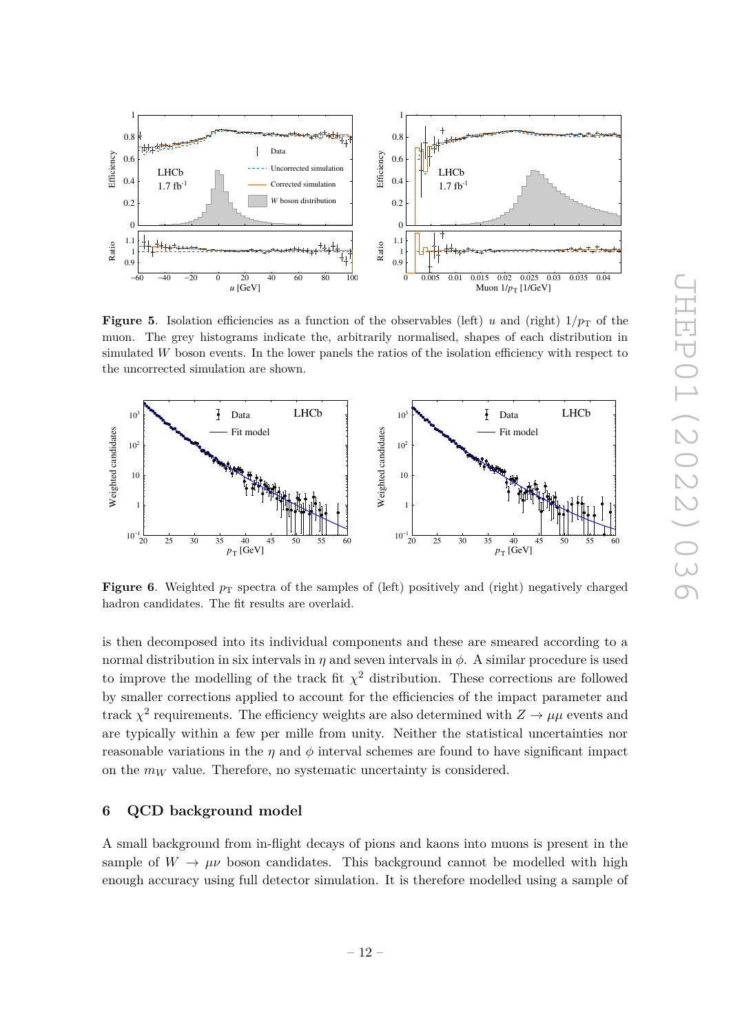LHCb
1.7 fb$^{-1}$

Efficiency

Ratio

$u$ [GeV]

Data
Uncorrected simulation
Corrected simulation
$W$ boson distribution

LHCb
1.7 fb$^{-1}$

Efficiency

Ratio

Muon $1/p_{\mathrm{T}}$ [1/GeV]

**Figure 5**. Isolation efficiencies as a function of the observables (left) $u$ and (right) $1/p_{\mathrm{T}}$ of the muon. The grey histograms indicate the, arbitrarily normalised, shapes of each distribution in simulated $W$ boson events. In the lower panels the ratios of the isolation efficiency with respect to the uncorrected simulation are shown.

Data
Fit model
LHCb

Weighted candidates

$p_{\mathrm{T}}$ [GeV]

Data
Fit model
LHCb

Weighted candidates

$p_{\mathrm{T}}$ [GeV]

**Figure 6**. Weighted $p_{\mathrm{T}}$ spectra of the samples of (left) positively and (right) negatively charged hadron candidates. The fit results are overlaid.

is then decomposed into its individual components and these are smeared according to a normal distribution in six intervals in $\eta$ and seven intervals in $\phi$. A similar procedure is used to improve the modelling of the track fit $\chi^2$ distribution. These corrections are followed by smaller corrections applied to account for the efficiencies of the impact parameter and track $\chi^2$ requirements. The efficiency weights are also determined with $Z \to \mu\mu$ events and are typically within a few per mille from unity. Neither the statistical uncertainties nor reasonable variations in the $\eta$ and $\phi$ interval schemes are found to have significant impact on the $m_W$ value. Therefore, no systematic uncertainty is considered.

## 6 QCD background model

A small background from in-flight decays of pions and kaons into muons is present in the sample of $W \to \mu\nu$ boson candidates. This background cannot be modelled with high enough accuracy using full detector simulation. It is therefore modelled using a sample of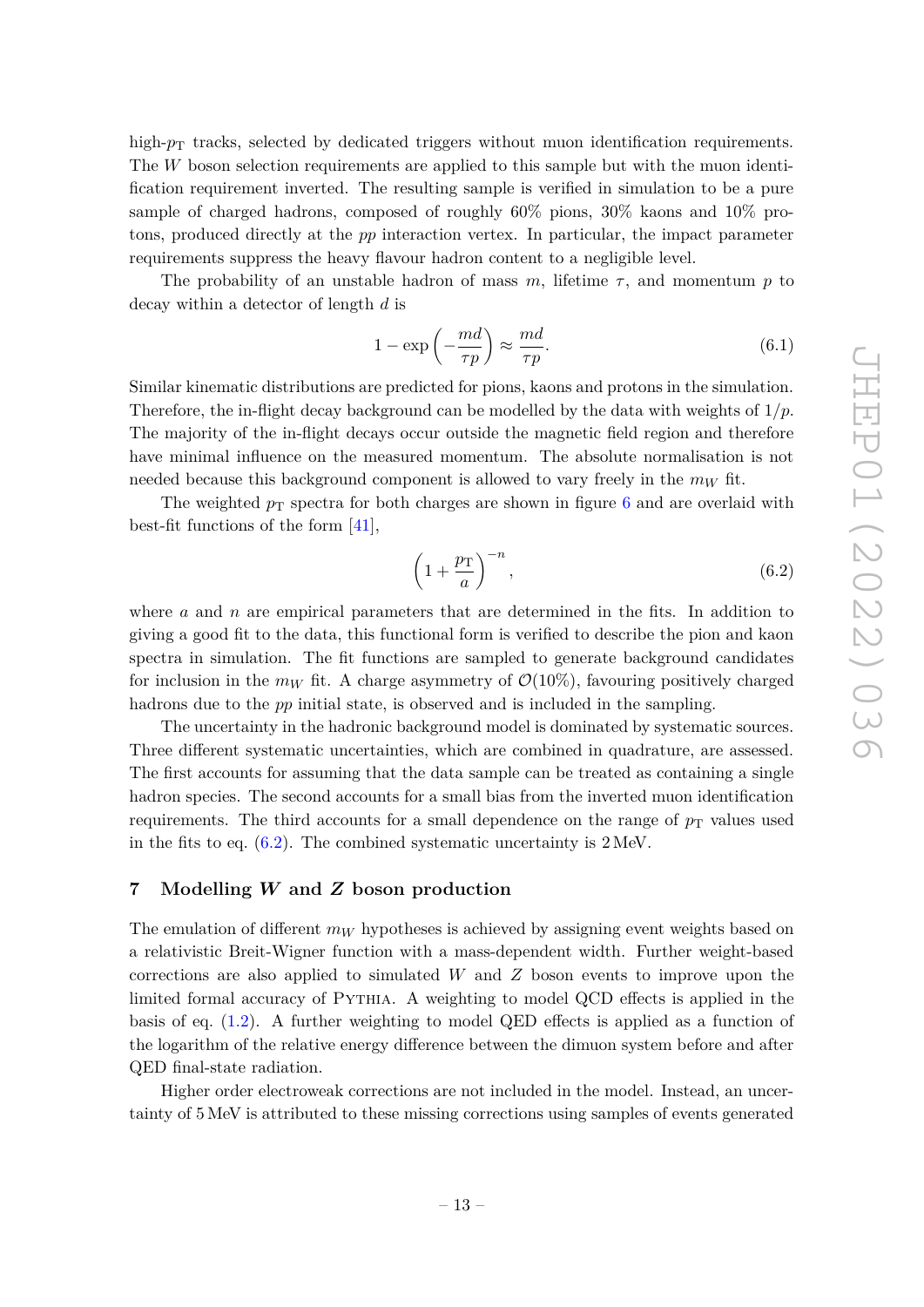high-$p_T$ tracks, selected by dedicated triggers without muon identification requirements. The $W$ boson selection requirements are applied to this sample but with the muon identification requirement inverted. The resulting sample is verified in simulation to be a pure sample of charged hadrons, composed of roughly 60% pions, 30% kaons and 10% protons, produced directly at the $pp$ interaction vertex. In particular, the impact parameter requirements suppress the heavy flavour hadron content to a negligible level.

The probability of an unstable hadron of mass $m$, lifetime $\tau$, and momentum $p$ to decay within a detector of length $d$ is

$$1 - \exp\left(-\frac{md}{\tau p}\right) \approx \frac{md}{\tau p}. \tag{6.1}$$

Similar kinematic distributions are predicted for pions, kaons and protons in the simulation. Therefore, the in-flight decay background can be modelled by the data with weights of $1/p$. The majority of the in-flight decays occur outside the magnetic field region and therefore have minimal influence on the measured momentum. The absolute normalisation is not needed because this background component is allowed to vary freely in the $m_W$ fit.

The weighted $p_T$ spectra for both charges are shown in figure 6 and are overlaid with best-fit functions of the form [41],

$$\left(1 + \frac{p_T}{a}\right)^{-n}, \tag{6.2}$$

where $a$ and $n$ are empirical parameters that are determined in the fits. In addition to giving a good fit to the data, this functional form is verified to describe the pion and kaon spectra in simulation. The fit functions are sampled to generate background candidates for inclusion in the $m_W$ fit. A charge asymmetry of $\mathcal{O}(10\%)$, favouring positively charged hadrons due to the $pp$ initial state, is observed and is included in the sampling.

The uncertainty in the hadronic background model is dominated by systematic sources. Three different systematic uncertainties, which are combined in quadrature, are assessed. The first accounts for assuming that the data sample can be treated as containing a single hadron species. The second accounts for a small bias from the inverted muon identification requirements. The third accounts for a small dependence on the range of $p_T$ values used in the fits to eq. (6.2). The combined systematic uncertainty is 2 MeV.

## 7 Modelling $W$ and $Z$ boson production

The emulation of different $m_W$ hypotheses is achieved by assigning event weights based on a relativistic Breit-Wigner function with a mass-dependent width. Further weight-based corrections are also applied to simulated $W$ and $Z$ boson events to improve upon the limited formal accuracy of Pythia. A weighting to model QCD effects is applied in the basis of eq. (1.2). A further weighting to model QED effects is applied as a function of the logarithm of the relative energy difference between the dimuon system before and after QED final-state radiation.

Higher order electroweak corrections are not included in the model. Instead, an uncertainty of 5 MeV is attributed to these missing corrections using samples of events generated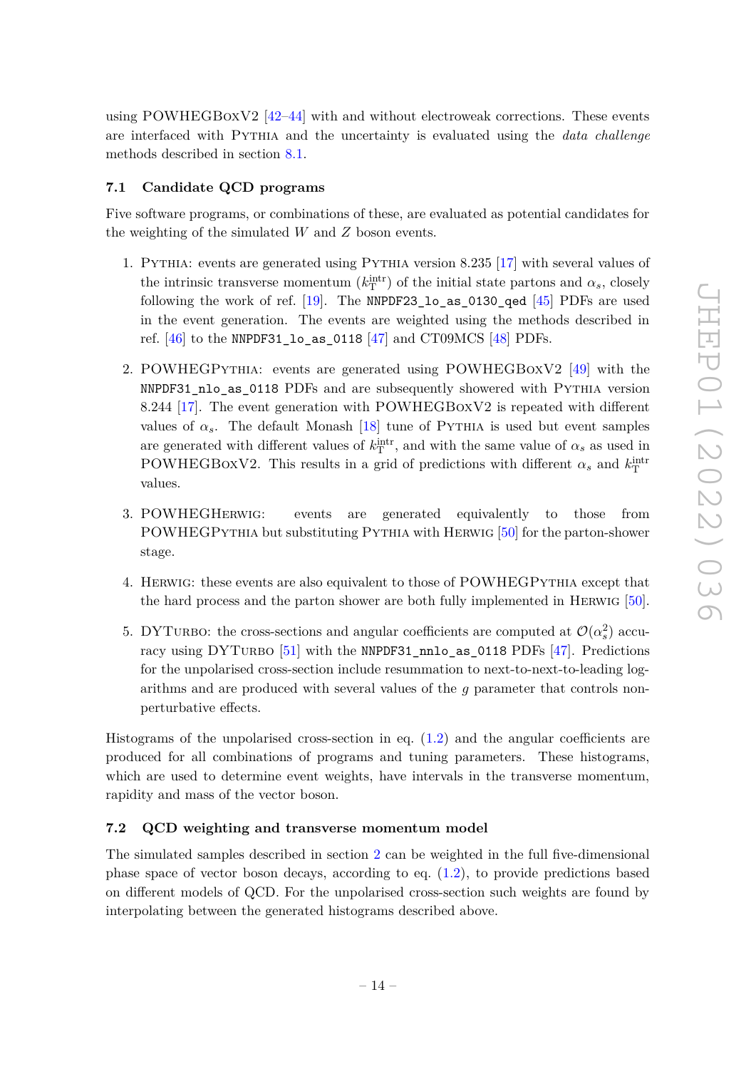using POWHEGBoxV2 [42–44] with and without electroweak corrections. These events are interfaced with Pythia and the uncertainty is evaluated using the *data challenge* methods described in section 8.1.

### 7.1 Candidate QCD programs

Five software programs, or combinations of these, are evaluated as potential candidates for the weighting of the simulated $W$ and $Z$ boson events.

1. Pythia: events are generated using Pythia version 8.235 [17] with several values of the intrinsic transverse momentum ($k_{\mathrm{T}}^{\mathrm{intr}}$) of the initial state partons and $\alpha_s$, closely following the work of ref. [19]. The `NNPDF23_lo_as_0130_qed` [45] PDFs are used in the event generation. The events are weighted using the methods described in ref. [46] to the `NNPDF31_lo_as_0118` [47] and CT09MCS [48] PDFs.

2. POWHEGPythia: events are generated using POWHEGBoxV2 [49] with the `NNPDF31_nlo_as_0118` PDFs and are subsequently showered with Pythia version 8.244 [17]. The event generation with POWHEGBoxV2 is repeated with different values of $\alpha_s$. The default Monash [18] tune of Pythia is used but event samples are generated with different values of $k_{\mathrm{T}}^{\mathrm{intr}}$, and with the same value of $\alpha_s$ as used in POWHEGBoxV2. This results in a grid of predictions with different $\alpha_s$ and $k_{\mathrm{T}}^{\mathrm{intr}}$ values.

3. POWHEGHerwig: events are generated equivalently to those from POWHEGPythia but substituting Pythia with Herwig [50] for the parton-shower stage.

4. Herwig: these events are also equivalent to those of POWHEGPythia except that the hard process and the parton shower are both fully implemented in Herwig [50].

5. DYTurbo: the cross-sections and angular coefficients are computed at $\mathcal{O}(\alpha_s^2)$ accuracy using DYTurbo [51] with the `NNPDF31_nnlo_as_0118` PDFs [47]. Predictions for the unpolarised cross-section include resummation to next-to-next-to-leading logarithms and are produced with several values of the $g$ parameter that controls non-perturbative effects.

Histograms of the unpolarised cross-section in eq. (1.2) and the angular coefficients are produced for all combinations of programs and tuning parameters. These histograms, which are used to determine event weights, have intervals in the transverse momentum, rapidity and mass of the vector boson.

### 7.2 QCD weighting and transverse momentum model

The simulated samples described in section 2 can be weighted in the full five-dimensional phase space of vector boson decays, according to eq. (1.2), to provide predictions based on different models of QCD. For the unpolarised cross-section such weights are found by interpolating between the generated histograms described above.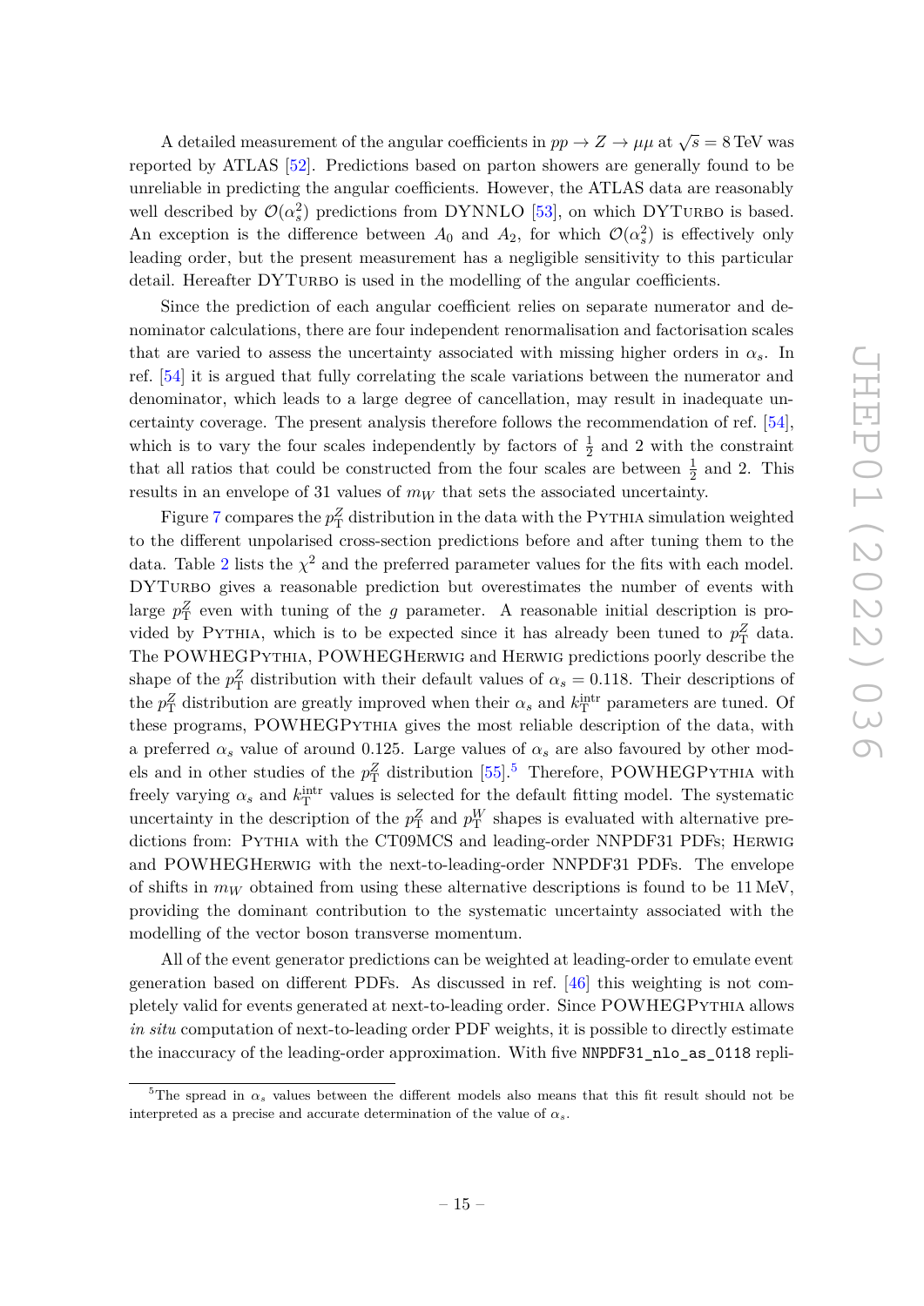A detailed measurement of the angular coefficients in $pp \to Z \to \mu\mu$ at $\sqrt{s} = 8\,\text{TeV}$ was reported by ATLAS [52]. Predictions based on parton showers are generally found to be unreliable in predicting the angular coefficients. However, the ATLAS data are reasonably well described by $\mathcal{O}(\alpha_s^2)$ predictions from DYNNLO [53], on which DYTurbo is based. An exception is the difference between $A_0$ and $A_2$, for which $\mathcal{O}(\alpha_s^2)$ is effectively only leading order, but the present measurement has a negligible sensitivity to this particular detail. Hereafter DYTurbo is used in the modelling of the angular coefficients.

Since the prediction of each angular coefficient relies on separate numerator and denominator calculations, there are four independent renormalisation and factorisation scales that are varied to assess the uncertainty associated with missing higher orders in $\alpha_s$. In ref. [54] it is argued that fully correlating the scale variations between the numerator and denominator, which leads to a large degree of cancellation, may result in inadequate uncertainty coverage. The present analysis therefore follows the recommendation of ref. [54], which is to vary the four scales independently by factors of $\frac{1}{2}$ and 2 with the constraint that all ratios that could be constructed from the four scales are between $\frac{1}{2}$ and 2. This results in an envelope of 31 values of $m_W$ that sets the associated uncertainty.

Figure 7 compares the $p_\text{T}^Z$ distribution in the data with the Pythia simulation weighted to the different unpolarised cross-section predictions before and after tuning them to the data. Table 2 lists the $\chi^2$ and the preferred parameter values for the fits with each model. DYTurbo gives a reasonable prediction but overestimates the number of events with large $p_\text{T}^Z$ even with tuning of the $g$ parameter. A reasonable initial description is provided by Pythia, which is to be expected since it has already been tuned to $p_\text{T}^Z$ data. The POWHEGPythia, POWHEGHerwig and Herwig predictions poorly describe the shape of the $p_\text{T}^Z$ distribution with their default values of $\alpha_s = 0.118$. Their descriptions of the $p_\text{T}^Z$ distribution are greatly improved when their $\alpha_s$ and $k_\text{T}^\text{intr}$ parameters are tuned. Of these programs, POWHEGPythia gives the most reliable description of the data, with a preferred $\alpha_s$ value of around 0.125. Large values of $\alpha_s$ are also favoured by other models and in other studies of the $p_\text{T}^Z$ distribution [55].[5] Therefore, POWHEGPythia with freely varying $\alpha_s$ and $k_\text{T}^\text{intr}$ values is selected for the default fitting model. The systematic uncertainty in the description of the $p_\text{T}^Z$ and $p_\text{T}^W$ shapes is evaluated with alternative predictions from: Pythia with the CT09MCS and leading-order NNPDF31 PDFs; Herwig and POWHEGHerwig with the next-to-leading-order NNPDF31 PDFs. The envelope of shifts in $m_W$ obtained from using these alternative descriptions is found to be 11 MeV, providing the dominant contribution to the systematic uncertainty associated with the modelling of the vector boson transverse momentum.

All of the event generator predictions can be weighted at leading-order to emulate event generation based on different PDFs. As discussed in ref. [46] this weighting is not completely valid for events generated at next-to-leading order. Since POWHEGPythia allows *in situ* computation of next-to-leading order PDF weights, it is possible to directly estimate the inaccuracy of the leading-order approximation. With five `NNPDF31_nlo_as_0118` repli-

[5]The spread in $\alpha_s$ values between the different models also means that this fit result should not be interpreted as a precise and accurate determination of the value of $\alpha_s$.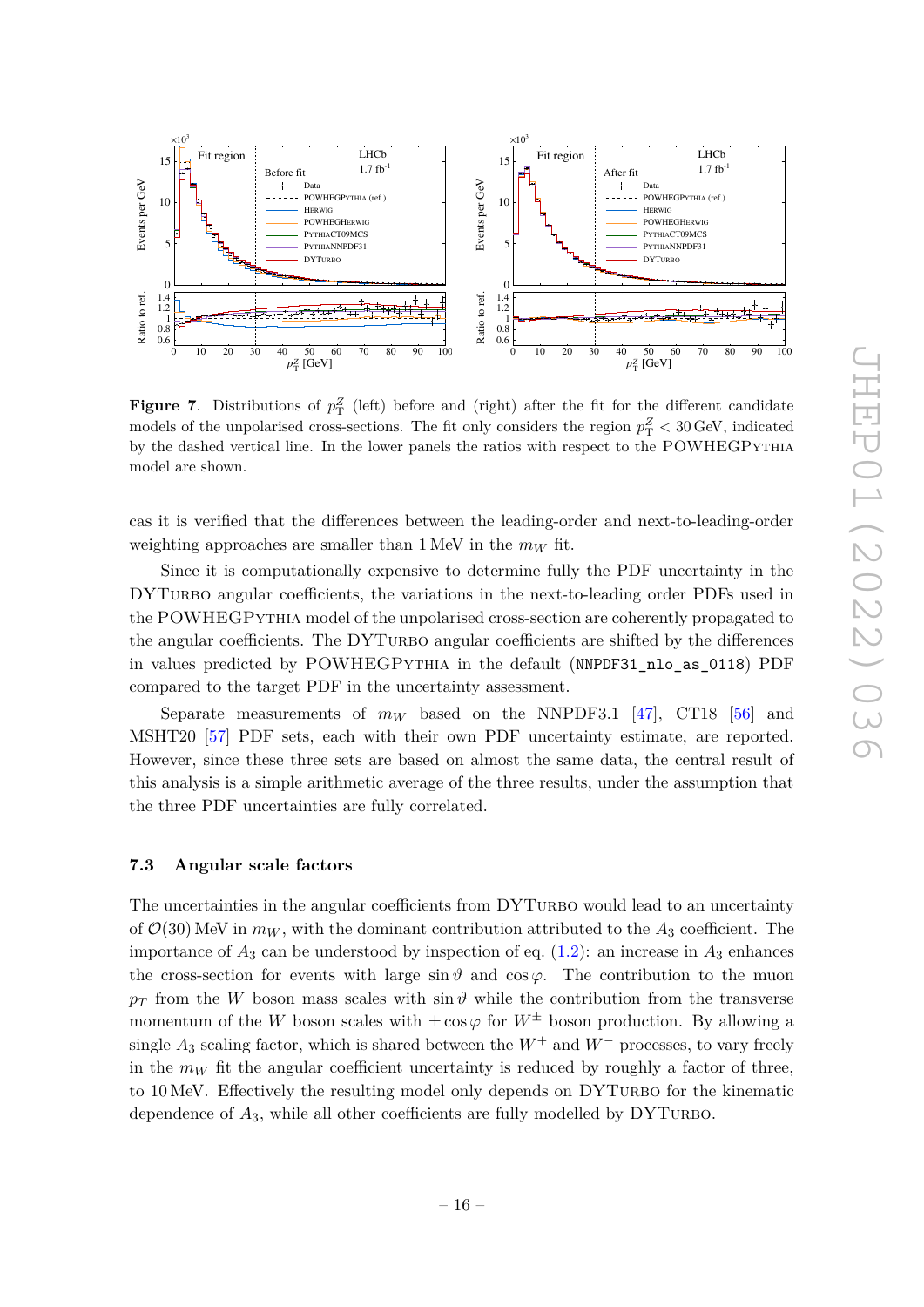×10[3]

15

10

5

0

Events per GeV

Fit region

LHCb

1.7 fb[-1]

Before fit

Data

POWHEGPYTHIA (ref.)

HERWIG

POWHEGHERWIG

PYTHIACT09MCS

PYTHIANNPDF31

DYTURBO

Ratio to ref.

1.4
1.2
1
0.8
0.6

0 10 20 30 40 50 60 70 80 90 100

$p_{\mathrm{T}}^{Z}$ [GeV]

×10[3]

15

10

5

0

Events per GeV

Fit region

LHCb

1.7 fb[-1]

After fit

Data

POWHEGPYTHIA (ref.)

HERWIG

POWHEGHERWIG

PYTHIACT09MCS

PYTHIANNPDF31

DYTURBO

Ratio to ref.

1.4
1.2
1
0.8
0.6

0 10 20 30 40 50 60 70 80 90 100

$p_{\mathrm{T}}^{Z}$ [GeV]

**Figure 7**. Distributions of $p_{\mathrm{T}}^{Z}$ (left) before and (right) after the fit for the different candidate models of the unpolarised cross-sections. The fit only considers the region $p_{\mathrm{T}}^{Z} < 30\,\mathrm{GeV}$, indicated by the dashed vertical line. In the lower panels the ratios with respect to the POWHEGPYTHIA model are shown.

cas it is verified that the differences between the leading-order and next-to-leading-order weighting approaches are smaller than 1 MeV in the $m_W$ fit.

Since it is computationally expensive to determine fully the PDF uncertainty in the DYTURBO angular coefficients, the variations in the next-to-leading order PDFs used in the POWHEGPYTHIA model of the unpolarised cross-section are coherently propagated to the angular coefficients. The DYTURBO angular coefficients are shifted by the differences in values predicted by POWHEGPYTHIA in the default (`NNPDF31_nlo_as_0118`) PDF compared to the target PDF in the uncertainty assessment.

Separate measurements of $m_W$ based on the NNPDF3.1 [47], CT18 [56] and MSHT20 [57] PDF sets, each with their own PDF uncertainty estimate, are reported. However, since these three sets are based on almost the same data, the central result of this analysis is a simple arithmetic average of the three results, under the assumption that the three PDF uncertainties are fully correlated.

### 7.3 Angular scale factors

The uncertainties in the angular coefficients from DYTURBO would lead to an uncertainty of $\mathcal{O}(30)$ MeV in $m_W$, with the dominant contribution attributed to the $A_3$ coefficient. The importance of $A_3$ can be understood by inspection of eq. (1.2): an increase in $A_3$ enhances the cross-section for events with large $\sin\vartheta$ and $\cos\varphi$. The contribution to the muon $p_T$ from the $W$ boson mass scales with $\sin\vartheta$ while the contribution from the transverse momentum of the $W$ boson scales with $\pm\cos\varphi$ for $W^{\pm}$ boson production. By allowing a single $A_3$ scaling factor, which is shared between the $W^+$ and $W^-$ processes, to vary freely in the $m_W$ fit the angular coefficient uncertainty is reduced by roughly a factor of three, to 10 MeV. Effectively the resulting model only depends on DYTURBO for the kinematic dependence of $A_3$, while all other coefficients are fully modelled by DYTURBO.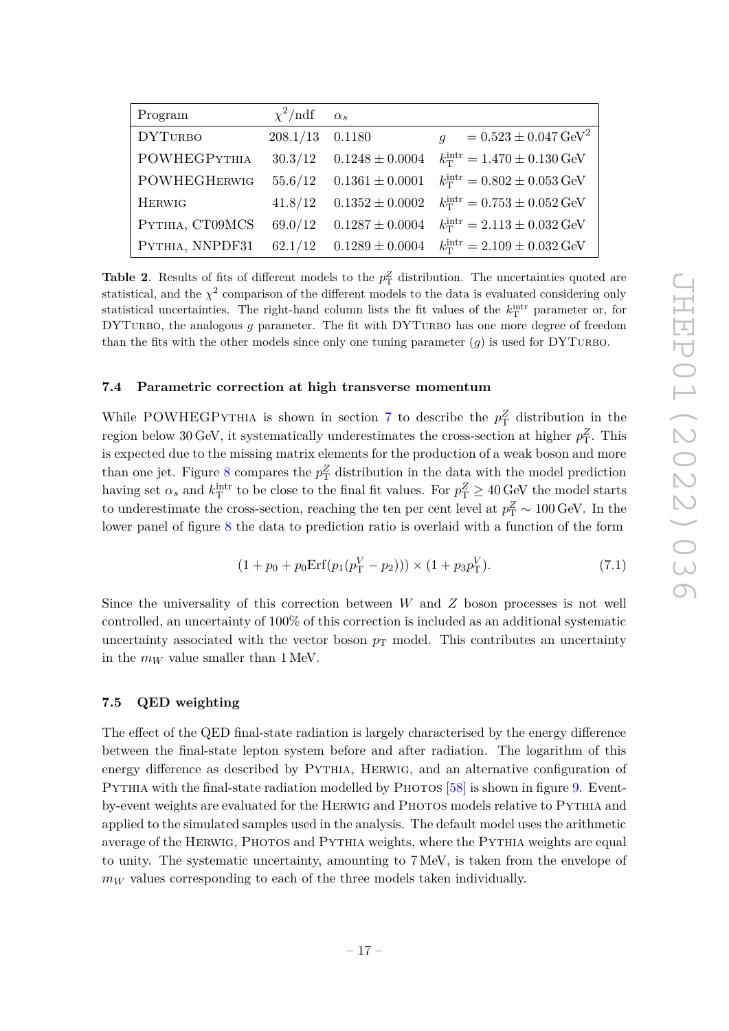| Program | $\chi^2$/ndf | $\alpha_s$ | |
|---|---|---|---|
| DYTurbo | 208.1/13 | 0.1180 | $g \quad = 0.523 \pm 0.047\,\text{GeV}^2$ |
| POWHEGPythia | 30.3/12 | $0.1248 \pm 0.0004$ | $k_\text{T}^\text{intr} = 1.470 \pm 0.130\,\text{GeV}$ |
| POWHEGHerwig | 55.6/12 | $0.1361 \pm 0.0001$ | $k_\text{T}^\text{intr} = 0.802 \pm 0.053\,\text{GeV}$ |
| Herwig | 41.8/12 | $0.1352 \pm 0.0002$ | $k_\text{T}^\text{intr} = 0.753 \pm 0.052\,\text{GeV}$ |
| Pythia, CT09MCS | 69.0/12 | $0.1287 \pm 0.0004$ | $k_\text{T}^\text{intr} = 2.113 \pm 0.032\,\text{GeV}$ |
| Pythia, NNPDF31 | 62.1/12 | $0.1289 \pm 0.0004$ | $k_\text{T}^\text{intr} = 2.109 \pm 0.032\,\text{GeV}$ |

**Table 2**. Results of fits of different models to the $p_\text{T}^Z$ distribution. The uncertainties quoted are statistical, and the $\chi^2$ comparison of the different models to the data is evaluated considering only statistical uncertainties. The right-hand column lists the fit values of the $k_\text{T}^\text{intr}$ parameter or, for DYTurbo, the analogous $g$ parameter. The fit with DYTurbo has one more degree of freedom than the fits with the other models since only one tuning parameter ($g$) is used for DYTurbo.

### 7.4 Parametric correction at high transverse momentum

While POWHEGPythia is shown in section 7 to describe the $p_\text{T}^Z$ distribution in the region below 30 GeV, it systematically underestimates the cross-section at higher $p_\text{T}^Z$. This is expected due to the missing matrix elements for the production of a weak boson and more than one jet. Figure 8 compares the $p_\text{T}^Z$ distribution in the data with the model prediction having set $\alpha_s$ and $k_\text{T}^\text{intr}$ to be close to the final fit values. For $p_\text{T}^Z \geq 40\,\text{GeV}$ the model starts to underestimate the cross-section, reaching the ten per cent level at $p_\text{T}^Z \sim 100\,\text{GeV}$. In the lower panel of figure 8 the data to prediction ratio is overlaid with a function of the form

$$(1 + p_0 + p_0 \text{Erf}(p_1(p_\text{T}^V - p_2))) \times (1 + p_3 p_\text{T}^V). \tag{7.1}$$

Since the universality of this correction between $W$ and $Z$ boson processes is not well controlled, an uncertainty of 100% of this correction is included as an additional systematic uncertainty associated with the vector boson $p_\text{T}$ model. This contributes an uncertainty in the $m_W$ value smaller than 1 MeV.

### 7.5 QED weighting

The effect of the QED final-state radiation is largely characterised by the energy difference between the final-state lepton system before and after radiation. The logarithm of this energy difference as described by Pythia, Herwig, and an alternative configuration of Pythia with the final-state radiation modelled by Photos [58] is shown in figure 9. Event-by-event weights are evaluated for the Herwig and Photos models relative to Pythia and applied to the simulated samples used in the analysis. The default model uses the arithmetic average of the Herwig, Photos and Pythia weights, where the Pythia weights are equal to unity. The systematic uncertainty, amounting to 7 MeV, is taken from the envelope of $m_W$ values corresponding to each of the three models taken individually.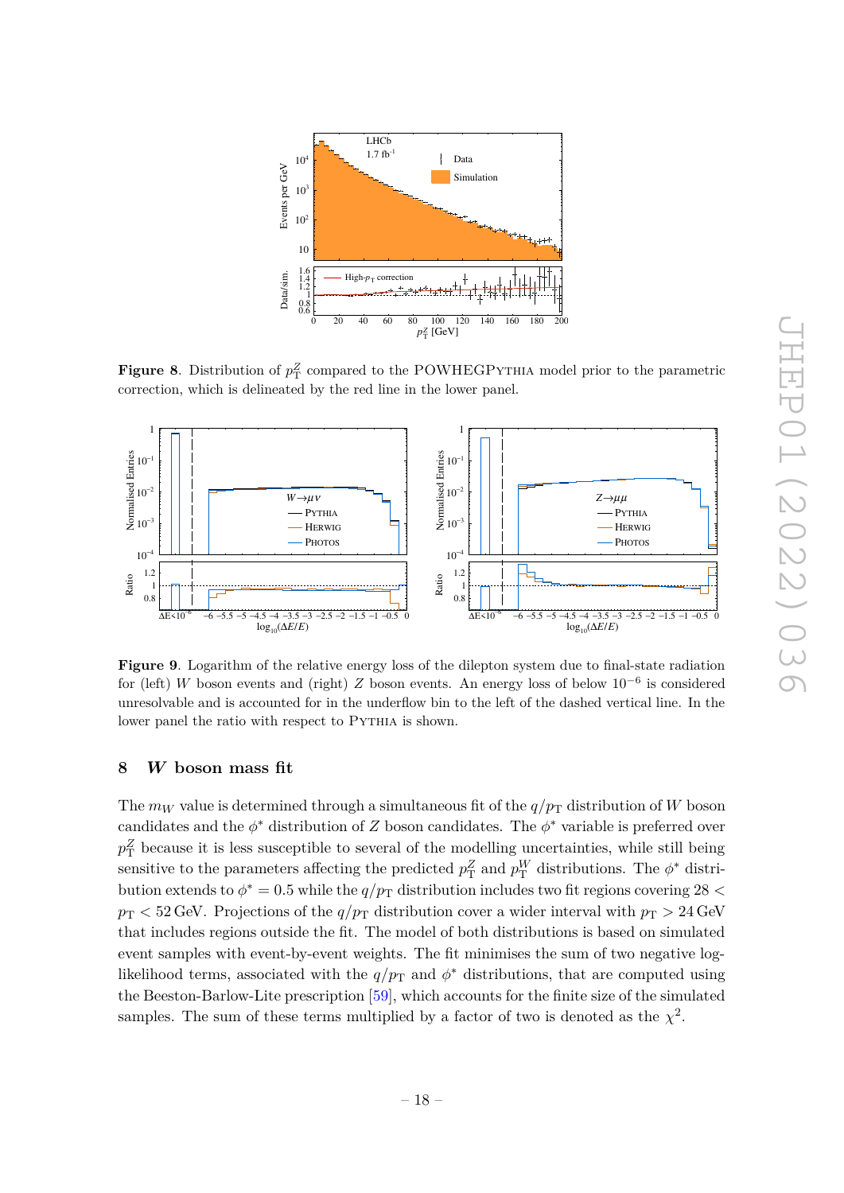LHCb
1.7 fb$^{-1}$
Data
Simulation
Events per GeV
$10^4$
$10^3$
$10^2$
10
Data/sim.
1.6
1.4
1.2
1
0.8
0.6
High-$p_T$ correction
0 20 40 60 80 100 120 140 160 180 200
$p_T^Z$ [GeV]

**Figure 8**. Distribution of $p_T^Z$ compared to the POWHEGPYTHIA model prior to the parametric correction, which is delineated by the red line in the lower panel.

Normalised Entries
1
$10^{-1}$
$10^{-2}$
$10^{-3}$
$10^{-4}$
$W \to \mu\nu$
PYTHIA
HERWIG
PHOTOS
Ratio
1.2
1
0.8
$\Delta E < 10^{-6}$ −6 −5.5 −5 −4.5 −4 −3.5 −3 −2.5 −2 −1.5 −1 −0.5 0
$\log_{10}(\Delta E/E)$

Normalised Entries
1
$10^{-1}$
$10^{-2}$
$10^{-3}$
$10^{-4}$
$Z \to \mu\mu$
PYTHIA
HERWIG
PHOTOS
Ratio
1.2
1
0.8
$\Delta E < 10^{-6}$ −6 −5.5 −5 −4.5 −4 −3.5 −3 −2.5 −2 −1.5 −1 −0.5 0
$\log_{10}(\Delta E/E)$

**Figure 9**. Logarithm of the relative energy loss of the dilepton system due to final-state radiation for (left) $W$ boson events and (right) $Z$ boson events. An energy loss of below $10^{-6}$ is considered unresolvable and is accounted for in the underflow bin to the left of the dashed vertical line. In the lower panel the ratio with respect to PYTHIA is shown.

## 8 $W$ boson mass fit

The $m_W$ value is determined through a simultaneous fit of the $q/p_T$ distribution of $W$ boson candidates and the $\phi^*$ distribution of $Z$ boson candidates. The $\phi^*$ variable is preferred over $p_T^Z$ because it is less susceptible to several of the modelling uncertainties, while still being sensitive to the parameters affecting the predicted $p_T^Z$ and $p_T^W$ distributions. The $\phi^*$ distribution extends to $\phi^* = 0.5$ while the $q/p_T$ distribution includes two fit regions covering $28 < p_T < 52$ GeV. Projections of the $q/p_T$ distribution cover a wider interval with $p_T > 24$ GeV that includes regions outside the fit. The model of both distributions is based on simulated event samples with event-by-event weights. The fit minimises the sum of two negative log-likelihood terms, associated with the $q/p_T$ and $\phi^*$ distributions, that are computed using the Beeston-Barlow-Lite prescription [59], which accounts for the finite size of the simulated samples. The sum of these terms multiplied by a factor of two is denoted as the $\chi^2$.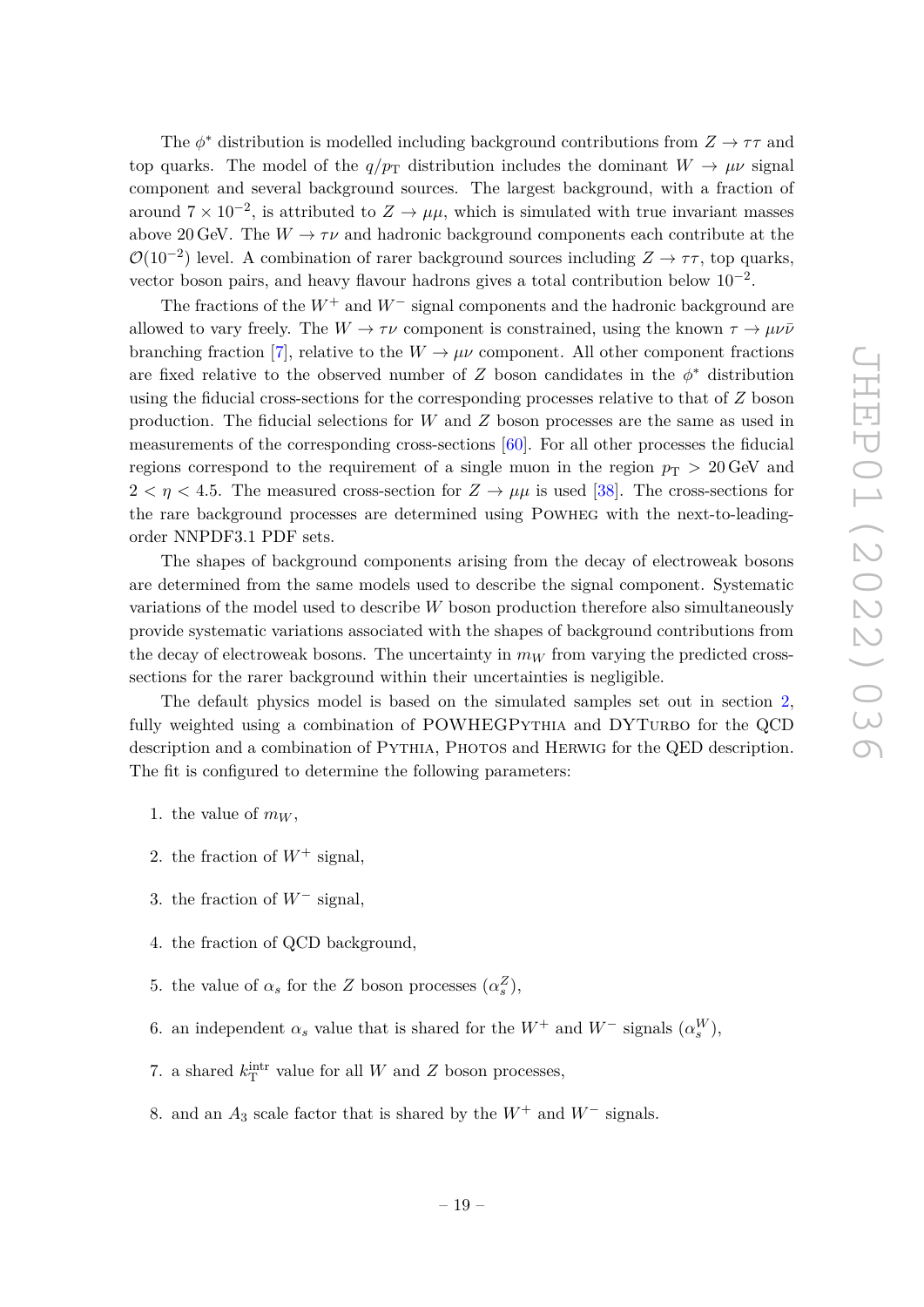The $\phi^*$ distribution is modelled including background contributions from $Z \to \tau\tau$ and top quarks. The model of the $q/p_\mathrm{T}$ distribution includes the dominant $W \to \mu\nu$ signal component and several background sources. The largest background, with a fraction of around $7 \times 10^{-2}$, is attributed to $Z \to \mu\mu$, which is simulated with true invariant masses above 20 GeV. The $W \to \tau\nu$ and hadronic background components each contribute at the $\mathcal{O}(10^{-2})$ level. A combination of rarer background sources including $Z \to \tau\tau$, top quarks, vector boson pairs, and heavy flavour hadrons gives a total contribution below $10^{-2}$.

The fractions of the $W^+$ and $W^-$ signal components and the hadronic background are allowed to vary freely. The $W \to \tau\nu$ component is constrained, using the known $\tau \to \mu\nu\bar{\nu}$ branching fraction [7], relative to the $W \to \mu\nu$ component. All other component fractions are fixed relative to the observed number of $Z$ boson candidates in the $\phi^*$ distribution using the fiducial cross-sections for the corresponding processes relative to that of $Z$ boson production. The fiducial selections for $W$ and $Z$ boson processes are the same as used in measurements of the corresponding cross-sections [60]. For all other processes the fiducial regions correspond to the requirement of a single muon in the region $p_\mathrm{T} > 20$ GeV and $2 < \eta < 4.5$. The measured cross-section for $Z \to \mu\mu$ is used [38]. The cross-sections for the rare background processes are determined using Powheg with the next-to-leading-order NNPDF3.1 PDF sets.

The shapes of background components arising from the decay of electroweak bosons are determined from the same models used to describe the signal component. Systematic variations of the model used to describe $W$ boson production therefore also simultaneously provide systematic variations associated with the shapes of background contributions from the decay of electroweak bosons. The uncertainty in $m_W$ from varying the predicted cross-sections for the rarer background within their uncertainties is negligible.

The default physics model is based on the simulated samples set out in section 2, fully weighted using a combination of POWHEGPythia and DYTurbo for the QCD description and a combination of Pythia, Photos and Herwig for the QED description. The fit is configured to determine the following parameters:

1. the value of $m_W$,
2. the fraction of $W^+$ signal,
3. the fraction of $W^-$ signal,
4. the fraction of QCD background,
5. the value of $\alpha_s$ for the $Z$ boson processes ($\alpha_s^Z$),
6. an independent $\alpha_s$ value that is shared for the $W^+$ and $W^-$ signals ($\alpha_s^W$),
7. a shared $k_\mathrm{T}^\mathrm{intr}$ value for all $W$ and $Z$ boson processes,
8. and an $A_3$ scale factor that is shared by the $W^+$ and $W^-$ signals.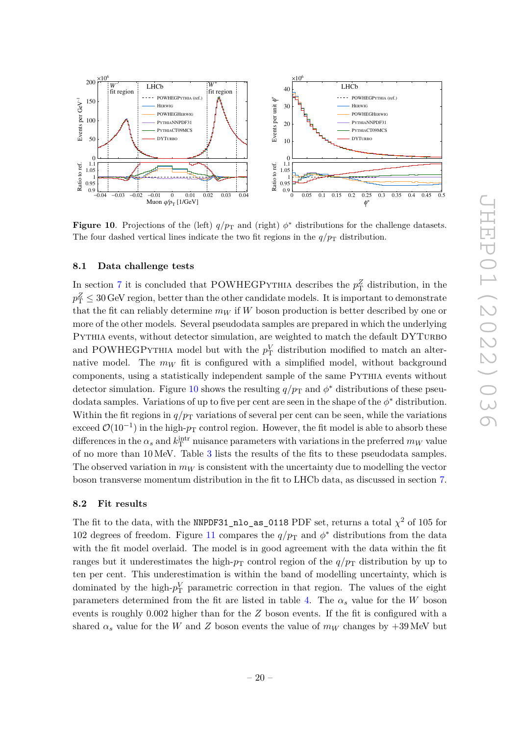×10^6

200
150
100
50
0

Events per GeV^-1

W^- fit region

LHCb

W^+ fit region

POWHEGPythia (ref.)
Herwig
POWHEGHerwig
PythiaNNPDF31
PythiaCT09MCS
DYTurbo

Ratio to ref.
1.1
1.05
1
0.95
0.9

−0.04 −0.03 −0.02 −0.01 0 0.01 0.02 0.03 0.04

Muon $q/p_{\mathrm{T}}$ [1/GeV]

×10^6

40
30
20
10
0

Events per unit $\phi^*$

LHCb

POWHEGPythia (ref.)
Herwig
POWHEGHerwig
PythiaNNPDF31
PythiaCT09MCS
DYTurbo

Ratio to ref.
1.1
1.05
1
0.95
0.9

0 0.05 0.1 0.15 0.2 0.25 0.3 0.35 0.4 0.45 0.5

$\phi^*$

**Figure 10**. Projections of the (left) $q/p_{\mathrm{T}}$ and (right) $\phi^*$ distributions for the challenge datasets. The four dashed vertical lines indicate the two fit regions in the $q/p_{\mathrm{T}}$ distribution.

### 8.1 Data challenge tests

In section 7 it is concluded that POWHEGPythia describes the $p_{\mathrm{T}}^{Z}$ distribution, in the $p_{\mathrm{T}}^{Z} \leq 30\,\mathrm{GeV}$ region, better than the other candidate models. It is important to demonstrate that the fit can reliably determine $m_W$ if $W$ boson production is better described by one or more of the other models. Several pseudodata samples are prepared in which the underlying Pythia events, without detector simulation, are weighted to match the default DYTurbo and POWHEGPythia model but with the $p_{\mathrm{T}}^{V}$ distribution modified to match an alternative model. The $m_W$ fit is configured with a simplified model, without background components, using a statistically independent sample of the same Pythia events without detector simulation. Figure 10 shows the resulting $q/p_{\mathrm{T}}$ and $\phi^*$ distributions of these pseudodata samples. Variations of up to five per cent are seen in the shape of the $\phi^*$ distribution. Within the fit regions in $q/p_{\mathrm{T}}$ variations of several per cent can be seen, while the variations exceed $\mathcal{O}(10^{-1})$ in the high-$p_{\mathrm{T}}$ control region. However, the fit model is able to absorb these differences in the $\alpha_s$ and $k_{\mathrm{T}}^{\mathrm{intr}}$ nuisance parameters with variations in the preferred $m_W$ value of no more than 10 MeV. Table 3 lists the results of the fits to these pseudodata samples. The observed variation in $m_W$ is consistent with the uncertainty due to modelling the vector boson transverse momentum distribution in the fit to LHCb data, as discussed in section 7.

### 8.2 Fit results

The fit to the data, with the `NNPDF31_nlo_as_0118` PDF set, returns a total $\chi^2$ of 105 for 102 degrees of freedom. Figure 11 compares the $q/p_{\mathrm{T}}$ and $\phi^*$ distributions from the data with the fit model overlaid. The model is in good agreement with the data within the fit ranges but it underestimates the high-$p_{\mathrm{T}}$ control region of the $q/p_{\mathrm{T}}$ distribution by up to ten per cent. This underestimation is within the band of modelling uncertainty, which is dominated by the high-$p_{\mathrm{T}}^{V}$ parametric correction in that region. The values of the eight parameters determined from the fit are listed in table 4. The $\alpha_s$ value for the $W$ boson events is roughly 0.002 higher than for the $Z$ boson events. If the fit is configured with a shared $\alpha_s$ value for the $W$ and $Z$ boson events the value of $m_W$ changes by +39 MeV but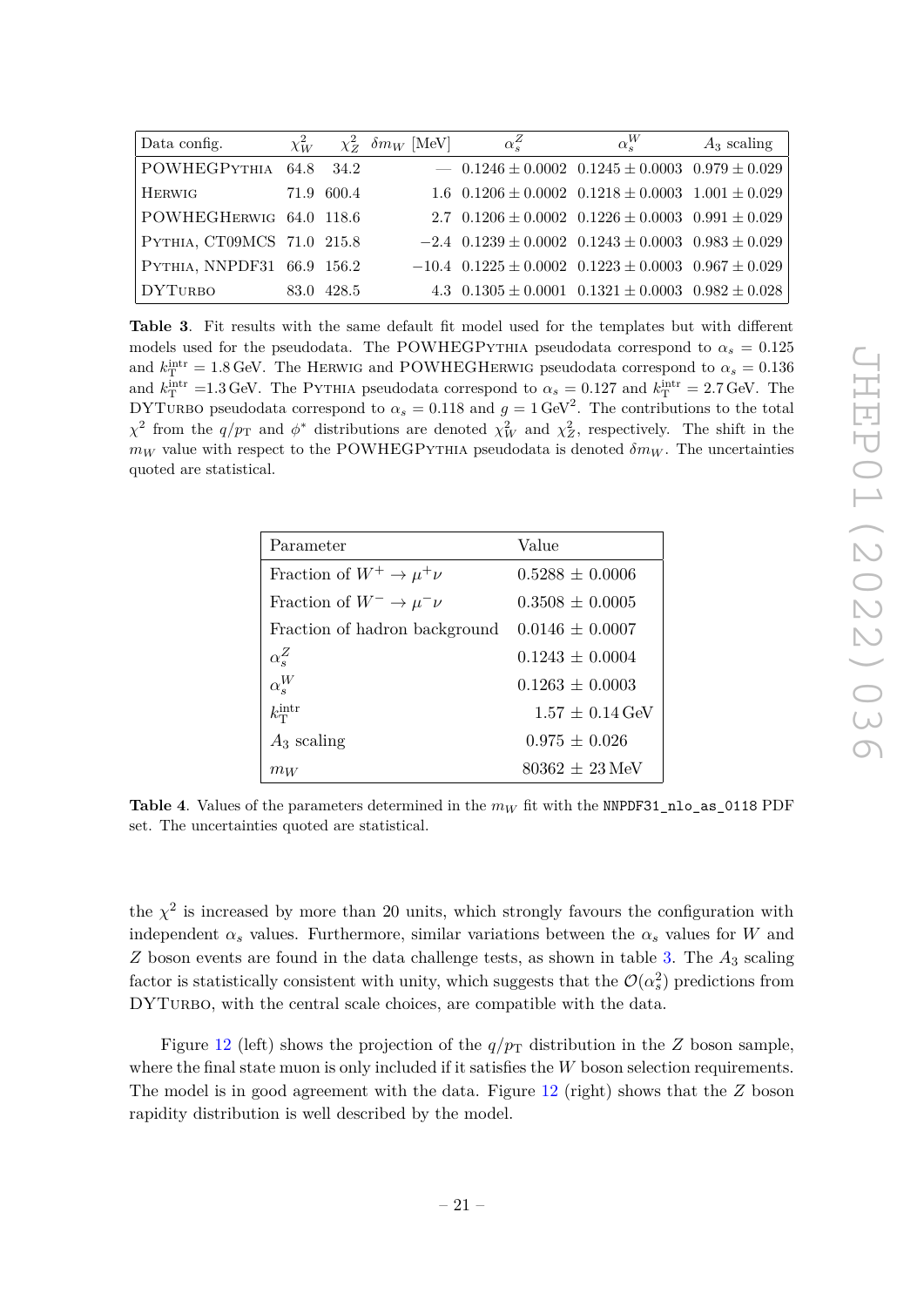| Data config. | $\chi^2_W$ | $\chi^2_Z$ | $\delta m_W$ [MeV] | $\alpha_s^Z$ | $\alpha_s^W$ | $A_3$ scaling |
|---|---|---|---|---|---|---|
| POWHEGPythia | 64.8 | 34.2 | — | $0.1246 \pm 0.0002$ | $0.1245 \pm 0.0003$ | $0.979 \pm 0.029$ |
| Herwig | 71.9 | 600.4 | 1.6 | $0.1206 \pm 0.0002$ | $0.1218 \pm 0.0003$ | $1.001 \pm 0.029$ |
| POWHEGHerwig | 64.0 | 118.6 | 2.7 | $0.1206 \pm 0.0002$ | $0.1226 \pm 0.0003$ | $0.991 \pm 0.029$ |
| Pythia, CT09MCS | 71.0 | 215.8 | $-2.4$ | $0.1239 \pm 0.0002$ | $0.1243 \pm 0.0003$ | $0.983 \pm 0.029$ |
| Pythia, NNPDF31 | 66.9 | 156.2 | $-10.4$ | $0.1225 \pm 0.0002$ | $0.1223 \pm 0.0003$ | $0.967 \pm 0.029$ |
| DYTurbo | 83.0 | 428.5 | 4.3 | $0.1305 \pm 0.0001$ | $0.1321 \pm 0.0003$ | $0.982 \pm 0.028$ |

**Table 3**. Fit results with the same default fit model used for the templates but with different models used for the pseudodata. The POWHEGPythia pseudodata correspond to $\alpha_s = 0.125$ and $k_{\mathrm{T}}^{\mathrm{intr}} = 1.8\,\mathrm{GeV}$. The Herwig and POWHEGHerwig pseudodata correspond to $\alpha_s = 0.136$ and $k_{\mathrm{T}}^{\mathrm{intr}}$ =1.3 GeV. The Pythia pseudodata correspond to $\alpha_s = 0.127$ and $k_{\mathrm{T}}^{\mathrm{intr}} = 2.7\,\mathrm{GeV}$. The DYTurbo pseudodata correspond to $\alpha_s = 0.118$ and $g = 1\,\mathrm{GeV}^2$. The contributions to the total $\chi^2$ from the $q/p_{\mathrm{T}}$ and $\phi^*$ distributions are denoted $\chi^2_W$ and $\chi^2_Z$, respectively. The shift in the $m_W$ value with respect to the POWHEGPythia pseudodata is denoted $\delta m_W$. The uncertainties quoted are statistical.

| Parameter | Value |
|---|---|
| Fraction of $W^+ \to \mu^+\nu$ | $0.5288 \pm 0.0006$ |
| Fraction of $W^- \to \mu^-\nu$ | $0.3508 \pm 0.0005$ |
| Fraction of hadron background | $0.0146 \pm 0.0007$ |
| $\alpha_s^Z$ | $0.1243 \pm 0.0004$ |
| $\alpha_s^W$ | $0.1263 \pm 0.0003$ |
| $k_{\mathrm{T}}^{\mathrm{intr}}$ | $1.57 \pm 0.14\,\mathrm{GeV}$ |
| $A_3$ scaling | $0.975 \pm 0.026$ |
| $m_W$ | $80362 \pm 23\,\mathrm{MeV}$ |

**Table 4**. Values of the parameters determined in the $m_W$ fit with the `NNPDF31_nlo_as_0118` PDF set. The uncertainties quoted are statistical.

the $\chi^2$ is increased by more than 20 units, which strongly favours the configuration with independent $\alpha_s$ values. Furthermore, similar variations between the $\alpha_s$ values for $W$ and $Z$ boson events are found in the data challenge tests, as shown in table 3. The $A_3$ scaling factor is statistically consistent with unity, which suggests that the $\mathcal{O}(\alpha_s^2)$ predictions from DYTurbo, with the central scale choices, are compatible with the data.

Figure 12 (left) shows the projection of the $q/p_{\mathrm{T}}$ distribution in the $Z$ boson sample, where the final state muon is only included if it satisfies the $W$ boson selection requirements. The model is in good agreement with the data. Figure 12 (right) shows that the $Z$ boson rapidity distribution is well described by the model.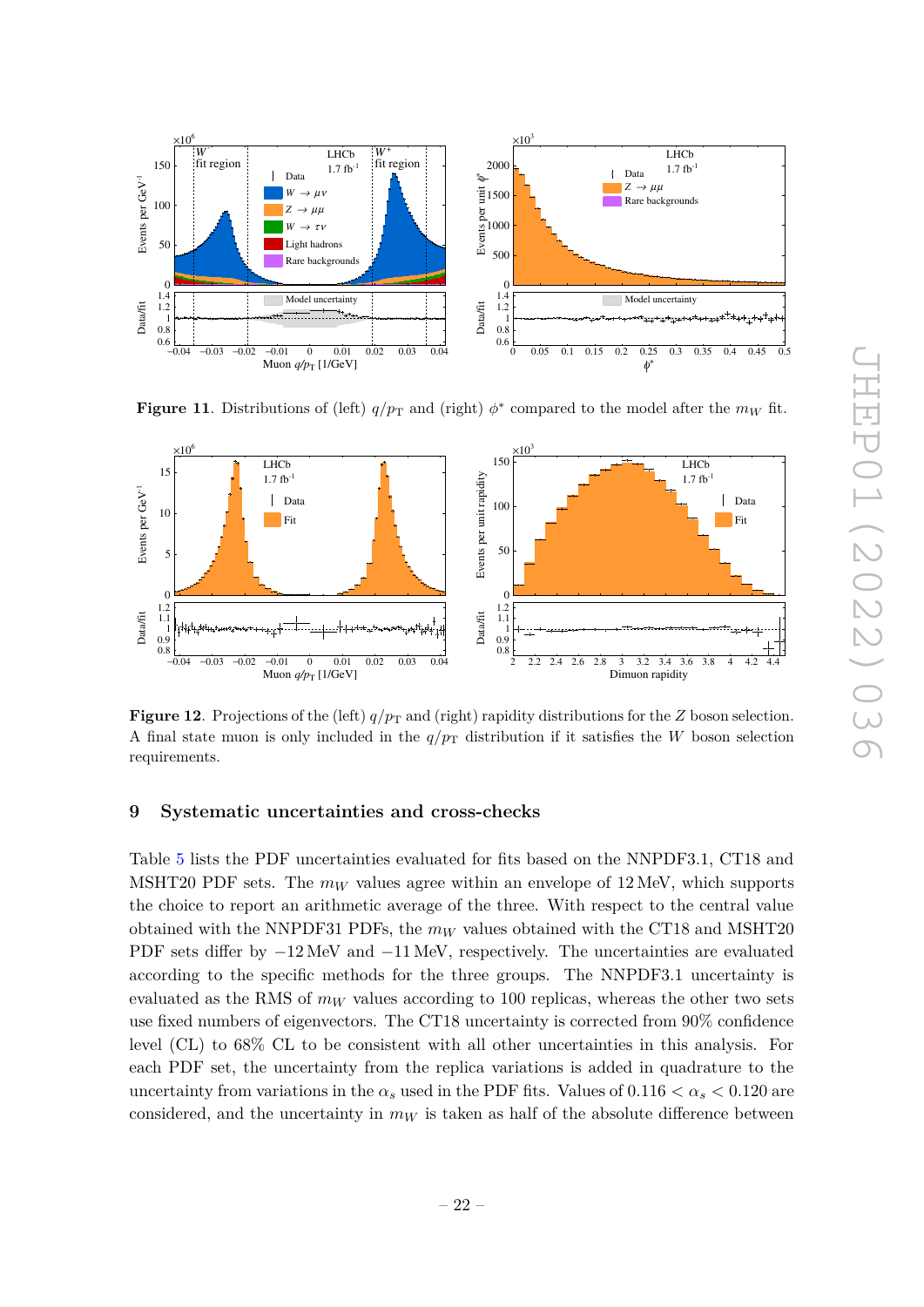×10^6
W⁻ fit region
LHCb
1.7 fb⁻¹
W⁺ fit region
Events per GeV⁻¹
Data
W → μν
Z → μμ
W → τν
Light hadrons
Rare backgrounds
Data/fit
Model uncertainty
Muon $q/p_T$ [1/GeV]

×10^3
LHCb
1.7 fb⁻¹
Events per unit $\phi^*$
Data
Z → μμ
Rare backgrounds
Data/fit
Model uncertainty
$\phi^*$

**Figure 11**. Distributions of (left) $q/p_{\mathrm{T}}$ and (right) $\phi^*$ compared to the model after the $m_W$ fit.

×10^6
LHCb
1.7 fb⁻¹
Events per GeV⁻¹
Data
Fit
Data/fit
Muon $q/p_T$ [1/GeV]

×10^3
LHCb
1.7 fb⁻¹
Events per unit rapidity
Data
Fit
Data/fit
Dimuon rapidity

**Figure 12**. Projections of the (left) $q/p_{\mathrm{T}}$ and (right) rapidity distributions for the $Z$ boson selection. A final state muon is only included in the $q/p_{\mathrm{T}}$ distribution if it satisfies the $W$ boson selection requirements.

## 9 Systematic uncertainties and cross-checks

Table 5 lists the PDF uncertainties evaluated for fits based on the NNPDF3.1, CT18 and MSHT20 PDF sets. The $m_W$ values agree within an envelope of 12 MeV, which supports the choice to report an arithmetic average of the three. With respect to the central value obtained with the NNPDF31 PDFs, the $m_W$ values obtained with the CT18 and MSHT20 PDF sets differ by $-12$ MeV and $-11$ MeV, respectively. The uncertainties are evaluated according to the specific methods for the three groups. The NNPDF3.1 uncertainty is evaluated as the RMS of $m_W$ values according to 100 replicas, whereas the other two sets use fixed numbers of eigenvectors. The CT18 uncertainty is corrected from 90% confidence level (CL) to 68% CL to be consistent with all other uncertainties in this analysis. For each PDF set, the uncertainty from the replica variations is added in quadrature to the uncertainty from variations in the $\alpha_s$ used in the PDF fits. Values of $0.116 < \alpha_s < 0.120$ are considered, and the uncertainty in $m_W$ is taken as half of the absolute difference between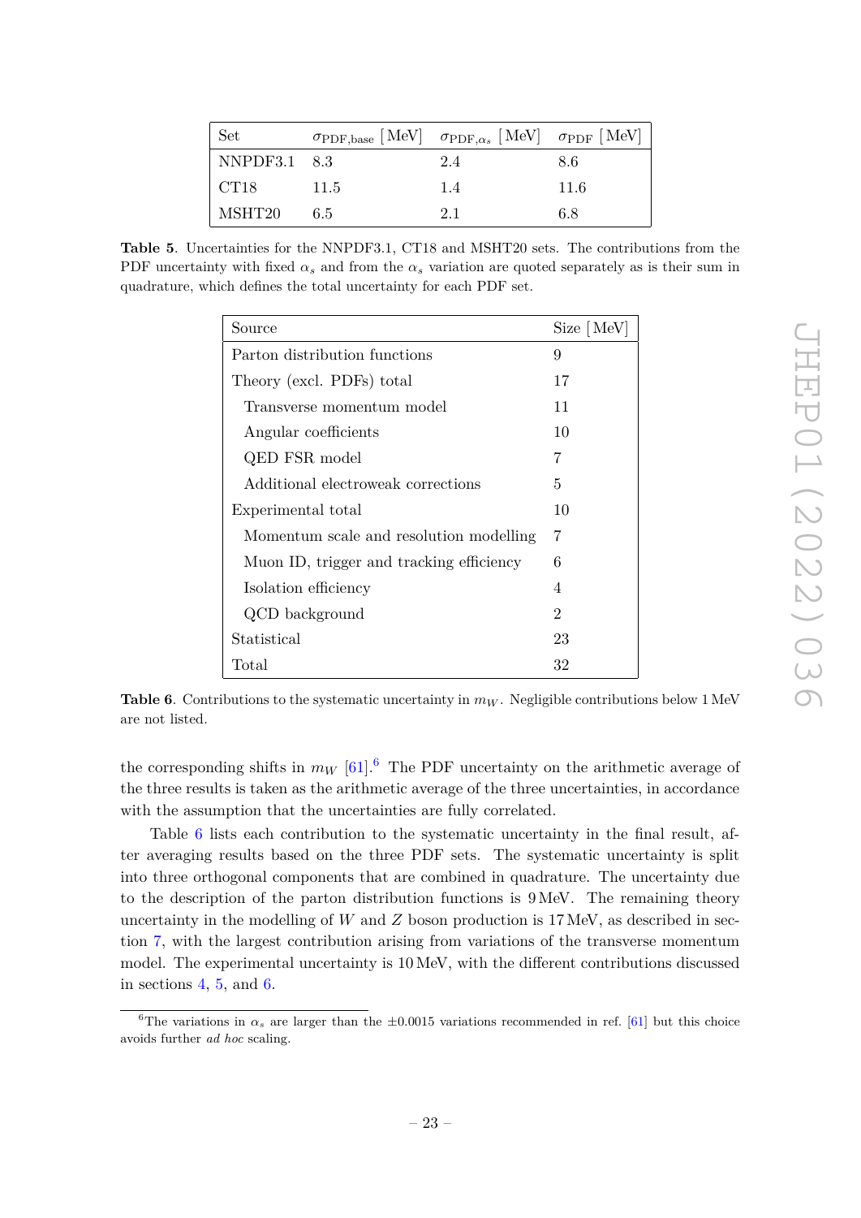| Set | $\sigma_{\mathrm{PDF,base}}$ [MeV] | $\sigma_{\mathrm{PDF},\alpha_s}$ [MeV] | $\sigma_{\mathrm{PDF}}$ [MeV] |
|---|---|---|---|
| NNPDF3.1 | 8.3 | 2.4 | 8.6 |
| CT18 | 11.5 | 1.4 | 11.6 |
| MSHT20 | 6.5 | 2.1 | 6.8 |

**Table 5**. Uncertainties for the NNPDF3.1, CT18 and MSHT20 sets. The contributions from the PDF uncertainty with fixed $\alpha_s$ and from the $\alpha_s$ variation are quoted separately as is their sum in quadrature, which defines the total uncertainty for each PDF set.

| Source | Size [MeV] |
|---|---|
| Parton distribution functions | 9 |
| Theory (excl. PDFs) total | 17 |
| Transverse momentum model | 11 |
| Angular coefficients | 10 |
| QED FSR model | 7 |
| Additional electroweak corrections | 5 |
| Experimental total | 10 |
| Momentum scale and resolution modelling | 7 |
| Muon ID, trigger and tracking efficiency | 6 |
| Isolation efficiency | 4 |
| QCD background | 2 |
| Statistical | 23 |
| Total | 32 |

**Table 6**. Contributions to the systematic uncertainty in $m_W$. Negligible contributions below 1 MeV are not listed.

the corresponding shifts in $m_W$ [61].[6] The PDF uncertainty on the arithmetic average of the three results is taken as the arithmetic average of the three uncertainties, in accordance with the assumption that the uncertainties are fully correlated.

Table 6 lists each contribution to the systematic uncertainty in the final result, after averaging results based on the three PDF sets. The systematic uncertainty is split into three orthogonal components that are combined in quadrature. The uncertainty due to the description of the parton distribution functions is 9 MeV. The remaining theory uncertainty in the modelling of $W$ and $Z$ boson production is 17 MeV, as described in section 7, with the largest contribution arising from variations of the transverse momentum model. The experimental uncertainty is 10 MeV, with the different contributions discussed in sections 4, 5, and 6.

[6]The variations in $\alpha_s$ are larger than the $\pm 0.0015$ variations recommended in ref. [61] but this choice avoids further *ad hoc* scaling.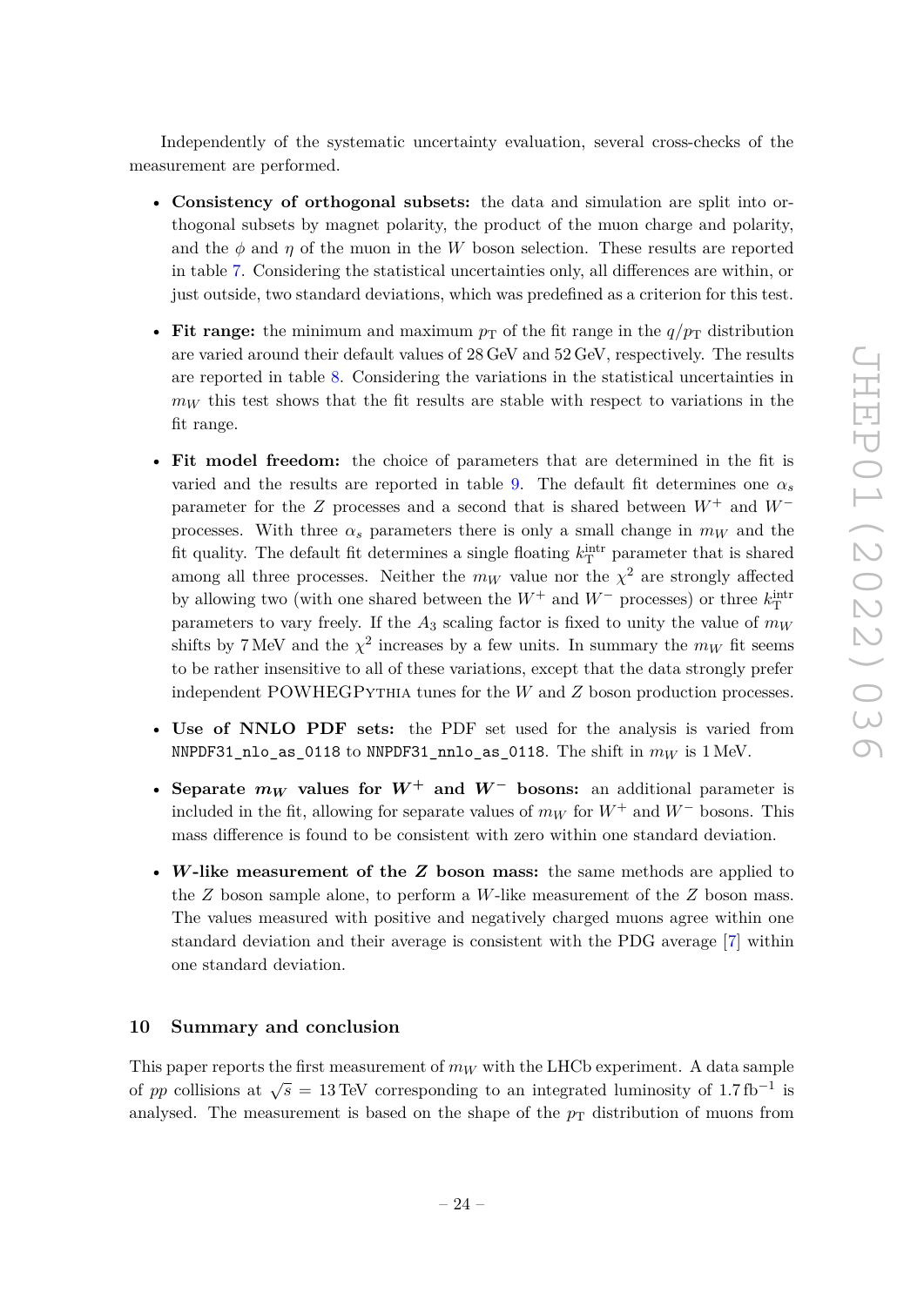Independently of the systematic uncertainty evaluation, several cross-checks of the measurement are performed.

- **Consistency of orthogonal subsets:** the data and simulation are split into orthogonal subsets by magnet polarity, the product of the muon charge and polarity, and the $\phi$ and $\eta$ of the muon in the $W$ boson selection. These results are reported in table 7. Considering the statistical uncertainties only, all differences are within, or just outside, two standard deviations, which was predefined as a criterion for this test.

- **Fit range:** the minimum and maximum $p_{\mathrm{T}}$ of the fit range in the $q/p_{\mathrm{T}}$ distribution are varied around their default values of 28 GeV and 52 GeV, respectively. The results are reported in table 8. Considering the variations in the statistical uncertainties in $m_W$ this test shows that the fit results are stable with respect to variations in the fit range.

- **Fit model freedom:** the choice of parameters that are determined in the fit is varied and the results are reported in table 9. The default fit determines one $\alpha_s$ parameter for the $Z$ processes and a second that is shared between $W^+$ and $W^-$ processes. With three $\alpha_s$ parameters there is only a small change in $m_W$ and the fit quality. The default fit determines a single floating $k_{\mathrm{T}}^{\mathrm{intr}}$ parameter that is shared among all three processes. Neither the $m_W$ value nor the $\chi^2$ are strongly affected by allowing two (with one shared between the $W^+$ and $W^-$ processes) or three $k_{\mathrm{T}}^{\mathrm{intr}}$ parameters to vary freely. If the $A_3$ scaling factor is fixed to unity the value of $m_W$ shifts by 7 MeV and the $\chi^2$ increases by a few units. In summary the $m_W$ fit seems to be rather insensitive to all of these variations, except that the data strongly prefer independent POWHEGPYTHIA tunes for the $W$ and $Z$ boson production processes.

- **Use of NNLO PDF sets:** the PDF set used for the analysis is varied from `NNPDF31_nlo_as_0118` to `NNPDF31_nnlo_as_0118`. The shift in $m_W$ is 1 MeV.

- **Separate $m_W$ values for $W^+$ and $W^-$ bosons:** an additional parameter is included in the fit, allowing for separate values of $m_W$ for $W^+$ and $W^-$ bosons. This mass difference is found to be consistent with zero within one standard deviation.

- ***W*-like measurement of the *Z* boson mass:** the same methods are applied to the $Z$ boson sample alone, to perform a $W$-like measurement of the $Z$ boson mass. The values measured with positive and negatively charged muons agree within one standard deviation and their average is consistent with the PDG average [7] within one standard deviation.

## 10 Summary and conclusion

This paper reports the first measurement of $m_W$ with the LHCb experiment. A data sample of $pp$ collisions at $\sqrt{s} = 13\,\mathrm{TeV}$ corresponding to an integrated luminosity of $1.7\,\mathrm{fb}^{-1}$ is analysed. The measurement is based on the shape of the $p_{\mathrm{T}}$ distribution of muons from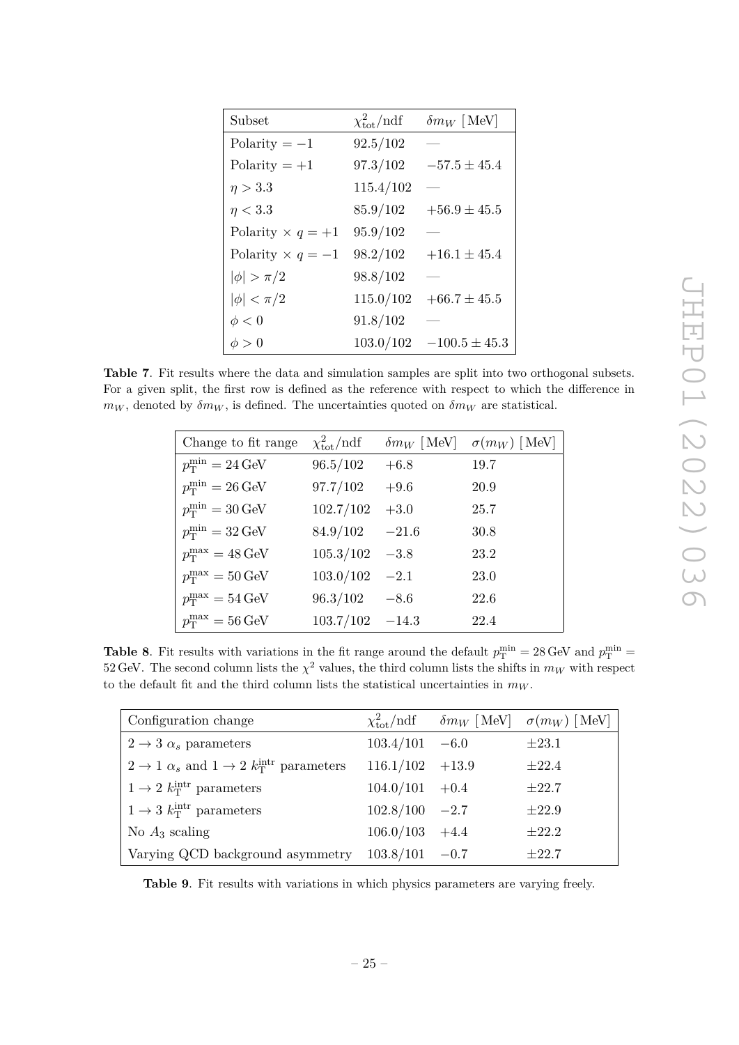| Subset | $\chi^2_{\text{tot}}$/ndf | $\delta m_W$ [MeV] |
|---|---|---|
| Polarity $= -1$ | 92.5/102 | — |
| Polarity $= +1$ | 97.3/102 | $-57.5 \pm 45.4$ |
| $\eta > 3.3$ | 115.4/102 | — |
| $\eta < 3.3$ | 85.9/102 | $+56.9 \pm 45.5$ |
| Polarity $\times\ q = +1$ | 95.9/102 | — |
| Polarity $\times\ q = -1$ | 98.2/102 | $+16.1 \pm 45.4$ |
| $\lvert\phi\rvert > \pi/2$ | 98.8/102 | — |
| $\lvert\phi\rvert < \pi/2$ | 115.0/102 | $+66.7 \pm 45.5$ |
| $\phi < 0$ | 91.8/102 | — |
| $\phi > 0$ | 103.0/102 | $-100.5 \pm 45.3$ |

**Table 7**. Fit results where the data and simulation samples are split into two orthogonal subsets. For a given split, the first row is defined as the reference with respect to which the difference in $m_W$, denoted by $\delta m_W$, is defined. The uncertainties quoted on $\delta m_W$ are statistical.

| Change to fit range | $\chi^2_{\text{tot}}$/ndf | $\delta m_W$ [MeV] | $\sigma(m_W)$ [MeV] |
|---|---|---|---|
| $p_{\text{T}}^{\text{min}} = 24\,\text{GeV}$ | 96.5/102 | $+6.8$ | 19.7 |
| $p_{\text{T}}^{\text{min}} = 26\,\text{GeV}$ | 97.7/102 | $+9.6$ | 20.9 |
| $p_{\text{T}}^{\text{min}} = 30\,\text{GeV}$ | 102.7/102 | $+3.0$ | 25.7 |
| $p_{\text{T}}^{\text{min}} = 32\,\text{GeV}$ | 84.9/102 | $-21.6$ | 30.8 |
| $p_{\text{T}}^{\text{max}} = 48\,\text{GeV}$ | 105.3/102 | $-3.8$ | 23.2 |
| $p_{\text{T}}^{\text{max}} = 50\,\text{GeV}$ | 103.0/102 | $-2.1$ | 23.0 |
| $p_{\text{T}}^{\text{max}} = 54\,\text{GeV}$ | 96.3/102 | $-8.6$ | 22.6 |
| $p_{\text{T}}^{\text{max}} = 56\,\text{GeV}$ | 103.7/102 | $-14.3$ | 22.4 |

**Table 8**. Fit results with variations in the fit range around the default $p_{\text{T}}^{\text{min}} = 28\,\text{GeV}$ and $p_{\text{T}}^{\text{min}} = 52\,\text{GeV}$. The second column lists the $\chi^2$ values, the third column lists the shifts in $m_W$ with respect to the default fit and the third column lists the statistical uncertainties in $m_W$.

| Configuration change | $\chi^2_{\text{tot}}$/ndf | $\delta m_W$ [MeV] | $\sigma(m_W)$ [MeV] |
|---|---|---|---|
| $2 \to 3$ $\alpha_s$ parameters | 103.4/101 | $-6.0$ | $\pm 23.1$ |
| $2 \to 1$ $\alpha_s$ and $1 \to 2$ $k_{\text{T}}^{\text{intr}}$ parameters | 116.1/102 | $+13.9$ | $\pm 22.4$ |
| $1 \to 2$ $k_{\text{T}}^{\text{intr}}$ parameters | 104.0/101 | $+0.4$ | $\pm 22.7$ |
| $1 \to 3$ $k_{\text{T}}^{\text{intr}}$ parameters | 102.8/100 | $-2.7$ | $\pm 22.9$ |
| No $A_3$ scaling | 106.0/103 | $+4.4$ | $\pm 22.2$ |
| Varying QCD background asymmetry | 103.8/101 | $-0.7$ | $\pm 22.7$ |

**Table 9**. Fit results with variations in which physics parameters are varying freely.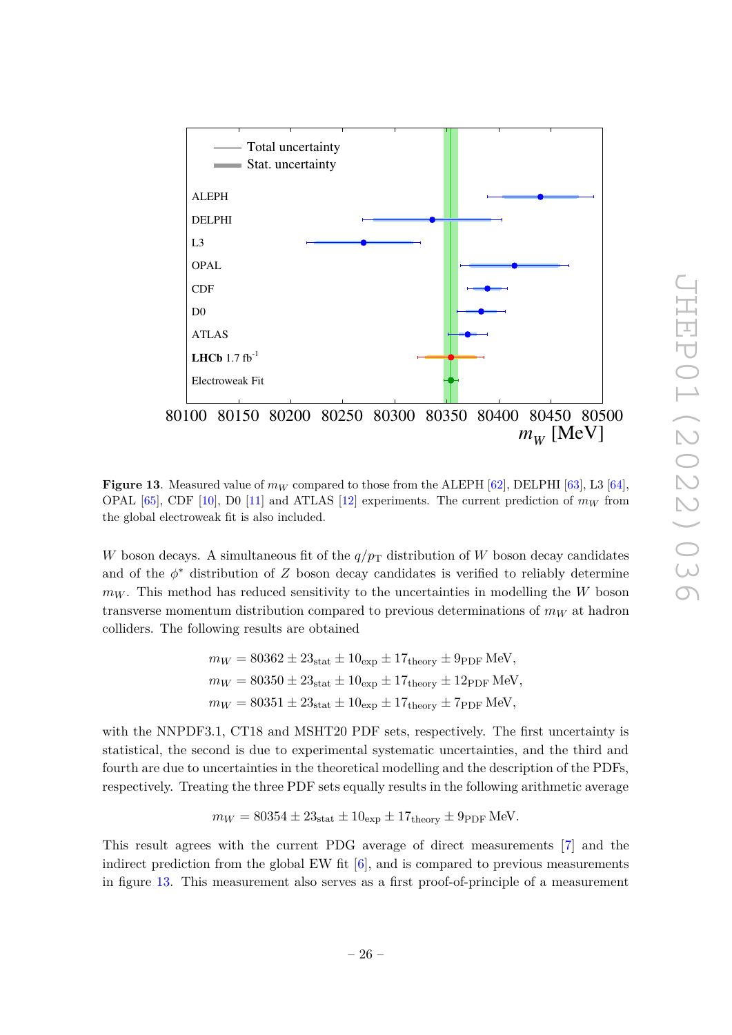Total uncertainty

Stat. uncertainty

ALEPH

DELPHI

L3

OPAL

CDF

D0

ATLAS

**LHCb** 1.7 fb$^{-1}$

Electroweak Fit

80100 80150 80200 80250 80300 80350 80400 80450 80500

$m_W$ [MeV]

**Figure 13**. Measured value of $m_W$ compared to those from the ALEPH [62], DELPHI [63], L3 [64], OPAL [65], CDF [10], D0 [11] and ATLAS [12] experiments. The current prediction of $m_W$ from the global electroweak fit is also included.

$W$ boson decays. A simultaneous fit of the $q/p_{\mathrm{T}}$ distribution of $W$ boson decay candidates and of the $\phi^*$ distribution of $Z$ boson decay candidates is verified to reliably determine $m_W$. This method has reduced sensitivity to the uncertainties in modelling the $W$ boson transverse momentum distribution compared to previous determinations of $m_W$ at hadron colliders. The following results are obtained

$$m_W = 80362 \pm 23_{\text{stat}} \pm 10_{\text{exp}} \pm 17_{\text{theory}} \pm 9_{\text{PDF}}\,\text{MeV},$$
$$m_W = 80350 \pm 23_{\text{stat}} \pm 10_{\text{exp}} \pm 17_{\text{theory}} \pm 12_{\text{PDF}}\,\text{MeV},$$
$$m_W = 80351 \pm 23_{\text{stat}} \pm 10_{\text{exp}} \pm 17_{\text{theory}} \pm 7_{\text{PDF}}\,\text{MeV},$$

with the NNPDF3.1, CT18 and MSHT20 PDF sets, respectively. The first uncertainty is statistical, the second is due to experimental systematic uncertainties, and the third and fourth are due to uncertainties in the theoretical modelling and the description of the PDFs, respectively. Treating the three PDF sets equally results in the following arithmetic average

$$m_W = 80354 \pm 23_{\text{stat}} \pm 10_{\text{exp}} \pm 17_{\text{theory}} \pm 9_{\text{PDF}}\,\text{MeV}.$$

This result agrees with the current PDG average of direct measurements [7] and the indirect prediction from the global EW fit [6], and is compared to previous measurements in figure 13. This measurement also serves as a first proof-of-principle of a measurement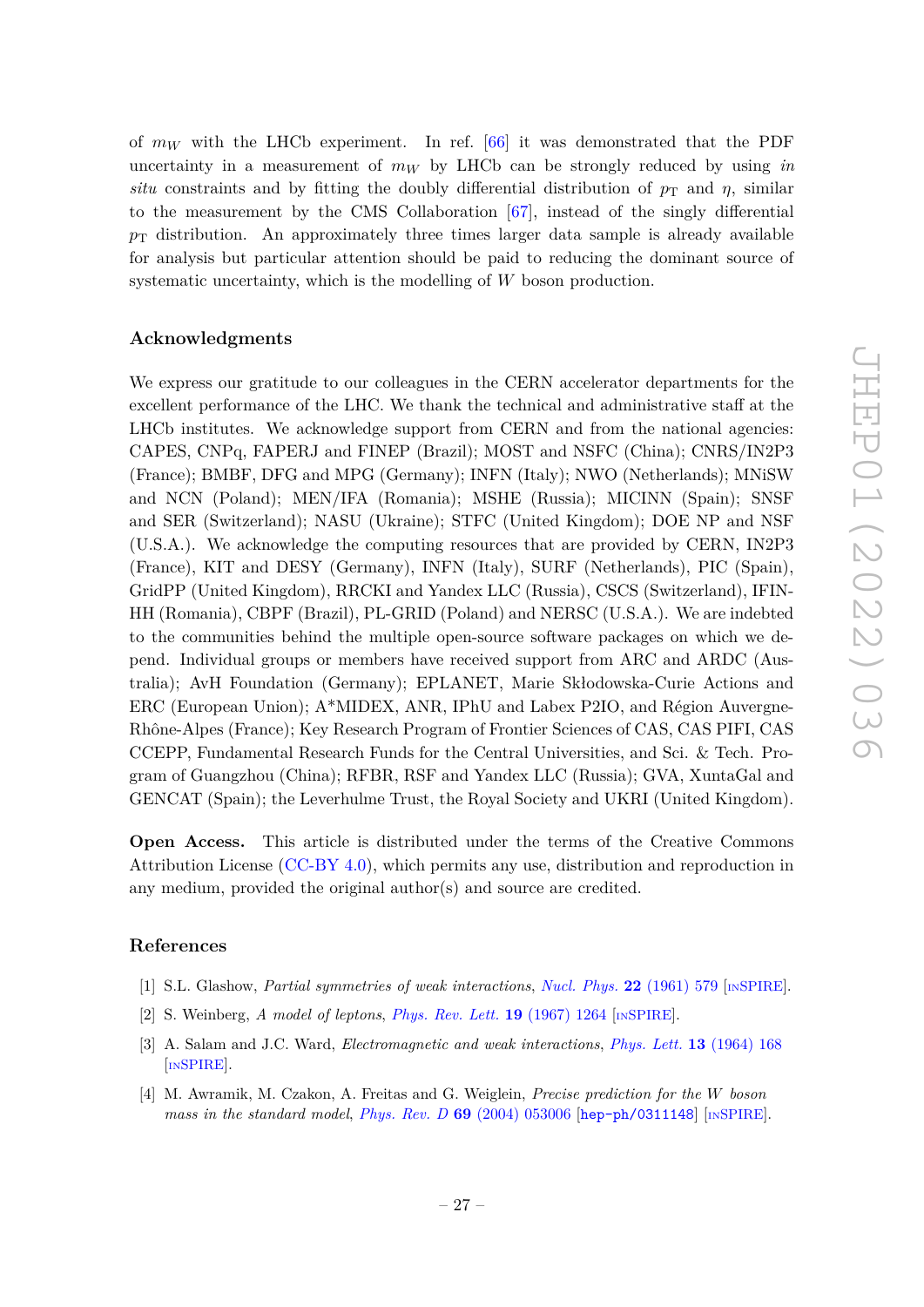of $m_W$ with the LHCb experiment. In ref. [66] it was demonstrated that the PDF uncertainty in a measurement of $m_W$ by LHCb can be strongly reduced by using *in situ* constraints and by fitting the doubly differential distribution of $p_T$ and $\eta$, similar to the measurement by the CMS Collaboration [67], instead of the singly differential $p_T$ distribution. An approximately three times larger data sample is already available for analysis but particular attention should be paid to reducing the dominant source of systematic uncertainty, which is the modelling of $W$ boson production.

## Acknowledgments

We express our gratitude to our colleagues in the CERN accelerator departments for the excellent performance of the LHC. We thank the technical and administrative staff at the LHCb institutes. We acknowledge support from CERN and from the national agencies: CAPES, CNPq, FAPERJ and FINEP (Brazil); MOST and NSFC (China); CNRS/IN2P3 (France); BMBF, DFG and MPG (Germany); INFN (Italy); NWO (Netherlands); MNiSW and NCN (Poland); MEN/IFA (Romania); MSHE (Russia); MICINN (Spain); SNSF and SER (Switzerland); NASU (Ukraine); STFC (United Kingdom); DOE NP and NSF (U.S.A.). We acknowledge the computing resources that are provided by CERN, IN2P3 (France), KIT and DESY (Germany), INFN (Italy), SURF (Netherlands), PIC (Spain), GridPP (United Kingdom), RRCKI and Yandex LLC (Russia), CSCS (Switzerland), IFIN-HH (Romania), CBPF (Brazil), PL-GRID (Poland) and NERSC (U.S.A.). We are indebted to the communities behind the multiple open-source software packages on which we depend. Individual groups or members have received support from ARC and ARDC (Australia); AvH Foundation (Germany); EPLANET, Marie Skłodowska-Curie Actions and ERC (European Union); A*MIDEX, ANR, IPhU and Labex P2IO, and Région Auvergne-Rhône-Alpes (France); Key Research Program of Frontier Sciences of CAS, CAS PIFI, CAS CCEPP, Fundamental Research Funds for the Central Universities, and Sci. & Tech. Program of Guangzhou (China); RFBR, RSF and Yandex LLC (Russia); GVA, XuntaGal and GENCAT (Spain); the Leverhulme Trust, the Royal Society and UKRI (United Kingdom).

**Open Access.** This article is distributed under the terms of the Creative Commons Attribution License (CC-BY 4.0), which permits any use, distribution and reproduction in any medium, provided the original author(s) and source are credited.

## References

[1] S.L. Glashow, *Partial symmetries of weak interactions*, *Nucl. Phys.* **22** (1961) 579 [INSPIRE].

[2] S. Weinberg, *A model of leptons*, *Phys. Rev. Lett.* **19** (1967) 1264 [INSPIRE].

[3] A. Salam and J.C. Ward, *Electromagnetic and weak interactions*, *Phys. Lett.* **13** (1964) 168 [INSPIRE].

[4] M. Awramik, M. Czakon, A. Freitas and G. Weiglein, *Precise prediction for the W boson mass in the standard model*, *Phys. Rev. D* **69** (2004) 053006 [hep-ph/0311148] [INSPIRE].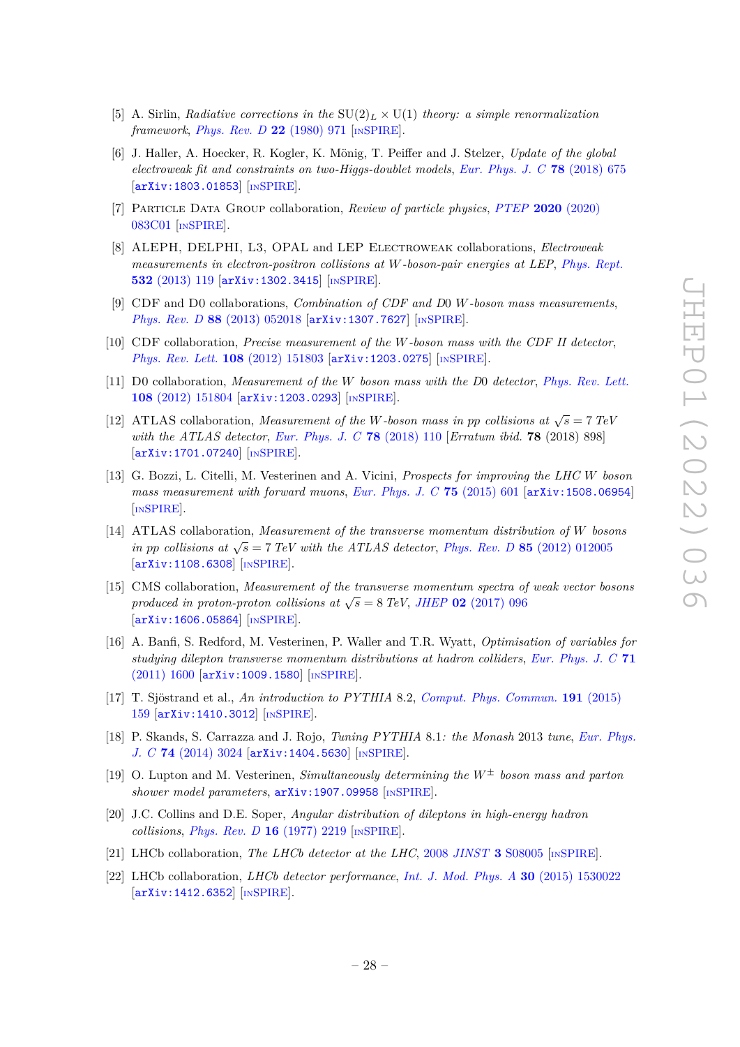- [5] A. Sirlin, *Radiative corrections in the* $\mathrm{SU}(2)_L \times \mathrm{U}(1)$ *theory: a simple renormalization framework*, Phys. Rev. D **22** (1980) 971 [INSPIRE].
- [6] J. Haller, A. Hoecker, R. Kogler, K. Mönig, T. Peiffer and J. Stelzer, *Update of the global electroweak fit and constraints on two-Higgs-doublet models*, Eur. Phys. J. C **78** (2018) 675 [arXiv:1803.01853] [INSPIRE].
- [7] Particle Data Group collaboration, *Review of particle physics*, PTEP **2020** (2020) 083C01 [INSPIRE].
- [8] ALEPH, DELPHI, L3, OPAL and LEP Electroweak collaborations, *Electroweak measurements in electron-positron collisions at W-boson-pair energies at LEP*, Phys. Rept. **532** (2013) 119 [arXiv:1302.3415] [INSPIRE].
- [9] CDF and D0 collaborations, *Combination of CDF and D0 W-boson mass measurements*, Phys. Rev. D **88** (2013) 052018 [arXiv:1307.7627] [INSPIRE].
- [10] CDF collaboration, *Precise measurement of the W-boson mass with the CDF II detector*, Phys. Rev. Lett. **108** (2012) 151803 [arXiv:1203.0275] [INSPIRE].
- [11] D0 collaboration, *Measurement of the W boson mass with the D0 detector*, Phys. Rev. Lett. **108** (2012) 151804 [arXiv:1203.0293] [INSPIRE].
- [12] ATLAS collaboration, *Measurement of the W-boson mass in pp collisions at* $\sqrt{s} = 7$ *TeV with the ATLAS detector*, Eur. Phys. J. C **78** (2018) 110 [*Erratum ibid.* **78** (2018) 898] [arXiv:1701.07240] [INSPIRE].
- [13] G. Bozzi, L. Citelli, M. Vesterinen and A. Vicini, *Prospects for improving the LHC W boson mass measurement with forward muons*, Eur. Phys. J. C **75** (2015) 601 [arXiv:1508.06954] [INSPIRE].
- [14] ATLAS collaboration, *Measurement of the transverse momentum distribution of W bosons in pp collisions at* $\sqrt{s} = 7$ *TeV with the ATLAS detector*, Phys. Rev. D **85** (2012) 012005 [arXiv:1108.6308] [INSPIRE].
- [15] CMS collaboration, *Measurement of the transverse momentum spectra of weak vector bosons produced in proton-proton collisions at* $\sqrt{s} = 8$ *TeV*, JHEP **02** (2017) 096 [arXiv:1606.05864] [INSPIRE].
- [16] A. Banfi, S. Redford, M. Vesterinen, P. Waller and T.R. Wyatt, *Optimisation of variables for studying dilepton transverse momentum distributions at hadron colliders*, Eur. Phys. J. C **71** (2011) 1600 [arXiv:1009.1580] [INSPIRE].
- [17] T. Sjöstrand et al., *An introduction to PYTHIA 8.2*, Comput. Phys. Commun. **191** (2015) 159 [arXiv:1410.3012] [INSPIRE].
- [18] P. Skands, S. Carrazza and J. Rojo, *Tuning PYTHIA 8.1: the Monash 2013 tune*, Eur. Phys. J. C **74** (2014) 3024 [arXiv:1404.5630] [INSPIRE].
- [19] O. Lupton and M. Vesterinen, *Simultaneously determining the* $W^{\pm}$ *boson mass and parton shower model parameters*, arXiv:1907.09958 [INSPIRE].
- [20] J.C. Collins and D.E. Soper, *Angular distribution of dileptons in high-energy hadron collisions*, Phys. Rev. D **16** (1977) 2219 [INSPIRE].
- [21] LHCb collaboration, *The LHCb detector at the LHC*, 2008 JINST **3** S08005 [INSPIRE].
- [22] LHCb collaboration, *LHCb detector performance*, Int. J. Mod. Phys. A **30** (2015) 1530022 [arXiv:1412.6352] [INSPIRE].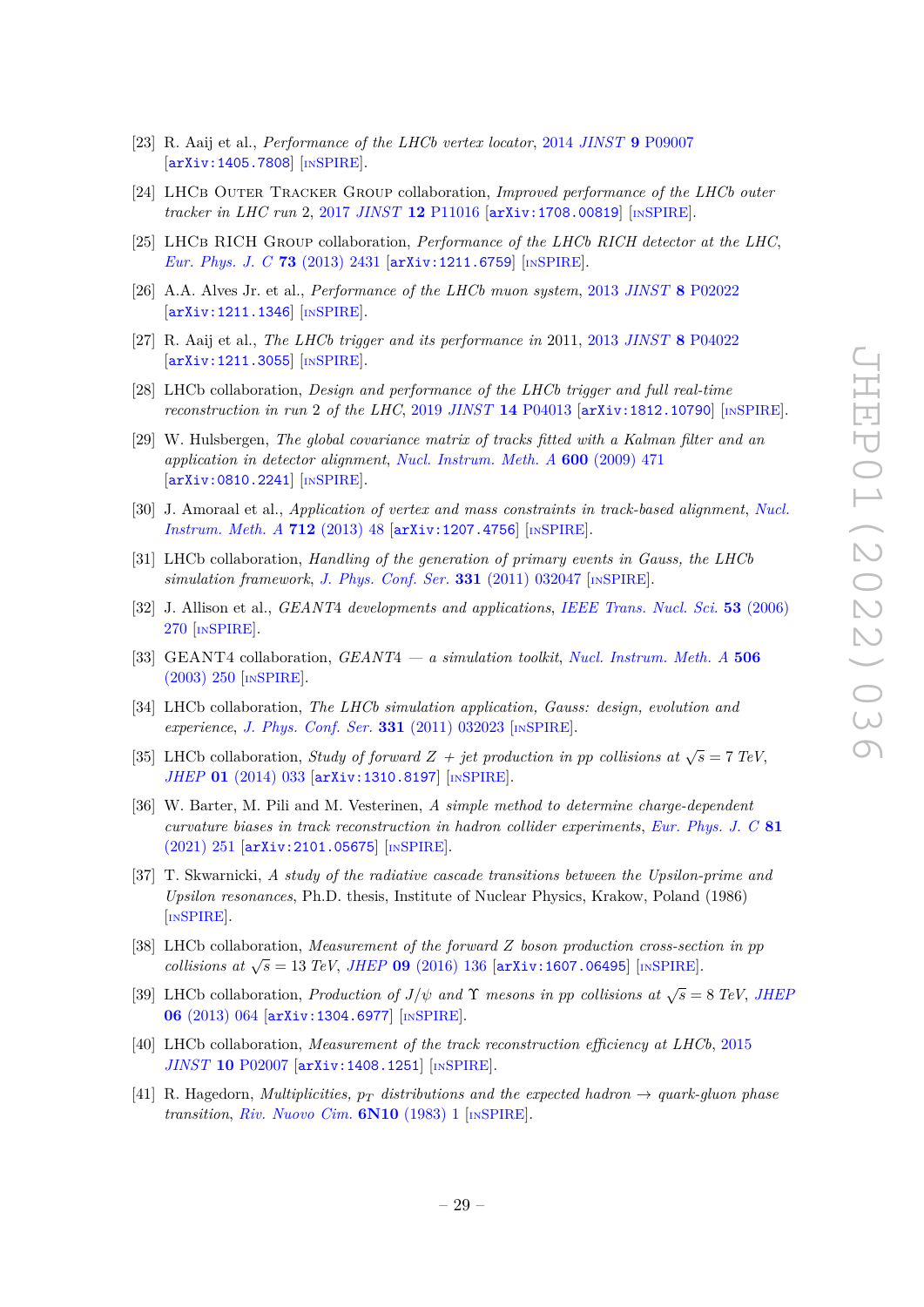[23] R. Aaij et al., *Performance of the LHCb vertex locator*, 2014 *JINST* **9** P09007 [arXiv:1405.7808] [INSPIRE].

[24] LHCb Outer Tracker Group collaboration, *Improved performance of the LHCb outer tracker in LHC run* 2, 2017 *JINST* **12** P11016 [arXiv:1708.00819] [INSPIRE].

[25] LHCb RICH Group collaboration, *Performance of the LHCb RICH detector at the LHC*, *Eur. Phys. J. C* **73** (2013) 2431 [arXiv:1211.6759] [INSPIRE].

[26] A.A. Alves Jr. et al., *Performance of the LHCb muon system*, 2013 *JINST* **8** P02022 [arXiv:1211.1346] [INSPIRE].

[27] R. Aaij et al., *The LHCb trigger and its performance in* 2011, 2013 *JINST* **8** P04022 [arXiv:1211.3055] [INSPIRE].

[28] LHCb collaboration, *Design and performance of the LHCb trigger and full real-time reconstruction in run* 2 *of the LHC*, 2019 *JINST* **14** P04013 [arXiv:1812.10790] [INSPIRE].

[29] W. Hulsbergen, *The global covariance matrix of tracks fitted with a Kalman filter and an application in detector alignment*, *Nucl. Instrum. Meth. A* **600** (2009) 471 [arXiv:0810.2241] [INSPIRE].

[30] J. Amoraal et al., *Application of vertex and mass constraints in track-based alignment*, *Nucl. Instrum. Meth. A* **712** (2013) 48 [arXiv:1207.4756] [INSPIRE].

[31] LHCb collaboration, *Handling of the generation of primary events in Gauss, the LHCb simulation framework*, *J. Phys. Conf. Ser.* **331** (2011) 032047 [INSPIRE].

[32] J. Allison et al., *GEANT4 developments and applications*, *IEEE Trans. Nucl. Sci.* **53** (2006) 270 [INSPIRE].

[33] GEANT4 collaboration, *GEANT4 — a simulation toolkit*, *Nucl. Instrum. Meth. A* **506** (2003) 250 [INSPIRE].

[34] LHCb collaboration, *The LHCb simulation application, Gauss: design, evolution and experience*, *J. Phys. Conf. Ser.* **331** (2011) 032023 [INSPIRE].

[35] LHCb collaboration, *Study of forward Z + jet production in pp collisions at* $\sqrt{s} = 7$ *TeV*, *JHEP* **01** (2014) 033 [arXiv:1310.8197] [INSPIRE].

[36] W. Barter, M. Pili and M. Vesterinen, *A simple method to determine charge-dependent curvature biases in track reconstruction in hadron collider experiments*, *Eur. Phys. J. C* **81** (2021) 251 [arXiv:2101.05675] [INSPIRE].

[37] T. Skwarnicki, *A study of the radiative cascade transitions between the Upsilon-prime and Upsilon resonances*, Ph.D. thesis, Institute of Nuclear Physics, Krakow, Poland (1986) [INSPIRE].

[38] LHCb collaboration, *Measurement of the forward Z boson production cross-section in pp collisions at* $\sqrt{s} = 13$ *TeV*, *JHEP* **09** (2016) 136 [arXiv:1607.06495] [INSPIRE].

[39] LHCb collaboration, *Production of* $J/\psi$ *and* $\Upsilon$ *mesons in pp collisions at* $\sqrt{s} = 8$ *TeV*, *JHEP* **06** (2013) 064 [arXiv:1304.6977] [INSPIRE].

[40] LHCb collaboration, *Measurement of the track reconstruction efficiency at LHCb*, 2015 *JINST* **10** P02007 [arXiv:1408.1251] [INSPIRE].

[41] R. Hagedorn, *Multiplicities,* $p_T$ *distributions and the expected hadron* $\rightarrow$ *quark-gluon phase transition*, *Riv. Nuovo Cim.* **6N10** (1983) 1 [INSPIRE].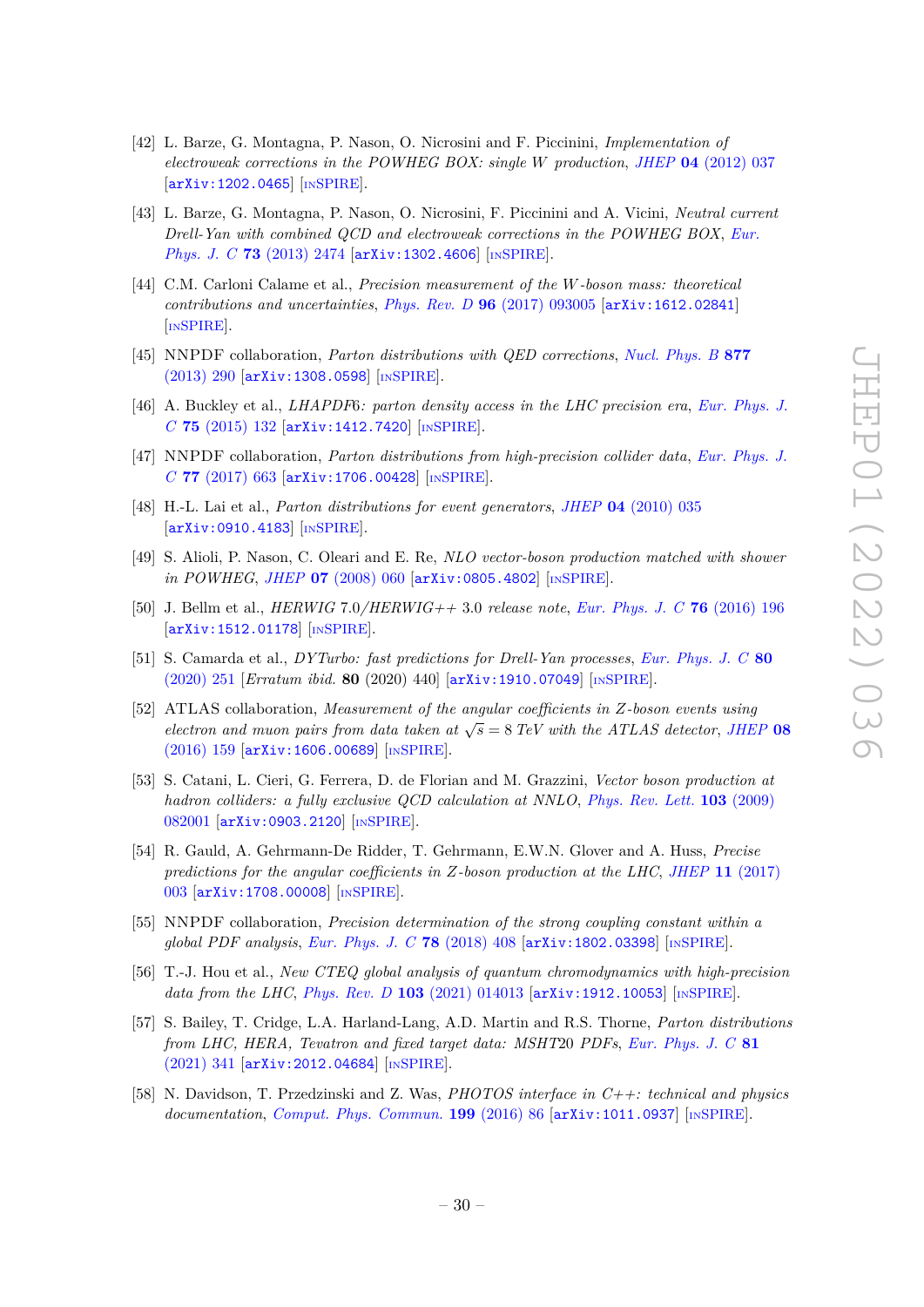[42] L. Barze, G. Montagna, P. Nason, O. Nicrosini and F. Piccinini, *Implementation of electroweak corrections in the POWHEG BOX: single W production*, JHEP **04** (2012) 037 [arXiv:1202.0465] [INSPIRE].

[43] L. Barze, G. Montagna, P. Nason, O. Nicrosini, F. Piccinini and A. Vicini, *Neutral current Drell-Yan with combined QCD and electroweak corrections in the POWHEG BOX*, Eur. Phys. J. C **73** (2013) 2474 [arXiv:1302.4606] [INSPIRE].

[44] C.M. Carloni Calame et al., *Precision measurement of the W-boson mass: theoretical contributions and uncertainties*, Phys. Rev. D **96** (2017) 093005 [arXiv:1612.02841] [INSPIRE].

[45] NNPDF collaboration, *Parton distributions with QED corrections*, Nucl. Phys. B **877** (2013) 290 [arXiv:1308.0598] [INSPIRE].

[46] A. Buckley et al., *LHAPDF6: parton density access in the LHC precision era*, Eur. Phys. J. C **75** (2015) 132 [arXiv:1412.7420] [INSPIRE].

[47] NNPDF collaboration, *Parton distributions from high-precision collider data*, Eur. Phys. J. C **77** (2017) 663 [arXiv:1706.00428] [INSPIRE].

[48] H.-L. Lai et al., *Parton distributions for event generators*, JHEP **04** (2010) 035 [arXiv:0910.4183] [INSPIRE].

[49] S. Alioli, P. Nason, C. Oleari and E. Re, *NLO vector-boson production matched with shower in POWHEG*, JHEP **07** (2008) 060 [arXiv:0805.4802] [INSPIRE].

[50] J. Bellm et al., *HERWIG 7.0/HERWIG++ 3.0 release note*, Eur. Phys. J. C **76** (2016) 196 [arXiv:1512.01178] [INSPIRE].

[51] S. Camarda et al., *DYTurbo: fast predictions for Drell-Yan processes*, Eur. Phys. J. C **80** (2020) 251 [*Erratum ibid.* **80** (2020) 440] [arXiv:1910.07049] [INSPIRE].

[52] ATLAS collaboration, *Measurement of the angular coefficients in Z-boson events using electron and muon pairs from data taken at $\sqrt{s} = 8$ TeV with the ATLAS detector*, JHEP **08** (2016) 159 [arXiv:1606.00689] [INSPIRE].

[53] S. Catani, L. Cieri, G. Ferrera, D. de Florian and M. Grazzini, *Vector boson production at hadron colliders: a fully exclusive QCD calculation at NNLO*, Phys. Rev. Lett. **103** (2009) 082001 [arXiv:0903.2120] [INSPIRE].

[54] R. Gauld, A. Gehrmann-De Ridder, T. Gehrmann, E.W.N. Glover and A. Huss, *Precise predictions for the angular coefficients in Z-boson production at the LHC*, JHEP **11** (2017) 003 [arXiv:1708.00008] [INSPIRE].

[55] NNPDF collaboration, *Precision determination of the strong coupling constant within a global PDF analysis*, Eur. Phys. J. C **78** (2018) 408 [arXiv:1802.03398] [INSPIRE].

[56] T.-J. Hou et al., *New CTEQ global analysis of quantum chromodynamics with high-precision data from the LHC*, Phys. Rev. D **103** (2021) 014013 [arXiv:1912.10053] [INSPIRE].

[57] S. Bailey, T. Cridge, L.A. Harland-Lang, A.D. Martin and R.S. Thorne, *Parton distributions from LHC, HERA, Tevatron and fixed target data: MSHT20 PDFs*, Eur. Phys. J. C **81** (2021) 341 [arXiv:2012.04684] [INSPIRE].

[58] N. Davidson, T. Przedzinski and Z. Was, *PHOTOS interface in C++: technical and physics documentation*, Comput. Phys. Commun. **199** (2016) 86 [arXiv:1011.0937] [INSPIRE].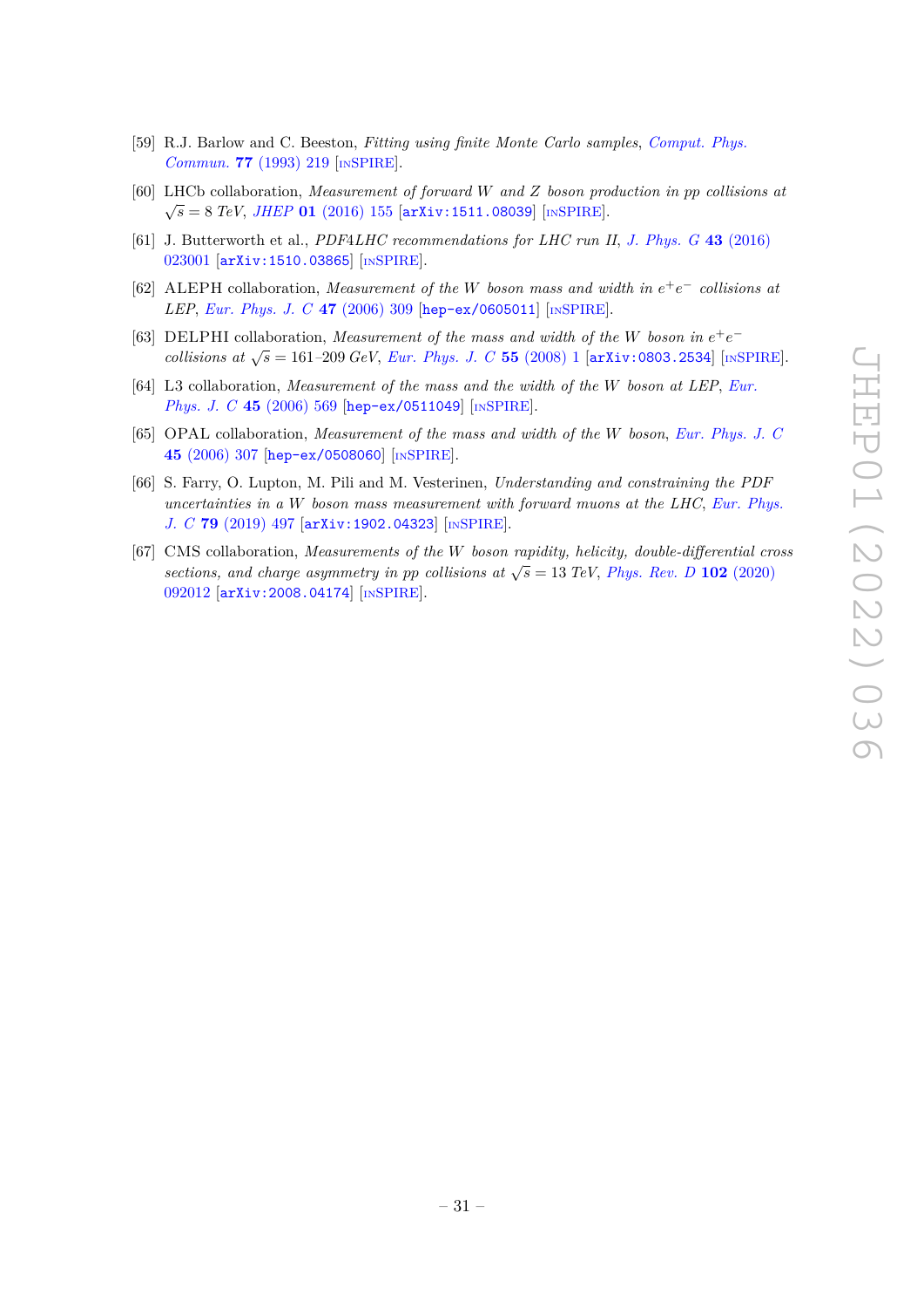[59] R.J. Barlow and C. Beeston, *Fitting using finite Monte Carlo samples*, *Comput. Phys. Commun.* **77** (1993) 219 [INSPIRE].

[60] LHCb collaboration, *Measurement of forward W and Z boson production in pp collisions at $\sqrt{s} = 8$ TeV*, *JHEP* **01** (2016) 155 [arXiv:1511.08039] [INSPIRE].

[61] J. Butterworth et al., *PDF4LHC recommendations for LHC run II*, *J. Phys. G* **43** (2016) 023001 [arXiv:1510.03865] [INSPIRE].

[62] ALEPH collaboration, *Measurement of the W boson mass and width in $e^+e^-$ collisions at LEP*, *Eur. Phys. J. C* **47** (2006) 309 [hep-ex/0605011] [INSPIRE].

[63] DELPHI collaboration, *Measurement of the mass and width of the W boson in $e^+e^-$ collisions at $\sqrt{s} = 161$–$209$ GeV*, *Eur. Phys. J. C* **55** (2008) 1 [arXiv:0803.2534] [INSPIRE].

[64] L3 collaboration, *Measurement of the mass and the width of the W boson at LEP*, *Eur. Phys. J. C* **45** (2006) 569 [hep-ex/0511049] [INSPIRE].

[65] OPAL collaboration, *Measurement of the mass and width of the W boson*, *Eur. Phys. J. C* **45** (2006) 307 [hep-ex/0508060] [INSPIRE].

[66] S. Farry, O. Lupton, M. Pili and M. Vesterinen, *Understanding and constraining the PDF uncertainties in a W boson mass measurement with forward muons at the LHC*, *Eur. Phys. J. C* **79** (2019) 497 [arXiv:1902.04323] [INSPIRE].

[67] CMS collaboration, *Measurements of the W boson rapidity, helicity, double-differential cross sections, and charge asymmetry in pp collisions at $\sqrt{s} = 13$ TeV*, *Phys. Rev. D* **102** (2020) 092012 [arXiv:2008.04174] [INSPIRE].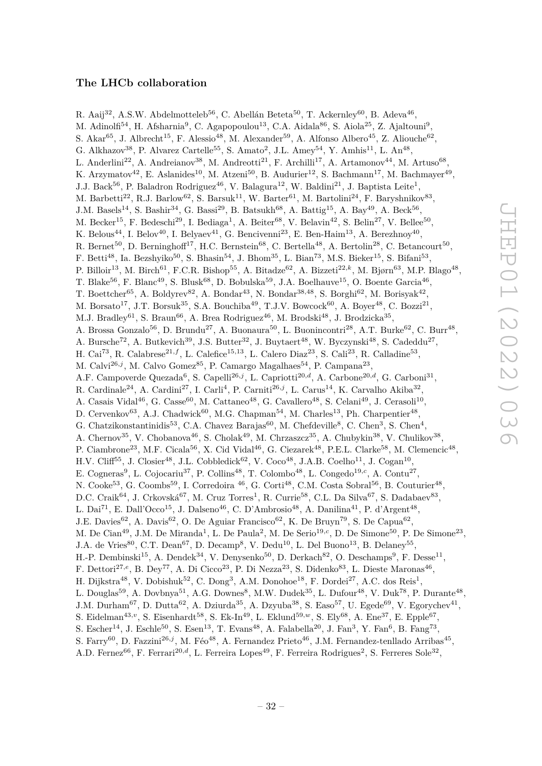## The LHCb collaboration

R. Aaij[32], A.S.W. Abdelmotteleb[56], C. Abellán Beteta[50], T. Ackernley[60], B. Adeva[46], M. Adinolfi[54], H. Afsharnia[9], C. Agapopoulou[13], C.A. Aidala[86], S. Aiola[25], Z. Ajaltouni[9], S. Akar[65], J. Albrecht[15], F. Alessio[48], M. Alexander[59], A. Alfonso Albero[45], Z. Aliouche[62], G. Alkhazov[38], P. Alvarez Cartelle[55], S. Amato[2], J.L. Amey[54], Y. Amhis[11], L. An[48], L. Anderlini[22], A. Andreianov[38], M. Andreotti[21], F. Archilli[17], A. Artamonov[44], M. Artuso[68], K. Arzymatov[42], E. Aslanides[10], M. Atzeni[50], B. Audurier[12], S. Bachmann[17], M. Bachmayer[49], J.J. Back[56], P. Baladron Rodriguez[46], V. Balagura[12], W. Baldini[21], J. Baptista Leite[1], M. Barbetti[22], R.J. Barlow[62], S. Barsuk[11], W. Barter[61], M. Bartolini[24], F. Baryshnikov[83], J.M. Basels[14], S. Bashir[34], G. Bassi[29], B. Batsukh[68], A. Battig[15], A. Bay[49], A. Beck[56], M. Becker[15], F. Bedeschi[29], I. Bediaga[1], A. Beiter[68], V. Belavin[42], S. Belin[27], V. Bellee[50], K. Belous[44], I. Belov[40], I. Belyaev[41], G. Bencivenni[23], E. Ben-Haim[13], A. Berezhnoy[40], R. Bernet[50], D. Berninghoff[17], H.C. Bernstein[68], C. Bertella[48], A. Bertolin[28], C. Betancourt[50], F. Betti[48], Ia. Bezshyiko[50], S. Bhasin[54], J. Bhom[35], L. Bian[73], M.S. Bieker[15], S. Bifani[53], P. Billoir[13], M. Birch[61], F.C.R. Bishop[55], A. Bitadze[62], A. Bizzeti[22,k], M. Bjørn[63], M.P. Blago[48], T. Blake[56], F. Blanc[49], S. Blusk[68], D. Bobulska[59], J.A. Boelhauve[15], O. Boente Garcia[46], T. Boettcher[65], A. Boldyrev[82], A. Bondar[43], N. Bondar[38,48], S. Borghi[62], M. Borisyak[42], M. Borsato[17], J.T. Borsuk[35], S.A. Bouchiba[49], T.J.V. Bowcock[60], A. Boyer[48], C. Bozzi[21], M.J. Bradley[61], S. Braun[66], A. Brea Rodriguez[46], M. Brodski[48], J. Brodzicka[35], A. Brossa Gonzalo[56], D. Brundu[27], A. Buonaura[50], L. Buonincontri[28], A.T. Burke[62], C. Burr[48], A. Bursche[72], A. Butkevich[39], J.S. Butter[32], J. Buytaert[48], W. Byczynski[48], S. Cadeddu[27], H. Cai[73], R. Calabrese[21,f], L. Calefice[15,13], L. Calero Diaz[23], S. Cali[23], R. Calladine[53], M. Calvi[26,j], M. Calvo Gomez[85], P. Camargo Magalhaes[54], P. Campana[23], A.F. Campoverde Quezada[6], S. Capelli[26,j], L. Capriotti[20,d], A. Carbone[20,d], G. Carboni[31], R. Cardinale[24], A. Cardini[27], I. Carli[4], P. Carniti[26,j], L. Carus[14], K. Carvalho Akiba[32], A. Casais Vidal[46], G. Casse[60], M. Cattaneo[48], G. Cavallero[48], S. Celani[49], J. Cerasoli[10], D. Cervenkov[63], A.J. Chadwick[60], M.G. Chapman[54], M. Charles[13], Ph. Charpentier[48], G. Chatzikonstantinidis[53], C.A. Chavez Barajas[60], M. Chefdeville[8], C. Chen[3], S. Chen[4], A. Chernov[35], V. Chobanova[46], S. Cholak[49], M. Chrzaszcz[35], A. Chubykin[38], V. Chulikov[38], P. Ciambrone[23], M.F. Cicala[56], X. Cid Vidal[46], G. Ciezarek[48], P.E.L. Clarke[58], M. Clemencic[48], H.V. Cliff[55], J. Closier[48], J.L. Cobbledick[62], V. Coco[48], J.A.B. Coelho[11], J. Cogan[10], E. Cogneras[9], L. Cojocariu[37], P. Collins[48], T. Colombo[48], L. Congedo[19,c], A. Contu[27], N. Cooke[53], G. Coombs[59], I. Corredoira [46], G. Corti[48], C.M. Costa Sobral[56], B. Couturier[48], D.C. Craik[64], J. Crkovská[67], M. Cruz Torres[1], R. Currie[58], C.L. Da Silva[67], S. Dadabaev[83], L. Dai[71], E. Dall'Occo[15], J. Dalseno[46], C. D'Ambrosio[48], A. Danilina[41], P. d'Argent[48], J.E. Davies[62], A. Davis[62], O. De Aguiar Francisco[62], K. De Bruyn[79], S. De Capua[62], M. De Cian[49], J.M. De Miranda[1], L. De Paula[2], M. De Serio[19,c], D. De Simone[50], P. De Simone[23], J.A. de Vries[80], C.T. Dean[67], D. Decamp[8], V. Dedu[10], L. Del Buono[13], B. Delaney[55], H.-P. Dembinski[15], A. Dendek[34], V. Denysenko[50], D. Derkach[82], O. Deschamps[9], F. Desse[11], F. Dettori[27,e], B. Dey[77], A. Di Cicco[23], P. Di Nezza[23], S. Didenko[83], L. Dieste Maronas[46], H. Dijkstra[48], V. Dobishuk[52], C. Dong[3], A.M. Donohoe[18], F. Dordei[27], A.C. dos Reis[1], L. Douglas[59], A. Dovbnya[51], A.G. Downes[8], M.W. Dudek[35], L. Dufour[48], V. Duk[78], P. Durante[48], J.M. Durham[67], D. Dutta[62], A. Dziurda[35], A. Dzyuba[38], S. Easo[57], U. Egede[69], V. Egorychev[41], S. Eidelman[43,v], S. Eisenhardt[58], S. Ek-In[49], L. Eklund[59,w], S. Ely[68], A. Ene[37], E. Epple[67], S. Escher[14], J. Eschle[50], S. Esen[13], T. Evans[48], A. Falabella[20], J. Fan[3], Y. Fan[6], B. Fang[73], S. Farry[60], D. Fazzini[26,j], M. Féo[48], A. Fernandez Prieto[46], J.M. Fernandez-tenllado Arribas[45], A.D. Fernez[66], F. Ferrari[20,d], L. Ferreira Lopes[49], F. Ferreira Rodrigues[2], S. Ferreres Sole[32],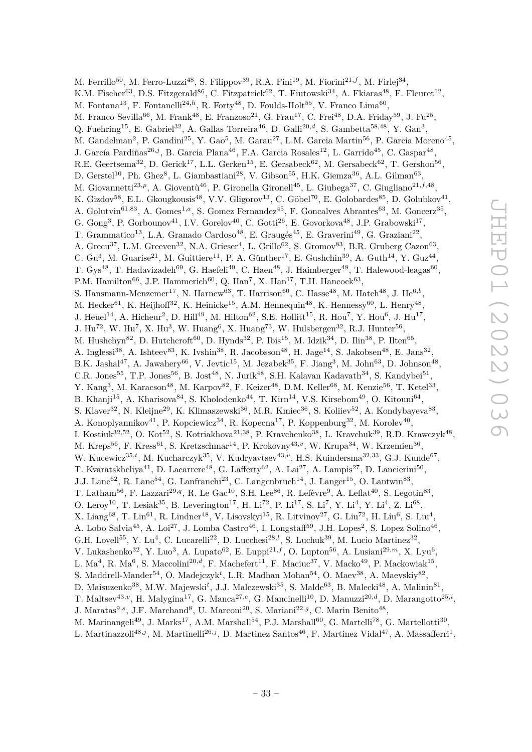M. Ferrillo[50], M. Ferro-Luzzi[48], S. Filippov[39], R.A. Fini[19], M. Fiorini[21,f], M. Firlej[34], K.M. Fischer[63], D.S. Fitzgerald[86], C. Fitzpatrick[62], T. Fiutowski[34], A. Fkiaras[48], F. Fleuret[12], M. Fontana[13], F. Fontanelli[24,h], R. Forty[48], D. Foulds-Holt[55], V. Franco Lima[60], M. Franco Sevilla[66], M. Frank[48], E. Franzoso[21], G. Frau[17], C. Frei[48], D.A. Friday[59], J. Fu[25], Q. Fuehring[15], E. Gabriel[32], A. Gallas Torreira[46], D. Galli[20,d], S. Gambetta[58,48], Y. Gan[3], M. Gandelman[2], P. Gandini[25], Y. Gao[5], M. Garau[27], L.M. Garcia Martin[56], P. Garcia Moreno[45], J. García Pardiñas[26,j], B. Garcia Plana[46], F.A. Garcia Rosales[12], L. Garrido[45], C. Gaspar[48], R.E. Geertsema[32], D. Gerick[17], L.L. Gerken[15], E. Gersabeck[62], M. Gersabeck[62], T. Gershon[56], D. Gerstel[10], Ph. Ghez[8], L. Giambastiani[28], V. Gibson[55], H.K. Giemza[36], A.L. Gilman[63], M. Giovannetti[23,p], A. Gioventù[46], P. Gironella Gironell[45], L. Giubega[37], C. Giugliano[21,f,48], K. Gizdov[58], E.L. Gkougkousis[48], V.V. Gligorov[13], C. Göbel[70], E. Golobardes[85], D. Golubkov[41], A. Golutvin[61,83], A. Gomes[1,a], S. Gomez Fernandez[45], F. Goncalves Abrantes[63], M. Goncerz[35], G. Gong[3], P. Gorbounov[41], I.V. Gorelov[40], C. Gotti[26], E. Govorkova[48], J.P. Grabowski[17], T. Grammatico[13], L.A. Granado Cardoso[48], E. Graugés[45], E. Graverini[49], G. Graziani[22], A. Grecu[37], L.M. Greeven[32], N.A. Grieser[4], L. Grillo[62], S. Gromov[83], B.R. Gruberg Cazon[63], C. Gu[3], M. Guarise[21], M. Guittiere[11], P. A. Günther[17], E. Gushchin[39], A. Guth[14], Y. Guz[44], T. Gys[48], T. Hadavizadeh[69], G. Haefeli[49], C. Haen[48], J. Haimberger[48], T. Halewood-leagas[60], P.M. Hamilton[66], J.P. Hammerich[60], Q. Han[7], X. Han[17], T.H. Hancock[63], S. Hansmann-Menzemer[17], N. Harnew[63], T. Harrison[60], C. Hasse[48], M. Hatch[48], J. He[6,b], M. Hecker[61], K. Heijhoff[32], K. Heinicke[15], A.M. Hennequin[48], K. Hennessy[60], L. Henry[48], J. Heuel[14], A. Hicheur[2], D. Hill[49], M. Hilton[62], S.E. Hollitt[15], R. Hou[7], Y. Hou[6], J. Hu[17], J. Hu[72], W. Hu[7], X. Hu[3], W. Huang[6], X. Huang[73], W. Hulsbergen[32], R.J. Hunter[56], M. Hushchyn[82], D. Hutchcroft[60], D. Hynds[32], P. Ibis[15], M. Idzik[34], D. Ilin[38], P. Ilten[65], A. Inglessi[38], A. Ishteev[83], K. Ivshin[38], R. Jacobsson[48], H. Jage[14], S. Jakobsen[48], E. Jans[32], B.K. Jashal[47], A. Jawahery[66], V. Jevtic[15], M. Jezabek[35], F. Jiang[3], M. John[63], D. Johnson[48], C.R. Jones[55], T.P. Jones[56], B. Jost[48], N. Jurik[48], S.H. Kalavan Kadavath[34], S. Kandybei[51], Y. Kang[3], M. Karacson[48], M. Karpov[82], F. Keizer[48], D.M. Keller[68], M. Kenzie[56], T. Ketel[33], B. Khanji[15], A. Kharisova[84], S. Kholodenko[44], T. Kirn[14], V.S. Kirsebom[49], O. Kitouni[64], S. Klaver[32], N. Kleijne[29], K. Klimaszewski[36], M.R. Kmiec[36], S. Koliiev[52], A. Kondybayeva[83], A. Konoplyannikov[41], P. Kopciewicz[34], R. Kopecna[17], P. Koppenburg[32], M. Korolev[40], I. Kostiuk[32,52], O. Kot[52], S. Kotriakhova[21,38], P. Kravchenko[38], L. Kravchuk[39], R.D. Krawczyk[48], M. Kreps[56], F. Kress[61], S. Kretzschmar[14], P. Krokovny[43,v], W. Krupa[34], W. Krzemien[36], W. Kucewicz[35,t], M. Kucharczyk[35], V. Kudryavtsev[43,v], H.S. Kuindersma[32,33], G.J. Kunde[67], T. Kvaratskheliya[41], D. Lacarrere[48], G. Lafferty[62], A. Lai[27], A. Lampis[27], D. Lancierini[50], J.J. Lane[62], R. Lane[54], G. Lanfranchi[23], C. Langenbruch[14], J. Langer[15], O. Lantwin[83], T. Latham[56], F. Lazzari[29,q], R. Le Gac[10], S.H. Lee[86], R. Lefèvre[9], A. Leflat[40], S. Legotin[83], O. Leroy[10], T. Lesiak[35], B. Leverington[17], H. Li[72], P. Li[17], S. Li[7], Y. Li[4], Y. Li[4], Z. Li[68], X. Liang[68], T. Lin[61], R. Lindner[48], V. Lisovskyi[15], R. Litvinov[27], G. Liu[72], H. Liu[6], S. Liu[4], A. Lobo Salvia[45], A. Loi[27], J. Lomba Castro[46], I. Longstaff[59], J.H. Lopes[2], S. Lopez Solino[46], G.H. Lovell[55], Y. Lu[4], C. Lucarelli[22], D. Lucchesi[28,l], S. Luchuk[39], M. Lucio Martinez[32], V. Lukashenko[32], Y. Luo[3], A. Lupato[62], E. Luppi[21,f], O. Lupton[56], A. Lusiani[29,m], X. Lyu[6], L. Ma[4], R. Ma[6], S. Maccolini[20,d], F. Machefert[11], F. Maciuc[37], V. Macko[49], P. Mackowiak[15], S. Maddrell-Mander[54], O. Madejczyk[t], L.R. Madhan Mohan[54], O. Maev[38], A. Maevskiy[82], D. Maisuzenko[38], M.W. Majewski[t], J.J. Malczewski[35], S. Malde[63], B. Malecki[48], A. Malinin[81], T. Maltsev[43,v], H. Malygina[17], G. Manca[27,e], G. Mancinelli[10], D. Manuzzi[20,d], D. Marangotto[25,i], J. Maratas[9,s], J.F. Marchand[8], U. Marconi[20], S. Mariani[22,g], C. Marin Benito[48], M. Marinangeli[49], J. Marks[17], A.M. Marshall[54], P.J. Marshall[60], G. Martelli[78], G. Martellotti[30], L. Martinazzoli[48,j], M. Martinelli[26,j], D. Martinez Santos[46], F. Martinez Vidal[47], A. Massafferri[1],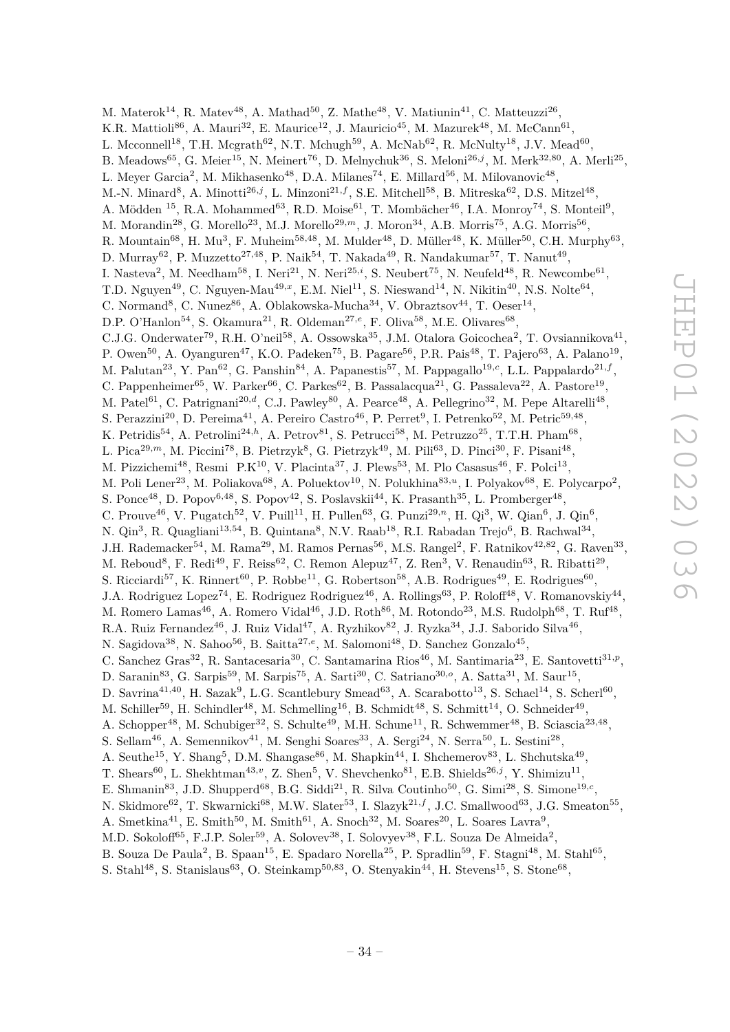M. Materok[14], R. Matev[48], A. Mathad[50], Z. Mathe[48], V. Matiunin[41], C. Matteuzzi[26], K.R. Mattioli[86], A. Mauri[32], E. Maurice[12], J. Mauricio[45], M. Mazurek[48], M. McCann[61], L. Mcconnell[18], T.H. Mcgrath[62], N.T. Mchugh[59], A. McNab[62], R. McNulty[18], J.V. Mead[60], B. Meadows[65], G. Meier[15], N. Meinert[76], D. Melnychuk[36], S. Meloni[26,j], M. Merk[32,80], A. Merli[25], L. Meyer Garcia[2], M. Mikhasenko[48], D.A. Milanes[74], E. Millard[56], M. Milovanovic[48], M.-N. Minard[8], A. Minotti[26,j], L. Minzoni[21,f], S.E. Mitchell[58], B. Mitreska[62], D.S. Mitzel[48], A. Mödden [15], R.A. Mohammed[63], R.D. Moise[61], T. Mombächer[46], I.A. Monroy[74], S. Monteil[9], M. Morandin[28], G. Morello[23], M.J. Morello[29,m], J. Moron[34], A.B. Morris[75], A.G. Morris[56], R. Mountain[68], H. Mu[3], F. Muheim[58,48], M. Mulder[48], D. Müller[48], K. Müller[50], C.H. Murphy[63], D. Murray[62], P. Muzzetto[27,48], P. Naik[54], T. Nakada[49], R. Nandakumar[57], T. Nanut[49], I. Nasteva[2], M. Needham[58], I. Neri[21], N. Neri[25,i], S. Neubert[75], N. Neufeld[48], R. Newcombe[61], T.D. Nguyen[49], C. Nguyen-Mau[49,x], E.M. Niel[11], S. Nieswand[14], N. Nikitin[40], N.S. Nolte[64], C. Normand[8], C. Nunez[86], A. Oblakowska-Mucha[34], V. Obraztsov[44], T. Oeser[14], D.P. O'Hanlon[54], S. Okamura[21], R. Oldeman[27,e], F. Oliva[58], M.E. Olivares[68], C.J.G. Onderwater[79], R.H. O'neil[58], A. Ossowska[35], J.M. Otalora Goicochea[2], T. Ovsiannikova[41], P. Owen[50], A. Oyanguren[47], K.O. Padeken[75], B. Pagare[56], P.R. Pais[48], T. Pajero[63], A. Palano[19], M. Palutan[23], Y. Pan[62], G. Panshin[84], A. Papanestis[57], M. Pappagallo[19,c], L.L. Pappalardo[21,f], C. Pappenheimer[65], W. Parker[66], C. Parkes[62], B. Passalacqua[21], G. Passaleva[22], A. Pastore[19], M. Patel[61], C. Patrignani[20,d], C.J. Pawley[80], A. Pearce[48], A. Pellegrino[32], M. Pepe Altarelli[48], S. Perazzini[20], D. Pereima[41], A. Pereiro Castro[46], P. Perret[9], I. Petrenko[52], M. Petric[59,48], K. Petridis[54], A. Petrolini[24,h], A. Petrov[81], S. Petrucci[58], M. Petruzzo[25], T.T.H. Pham[68], L. Pica[29,m], M. Piccini[78], B. Pietrzyk[8], G. Pietrzyk[49], M. Pili[63], D. Pinci[30], F. Pisani[48], M. Pizzichemi[48], Resmi P.K[10], V. Placinta[37], J. Plews[53], M. Plo Casasus[46], F. Polci[13], M. Poli Lener[23], M. Poliakova[68], A. Poluektov[10], N. Polukhina[83,u], I. Polyakov[68], E. Polycarpo[2], S. Ponce[48], D. Popov[6,48], S. Popov[42], S. Poslavskii[44], K. Prasanth[35], L. Promberger[48], C. Prouve[46], V. Pugatch[52], V. Puill[11], H. Pullen[63], G. Punzi[29,n], H. Qi[3], W. Qian[6], J. Qin[6], N. Qin[3], R. Quagliani[13,54], B. Quintana[8], N.V. Raab[18], R.I. Rabadan Trejo[6], B. Rachwal[34], J.H. Rademacker[54], M. Rama[29], M. Ramos Pernas[56], M.S. Rangel[2], F. Ratnikov[42,82], G. Raven[33], M. Reboud[8], F. Redi[49], F. Reiss[62], C. Remon Alepuz[47], Z. Ren[3], V. Renaudin[63], R. Ribatti[29], S. Ricciardi[57], K. Rinnert[60], P. Robbe[11], G. Robertson[58], A.B. Rodrigues[49], E. Rodrigues[60], J.A. Rodriguez Lopez[74], E. Rodriguez Rodriguez[46], A. Rollings[63], P. Roloff[48], V. Romanovskiy[44], M. Romero Lamas[46], A. Romero Vidal[46], J.D. Roth[86], M. Rotondo[23], M.S. Rudolph[68], T. Ruf[48], R.A. Ruiz Fernandez[46], J. Ruiz Vidal[47], A. Ryzhikov[82], J. Ryzka[34], J.J. Saborido Silva[46], N. Sagidova[38], N. Sahoo[56], B. Saitta[27,e], M. Salomoni[48], D. Sanchez Gonzalo[45], C. Sanchez Gras[32], R. Santacesaria[30], C. Santamarina Rios[46], M. Santimaria[23], E. Santovetti[31,p], D. Saranin[83], G. Sarpis[59], M. Sarpis[75], A. Sarti[30], C. Satriano[30,o], A. Satta[31], M. Saur[15], D. Savrina[41,40], H. Sazak[9], L.G. Scantlebury Smead[63], A. Scarabotto[13], S. Schael[14], S. Scherl[60], M. Schiller[59], H. Schindler[48], M. Schmelling[16], B. Schmidt[48], S. Schmitt[14], O. Schneider[49], A. Schopper[48], M. Schubiger[32], S. Schulte[49], M.H. Schune[11], R. Schwemmer[48], B. Sciascia[23,48], S. Sellam[46], A. Semennikov[41], M. Senghi Soares[33], A. Sergi[24], N. Serra[50], L. Sestini[28], A. Seuthe[15], Y. Shang[5], D.M. Shangase[86], M. Shapkin[44], I. Shchemerov[83], L. Shchutska[49], T. Shears[60], L. Shekhtman[43,v], Z. Shen[5], V. Shevchenko[81], E.B. Shields[26,j], Y. Shimizu[11], E. Shmanin[83], J.D. Shupperd[68], B.G. Siddi[21], R. Silva Coutinho[50], G. Simi[28], S. Simone[19,c], N. Skidmore[62], T. Skwarnicki[68], M.W. Slater[53], I. Slazyk[21,f], J.C. Smallwood[63], J.G. Smeaton[55], A. Smetkina[41], E. Smith[50], M. Smith[61], A. Snoch[32], M. Soares[20], L. Soares Lavra[9], M.D. Sokoloff[65], F.J.P. Soler[59], A. Solovev[38], I. Solovyev[38], F.L. Souza De Almeida[2], B. Souza De Paula[2], B. Spaan[15], E. Spadaro Norella[25], P. Spradlin[59], F. Stagni[48], M. Stahl[65], S. Stahl[48], S. Stanislaus[63], O. Steinkamp[50,83], O. Stenyakin[44], H. Stevens[15], S. Stone[68],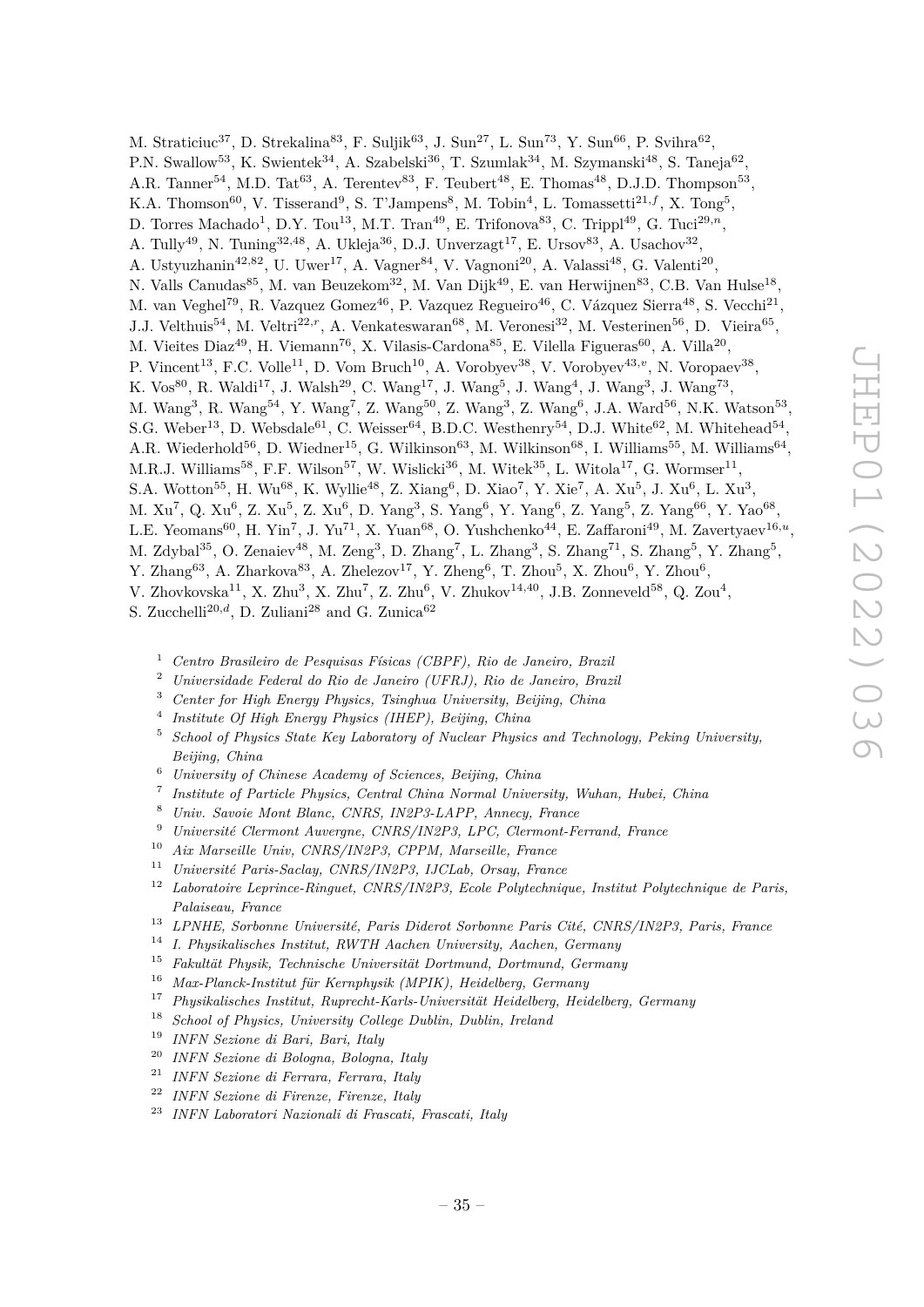M. Straticiuc[37], D. Strekalina[83], F. Suljik[63], J. Sun[27], L. Sun[73], Y. Sun[66], P. Svihra[62], P.N. Swallow[53], K. Swientek[34], A. Szabelski[36], T. Szumlak[34], M. Szymanski[48], S. Taneja[62], A.R. Tanner[54], M.D. Tat[63], A. Terentev[83], F. Teubert[48], E. Thomas[48], D.J.D. Thompson[53], K.A. Thomson[60], V. Tisserand[9], S. T'Jampens[8], M. Tobin[4], L. Tomassetti[21,f], X. Tong[5], D. Torres Machado[1], D.Y. Tou[13], M.T. Tran[49], E. Trifonova[83], C. Trippl[49], G. Tuci[29,n], A. Tully[49], N. Tuning[32,48], A. Ukleja[36], D.J. Unverzagt[17], E. Ursov[83], A. Usachov[32], A. Ustyuzhanin[42,82], U. Uwer[17], A. Vagner[84], V. Vagnoni[20], A. Valassi[48], G. Valenti[20], N. Valls Canudas[85], M. van Beuzekom[32], M. Van Dijk[49], E. van Herwijnen[83], C.B. Van Hulse[18], M. van Veghel[79], R. Vazquez Gomez[46], P. Vazquez Regueiro[46], C. Vázquez Sierra[48], S. Vecchi[21], J.J. Velthuis[54], M. Veltri[22,r], A. Venkateswaran[68], M. Veronesi[32], M. Vesterinen[56], D. Vieira[65], M. Vieites Diaz[49], H. Viemann[76], X. Vilasis-Cardona[85], E. Vilella Figueras[60], A. Villa[20], P. Vincent[13], F.C. Volle[11], D. Vom Bruch[10], A. Vorobyev[38], V. Vorobyev[43,v], N. Voropaev[38], K. Vos[80], R. Waldi[17], J. Walsh[29], C. Wang[17], J. Wang[5], J. Wang[4], J. Wang[3], J. Wang[73], M. Wang[3], R. Wang[54], Y. Wang[7], Z. Wang[50], Z. Wang[3], Z. Wang[6], J.A. Ward[56], N.K. Watson[53], S.G. Weber[13], D. Websdale[61], C. Weisser[64], B.D.C. Westhenry[54], D.J. White[62], M. Whitehead[54], A.R. Wiederhold[56], D. Wiedner[15], G. Wilkinson[63], M. Wilkinson[68], I. Williams[55], M. Williams[64], M.R.J. Williams[58], F.F. Wilson[57], W. Wislicki[36], M. Witek[35], L. Witola[17], G. Wormser[11], S.A. Wotton[55], H. Wu[68], K. Wyllie[48], Z. Xiang[6], D. Xiao[7], Y. Xie[7], A. Xu[5], J. Xu[6], L. Xu[3], M. Xu[7], Q. Xu[6], Z. Xu[5], Z. Xu[6], D. Yang[3], S. Yang[6], Y. Yang[6], Z. Yang[5], Z. Yang[66], Y. Yao[68], L.E. Yeomans[60], H. Yin[7], J. Yu[71], X. Yuan[68], O. Yushchenko[44], E. Zaffaroni[49], M. Zavertyaev[16,u], M. Zdybal[35], O. Zenaiev[48], M. Zeng[3], D. Zhang[7], L. Zhang[3], S. Zhang[71], S. Zhang[5], Y. Zhang[5], Y. Zhang[63], A. Zharkova[83], A. Zhelezov[17], Y. Zheng[6], T. Zhou[5], X. Zhou[6], Y. Zhou[6], V. Zhovkovska[11], X. Zhu[3], X. Zhu[7], Z. Zhu[6], V. Zhukov[14,40], J.B. Zonneveld[58], Q. Zou[4], S. Zucchelli[20,d], D. Zuliani[28] and G. Zunica[62]

[1] *Centro Brasileiro de Pesquisas Físicas (CBPF), Rio de Janeiro, Brazil*
[2] *Universidade Federal do Rio de Janeiro (UFRJ), Rio de Janeiro, Brazil*
[3] *Center for High Energy Physics, Tsinghua University, Beijing, China*
[4] *Institute Of High Energy Physics (IHEP), Beijing, China*
[5] *School of Physics State Key Laboratory of Nuclear Physics and Technology, Peking University, Beijing, China*
[6] *University of Chinese Academy of Sciences, Beijing, China*
[7] *Institute of Particle Physics, Central China Normal University, Wuhan, Hubei, China*
[8] *Univ. Savoie Mont Blanc, CNRS, IN2P3-LAPP, Annecy, France*
[9] *Université Clermont Auvergne, CNRS/IN2P3, LPC, Clermont-Ferrand, France*
[10] *Aix Marseille Univ, CNRS/IN2P3, CPPM, Marseille, France*
[11] *Université Paris-Saclay, CNRS/IN2P3, IJCLab, Orsay, France*
[12] *Laboratoire Leprince-Ringuet, CNRS/IN2P3, Ecole Polytechnique, Institut Polytechnique de Paris, Palaiseau, France*
[13] *LPNHE, Sorbonne Université, Paris Diderot Sorbonne Paris Cité, CNRS/IN2P3, Paris, France*
[14] *I. Physikalisches Institut, RWTH Aachen University, Aachen, Germany*
[15] *Fakultät Physik, Technische Universität Dortmund, Dortmund, Germany*
[16] *Max-Planck-Institut für Kernphysik (MPIK), Heidelberg, Germany*
[17] *Physikalisches Institut, Ruprecht-Karls-Universität Heidelberg, Heidelberg, Germany*
[18] *School of Physics, University College Dublin, Dublin, Ireland*
[19] *INFN Sezione di Bari, Bari, Italy*
[20] *INFN Sezione di Bologna, Bologna, Italy*
[21] *INFN Sezione di Ferrara, Ferrara, Italy*
[22] *INFN Sezione di Firenze, Firenze, Italy*
[23] *INFN Laboratori Nazionali di Frascati, Frascati, Italy*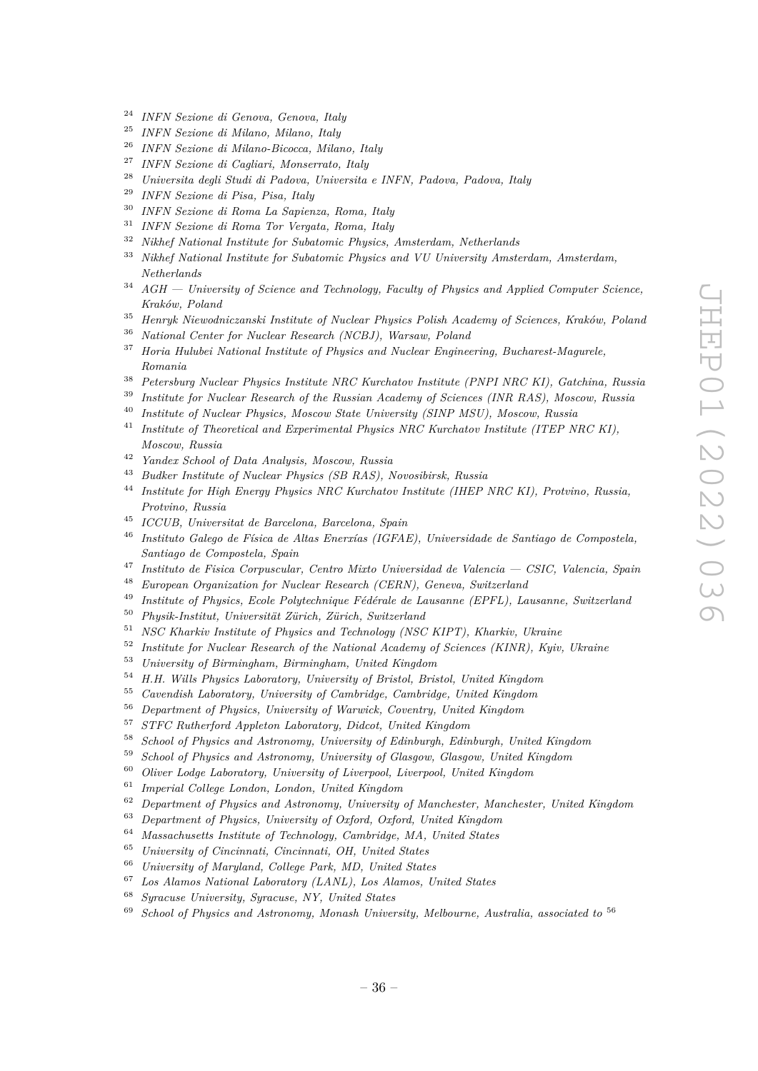[24] *INFN Sezione di Genova, Genova, Italy*
[25] *INFN Sezione di Milano, Milano, Italy*
[26] *INFN Sezione di Milano-Bicocca, Milano, Italy*
[27] *INFN Sezione di Cagliari, Monserrato, Italy*
[28] *Universita degli Studi di Padova, Universita e INFN, Padova, Padova, Italy*
[29] *INFN Sezione di Pisa, Pisa, Italy*
[30] *INFN Sezione di Roma La Sapienza, Roma, Italy*
[31] *INFN Sezione di Roma Tor Vergata, Roma, Italy*
[32] *Nikhef National Institute for Subatomic Physics, Amsterdam, Netherlands*
[33] *Nikhef National Institute for Subatomic Physics and VU University Amsterdam, Amsterdam, Netherlands*
[34] *AGH — University of Science and Technology, Faculty of Physics and Applied Computer Science, Kraków, Poland*
[35] *Henryk Niewodniczanski Institute of Nuclear Physics Polish Academy of Sciences, Kraków, Poland*
[36] *National Center for Nuclear Research (NCBJ), Warsaw, Poland*
[37] *Horia Hulubei National Institute of Physics and Nuclear Engineering, Bucharest-Magurele, Romania*
[38] *Petersburg Nuclear Physics Institute NRC Kurchatov Institute (PNPI NRC KI), Gatchina, Russia*
[39] *Institute for Nuclear Research of the Russian Academy of Sciences (INR RAS), Moscow, Russia*
[40] *Institute of Nuclear Physics, Moscow State University (SINP MSU), Moscow, Russia*
[41] *Institute of Theoretical and Experimental Physics NRC Kurchatov Institute (ITEP NRC KI), Moscow, Russia*
[42] *Yandex School of Data Analysis, Moscow, Russia*
[43] *Budker Institute of Nuclear Physics (SB RAS), Novosibirsk, Russia*
[44] *Institute for High Energy Physics NRC Kurchatov Institute (IHEP NRC KI), Protvino, Russia, Protvino, Russia*
[45] *ICCUB, Universitat de Barcelona, Barcelona, Spain*
[46] *Instituto Galego de Física de Altas Enerxías (IGFAE), Universidade de Santiago de Compostela, Santiago de Compostela, Spain*
[47] *Instituto de Fisica Corpuscular, Centro Mixto Universidad de Valencia — CSIC, Valencia, Spain*
[48] *European Organization for Nuclear Research (CERN), Geneva, Switzerland*
[49] *Institute of Physics, Ecole Polytechnique Fédérale de Lausanne (EPFL), Lausanne, Switzerland*
[50] *Physik-Institut, Universität Zürich, Zürich, Switzerland*
[51] *NSC Kharkiv Institute of Physics and Technology (NSC KIPT), Kharkiv, Ukraine*
[52] *Institute for Nuclear Research of the National Academy of Sciences (KINR), Kyiv, Ukraine*
[53] *University of Birmingham, Birmingham, United Kingdom*
[54] *H.H. Wills Physics Laboratory, University of Bristol, Bristol, United Kingdom*
[55] *Cavendish Laboratory, University of Cambridge, Cambridge, United Kingdom*
[56] *Department of Physics, University of Warwick, Coventry, United Kingdom*
[57] *STFC Rutherford Appleton Laboratory, Didcot, United Kingdom*
[58] *School of Physics and Astronomy, University of Edinburgh, Edinburgh, United Kingdom*
[59] *School of Physics and Astronomy, University of Glasgow, Glasgow, United Kingdom*
[60] *Oliver Lodge Laboratory, University of Liverpool, Liverpool, United Kingdom*
[61] *Imperial College London, London, United Kingdom*
[62] *Department of Physics and Astronomy, University of Manchester, Manchester, United Kingdom*
[63] *Department of Physics, University of Oxford, Oxford, United Kingdom*
[64] *Massachusetts Institute of Technology, Cambridge, MA, United States*
[65] *University of Cincinnati, Cincinnati, OH, United States*
[66] *University of Maryland, College Park, MD, United States*
[67] *Los Alamos National Laboratory (LANL), Los Alamos, United States*
[68] *Syracuse University, Syracuse, NY, United States*
[69] *School of Physics and Astronomy, Monash University, Melbourne, Australia, associated to* [56]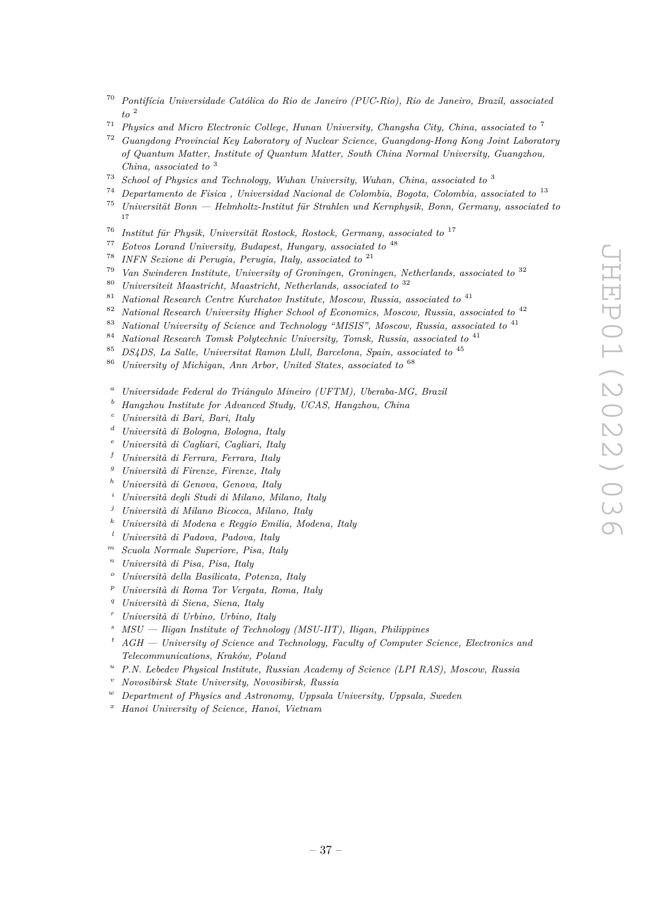[70] *Pontifícia Universidade Católica do Rio de Janeiro (PUC-Rio), Rio de Janeiro, Brazil, associated to* [2]
[71] *Physics and Micro Electronic College, Hunan University, Changsha City, China, associated to* [7]
[72] *Guangdong Provincial Key Laboratory of Nuclear Science, Guangdong-Hong Kong Joint Laboratory of Quantum Matter, Institute of Quantum Matter, South China Normal University, Guangzhou, China, associated to* [3]
[73] *School of Physics and Technology, Wuhan University, Wuhan, China, associated to* [3]
[74] *Departamento de Fisica , Universidad Nacional de Colombia, Bogota, Colombia, associated to* [13]
[75] *Universität Bonn — Helmholtz-Institut für Strahlen und Kernphysik, Bonn, Germany, associated to* [17]
[76] *Institut für Physik, Universität Rostock, Rostock, Germany, associated to* [17]
[77] *Eotvos Lorand University, Budapest, Hungary, associated to* [48]
[78] *INFN Sezione di Perugia, Perugia, Italy, associated to* [21]
[79] *Van Swinderen Institute, University of Groningen, Groningen, Netherlands, associated to* [32]
[80] *Universiteit Maastricht, Maastricht, Netherlands, associated to* [32]
[81] *National Research Centre Kurchatov Institute, Moscow, Russia, associated to* [41]
[82] *National Research University Higher School of Economics, Moscow, Russia, associated to* [42]
[83] *National University of Science and Technology "MISIS", Moscow, Russia, associated to* [41]
[84] *National Research Tomsk Polytechnic University, Tomsk, Russia, associated to* [41]
[85] *DS4DS, La Salle, Universitat Ramon Llull, Barcelona, Spain, associated to* [45]
[86] *University of Michigan, Ann Arbor, United States, associated to* [68]

[a] *Universidade Federal do Triângulo Mineiro (UFTM), Uberaba-MG, Brazil*
[b] *Hangzhou Institute for Advanced Study, UCAS, Hangzhou, China*
[c] *Università di Bari, Bari, Italy*
[d] *Università di Bologna, Bologna, Italy*
[e] *Università di Cagliari, Cagliari, Italy*
[f] *Università di Ferrara, Ferrara, Italy*
[g] *Università di Firenze, Firenze, Italy*
[h] *Università di Genova, Genova, Italy*
[i] *Università degli Studi di Milano, Milano, Italy*
[j] *Università di Milano Bicocca, Milano, Italy*
[k] *Università di Modena e Reggio Emilia, Modena, Italy*
[l] *Università di Padova, Padova, Italy*
[m] *Scuola Normale Superiore, Pisa, Italy*
[n] *Università di Pisa, Pisa, Italy*
[o] *Università della Basilicata, Potenza, Italy*
[p] *Università di Roma Tor Vergata, Roma, Italy*
[q] *Università di Siena, Siena, Italy*
[r] *Università di Urbino, Urbino, Italy*
[s] *MSU — Iligan Institute of Technology (MSU-IIT), Iligan, Philippines*
[t] *AGH — University of Science and Technology, Faculty of Computer Science, Electronics and Telecommunications, Kraków, Poland*
[u] *P.N. Lebedev Physical Institute, Russian Academy of Science (LPI RAS), Moscow, Russia*
[v] *Novosibirsk State University, Novosibirsk, Russia*
[w] *Department of Physics and Astronomy, Uppsala University, Uppsala, Sweden*
[x] *Hanoi University of Science, Hanoi, Vietnam*